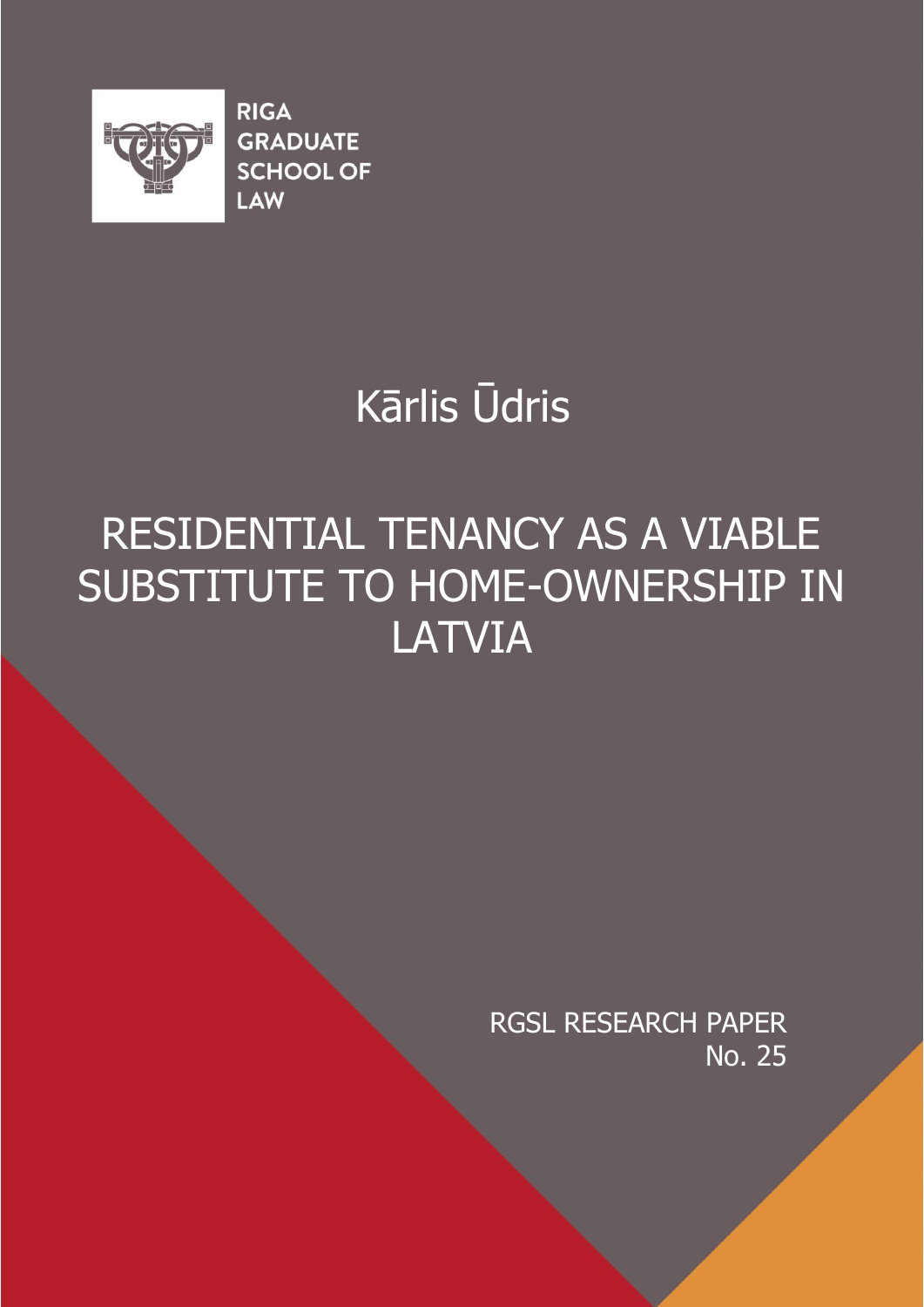RIGA GRADUATE SCHOOL OF LAW

Kārlis Ūdris

# RESIDENTIAL TENANCY AS A VIABLE SUBSTITUTE TO HOME-OWNERSHIP IN LATVIA

RGSL RESEARCH PAPER No. 25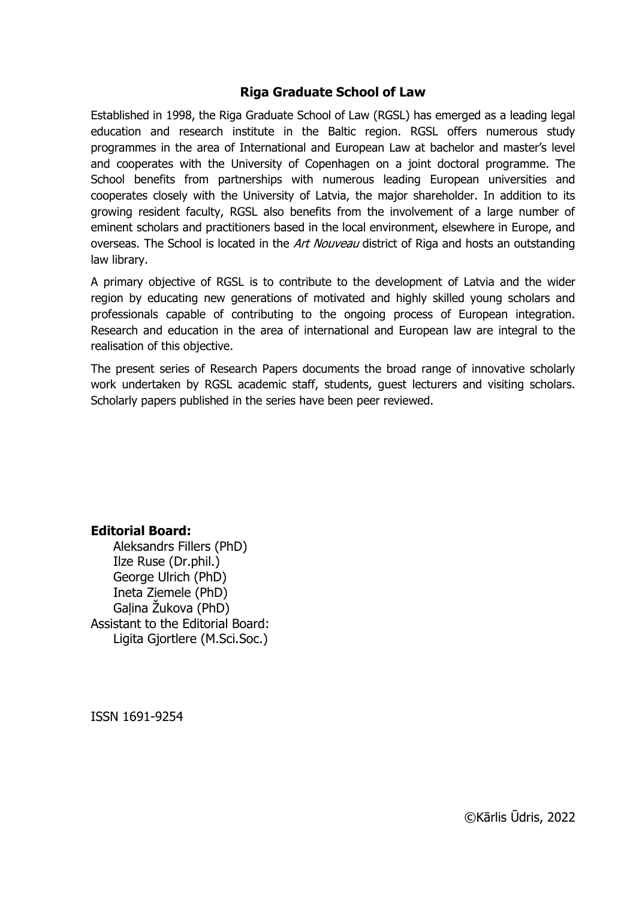## Riga Graduate School of Law

Established in 1998, the Riga Graduate School of Law (RGSL) has emerged as a leading legal education and research institute in the Baltic region. RGSL offers numerous study programmes in the area of International and European Law at bachelor and master's level and cooperates with the University of Copenhagen on a joint doctoral programme. The School benefits from partnerships with numerous leading European universities and cooperates closely with the University of Latvia, the major shareholder. In addition to its growing resident faculty, RGSL also benefits from the involvement of a large number of eminent scholars and practitioners based in the local environment, elsewhere in Europe, and overseas. The School is located in the *Art Nouveau* district of Riga and hosts an outstanding law library.

A primary objective of RGSL is to contribute to the development of Latvia and the wider region by educating new generations of motivated and highly skilled young scholars and professionals capable of contributing to the ongoing process of European integration. Research and education in the area of international and European law are integral to the realisation of this objective.

The present series of Research Papers documents the broad range of innovative scholarly work undertaken by RGSL academic staff, students, guest lecturers and visiting scholars. Scholarly papers published in the series have been peer reviewed.

**Editorial Board:**

Aleksandrs Fillers (PhD)
Ilze Ruse (Dr.phil.)
George Ulrich (PhD)
Ineta Ziemele (PhD)
Gaļina Žukova (PhD)

Assistant to the Editorial Board:

Ligita Gjortlere (M.Sci.Soc.)

ISSN 1691-9254

©Kārlis Ūdris, 2022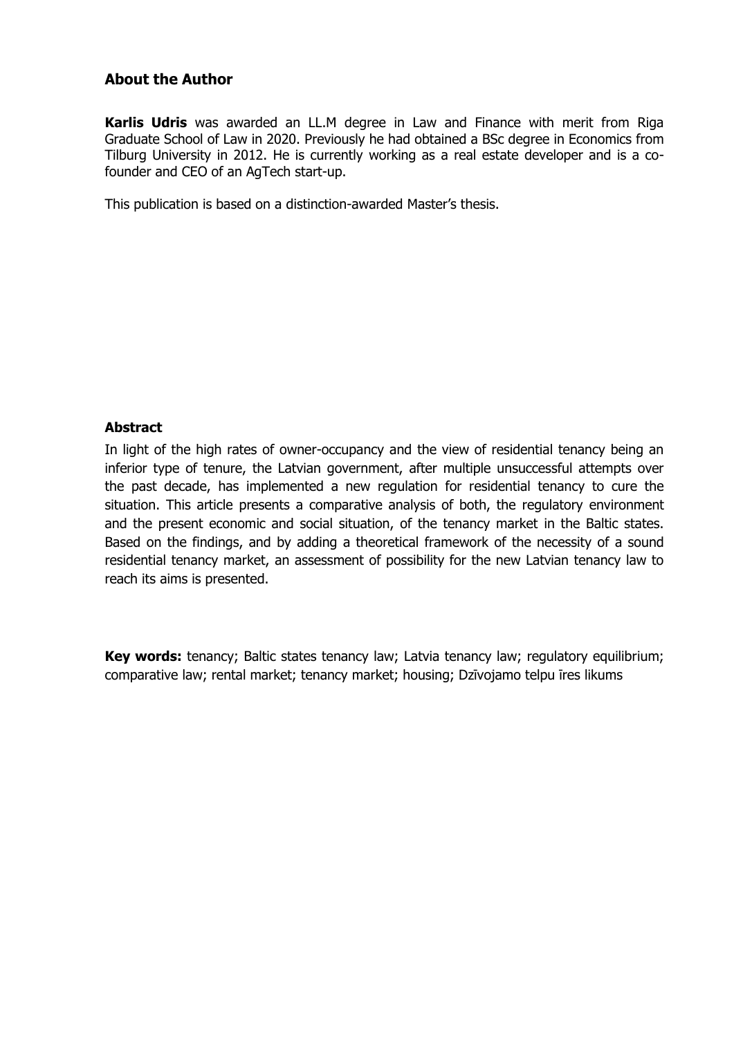## About the Author

**Karlis Udris** was awarded an LL.M degree in Law and Finance with merit from Riga Graduate School of Law in 2020. Previously he had obtained a BSc degree in Economics from Tilburg University in 2012. He is currently working as a real estate developer and is a co-founder and CEO of an AgTech start-up.

This publication is based on a distinction-awarded Master's thesis.

## Abstract

In light of the high rates of owner-occupancy and the view of residential tenancy being an inferior type of tenure, the Latvian government, after multiple unsuccessful attempts over the past decade, has implemented a new regulation for residential tenancy to cure the situation. This article presents a comparative analysis of both, the regulatory environment and the present economic and social situation, of the tenancy market in the Baltic states. Based on the findings, and by adding a theoretical framework of the necessity of a sound residential tenancy market, an assessment of possibility for the new Latvian tenancy law to reach its aims is presented.

**Key words:** tenancy; Baltic states tenancy law; Latvia tenancy law; regulatory equilibrium; comparative law; rental market; tenancy market; housing; Dzīvojamo telpu īres likums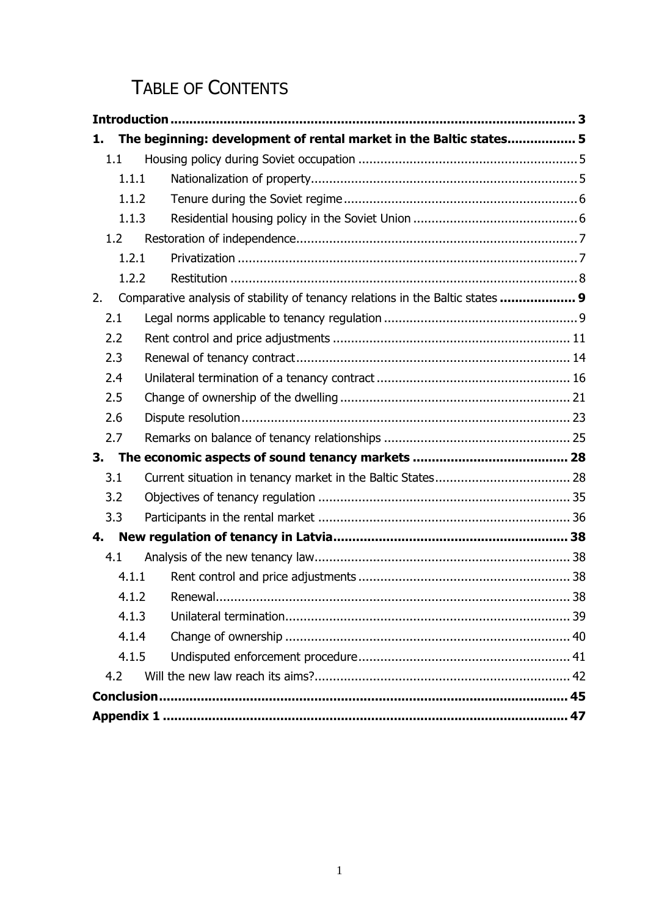# TABLE OF CONTENTS

**Introduction** .......... **3**

**1. The beginning: development of rental market in the Baltic states** .......... **5**

- 1.1 Housing policy during Soviet occupation .......... 5
  - 1.1.1 Nationalization of property .......... 5
  - 1.1.2 Tenure during the Soviet regime .......... 6
  - 1.1.3 Residential housing policy in the Soviet Union .......... 6
- 1.2 Restoration of independence .......... 7
  - 1.2.1 Privatization .......... 7
  - 1.2.2 Restitution .......... 8

2. Comparative analysis of stability of tenancy relations in the Baltic states .......... **9**

- 2.1 Legal norms applicable to tenancy regulation .......... 9
- 2.2 Rent control and price adjustments .......... 11
- 2.3 Renewal of tenancy contract .......... 14
- 2.4 Unilateral termination of a tenancy contract .......... 16
- 2.5 Change of ownership of the dwelling .......... 21
- 2.6 Dispute resolution .......... 23
- 2.7 Remarks on balance of tenancy relationships .......... 25

**3. The economic aspects of sound tenancy markets** .......... **28**

- 3.1 Current situation in tenancy market in the Baltic States .......... 28
- 3.2 Objectives of tenancy regulation .......... 35
- 3.3 Participants in the rental market .......... 36

**4. New regulation of tenancy in Latvia** .......... **38**

- 4.1 Analysis of the new tenancy law .......... 38
  - 4.1.1 Rent control and price adjustments .......... 38
  - 4.1.2 Renewal .......... 38
  - 4.1.3 Unilateral termination .......... 39
  - 4.1.4 Change of ownership .......... 40
  - 4.1.5 Undisputed enforcement procedure .......... 41
- 4.2 Will the new law reach its aims? .......... 42

**Conclusion** .......... **45**

**Appendix 1** .......... **47**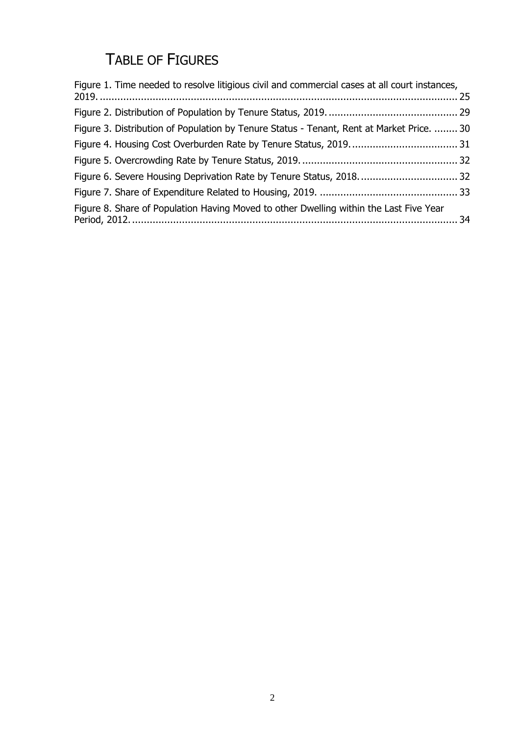# TABLE OF FIGURES

Figure 1. Time needed to resolve litigious civil and commercial cases at all court instances, 2019. ........ 25

Figure 2. Distribution of Population by Tenure Status, 2019. ........ 29

Figure 3. Distribution of Population by Tenure Status - Tenant, Rent at Market Price. ........ 30

Figure 4. Housing Cost Overburden Rate by Tenure Status, 2019. ........ 31

Figure 5. Overcrowding Rate by Tenure Status, 2019. ........ 32

Figure 6. Severe Housing Deprivation Rate by Tenure Status, 2018. ........ 32

Figure 7. Share of Expenditure Related to Housing, 2019. ........ 33

Figure 8. Share of Population Having Moved to other Dwelling within the Last Five Year Period, 2012. ........ 34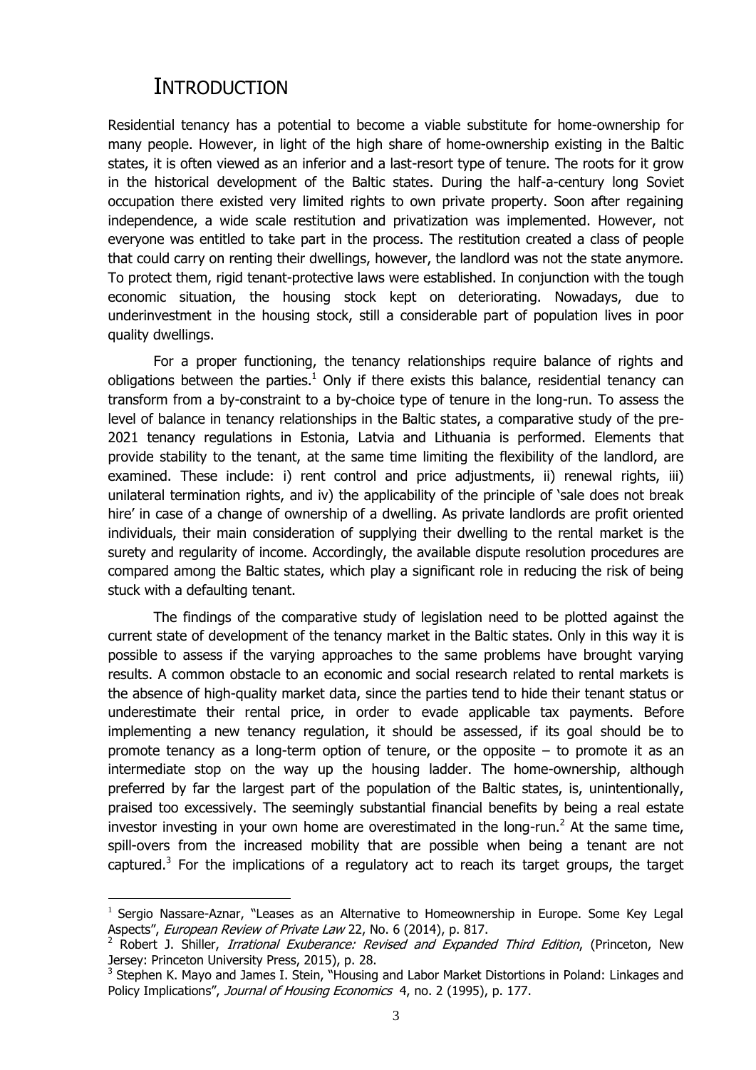# INTRODUCTION

Residential tenancy has a potential to become a viable substitute for home-ownership for many people. However, in light of the high share of home-ownership existing in the Baltic states, it is often viewed as an inferior and a last-resort type of tenure. The roots for it grow in the historical development of the Baltic states. During the half-a-century long Soviet occupation there existed very limited rights to own private property. Soon after regaining independence, a wide scale restitution and privatization was implemented. However, not everyone was entitled to take part in the process. The restitution created a class of people that could carry on renting their dwellings, however, the landlord was not the state anymore. To protect them, rigid tenant-protective laws were established. In conjunction with the tough economic situation, the housing stock kept on deteriorating. Nowadays, due to underinvestment in the housing stock, still a considerable part of population lives in poor quality dwellings.

For a proper functioning, the tenancy relationships require balance of rights and obligations between the parties.[1] Only if there exists this balance, residential tenancy can transform from a by-constraint to a by-choice type of tenure in the long-run. To assess the level of balance in tenancy relationships in the Baltic states, a comparative study of the pre-2021 tenancy regulations in Estonia, Latvia and Lithuania is performed. Elements that provide stability to the tenant, at the same time limiting the flexibility of the landlord, are examined. These include: i) rent control and price adjustments, ii) renewal rights, iii) unilateral termination rights, and iv) the applicability of the principle of 'sale does not break hire' in case of a change of ownership of a dwelling. As private landlords are profit oriented individuals, their main consideration of supplying their dwelling to the rental market is the surety and regularity of income. Accordingly, the available dispute resolution procedures are compared among the Baltic states, which play a significant role in reducing the risk of being stuck with a defaulting tenant.

The findings of the comparative study of legislation need to be plotted against the current state of development of the tenancy market in the Baltic states. Only in this way it is possible to assess if the varying approaches to the same problems have brought varying results. A common obstacle to an economic and social research related to rental markets is the absence of high-quality market data, since the parties tend to hide their tenant status or underestimate their rental price, in order to evade applicable tax payments. Before implementing a new tenancy regulation, it should be assessed, if its goal should be to promote tenancy as a long-term option of tenure, or the opposite – to promote it as an intermediate stop on the way up the housing ladder. The home-ownership, although preferred by far the largest part of the population of the Baltic states, is, unintentionally, praised too excessively. The seemingly substantial financial benefits by being a real estate investor investing in your own home are overestimated in the long-run.[2] At the same time, spill-overs from the increased mobility that are possible when being a tenant are not captured.[3] For the implications of a regulatory act to reach its target groups, the target

---

[1] Sergio Nassare-Aznar, "Leases as an Alternative to Homeownership in Europe. Some Key Legal Aspects", *European Review of Private Law* 22, No. 6 (2014), p. 817.

[2] Robert J. Shiller, *Irrational Exuberance: Revised and Expanded Third Edition*, (Princeton, New Jersey: Princeton University Press, 2015), p. 28.

[3] Stephen K. Mayo and James I. Stein, "Housing and Labor Market Distortions in Poland: Linkages and Policy Implications", *Journal of Housing Economics* 4, no. 2 (1995), p. 177.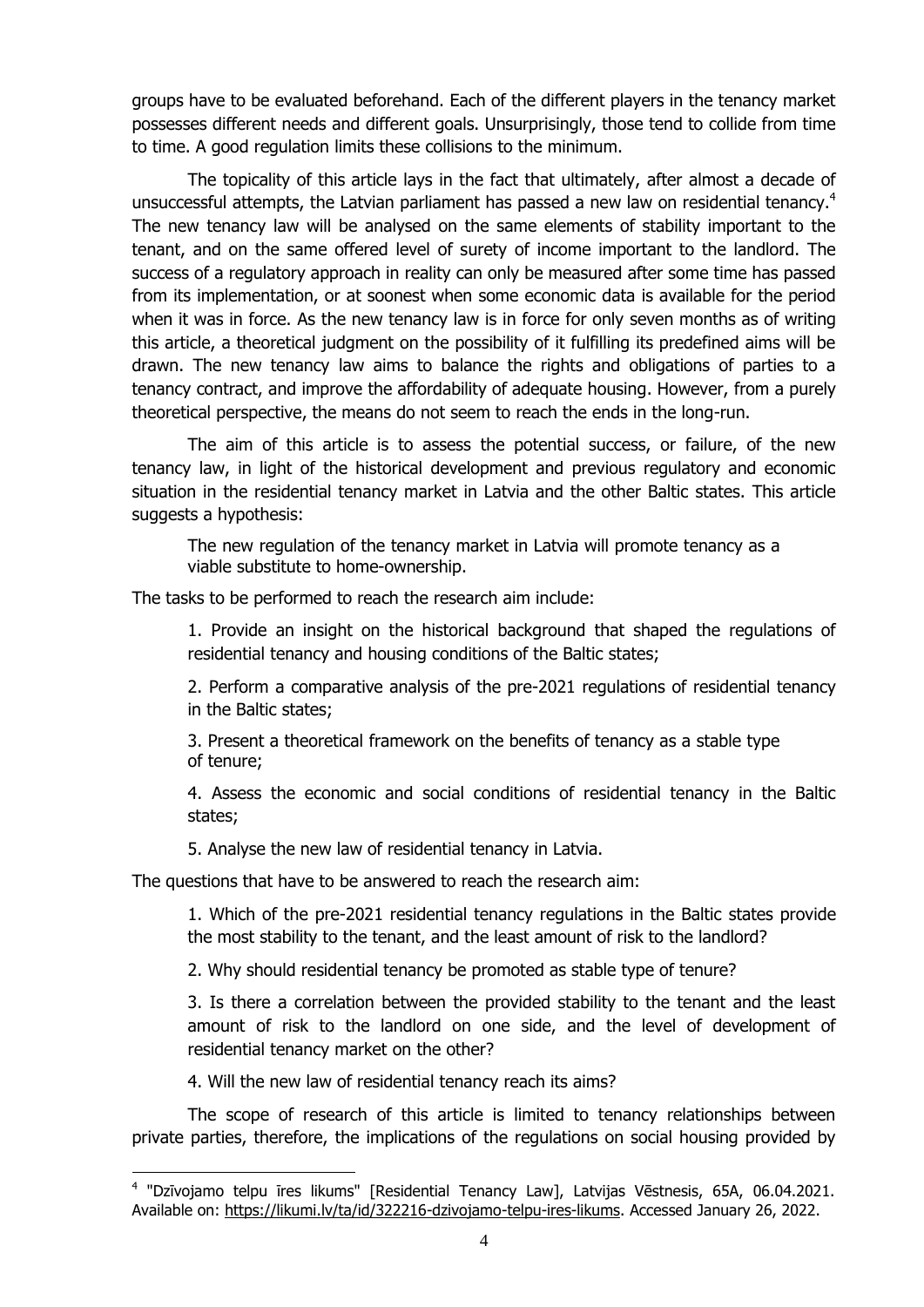groups have to be evaluated beforehand. Each of the different players in the tenancy market possesses different needs and different goals. Unsurprisingly, those tend to collide from time to time. A good regulation limits these collisions to the minimum.

The topicality of this article lays in the fact that ultimately, after almost a decade of unsuccessful attempts, the Latvian parliament has passed a new law on residential tenancy.[4] The new tenancy law will be analysed on the same elements of stability important to the tenant, and on the same offered level of surety of income important to the landlord. The success of a regulatory approach in reality can only be measured after some time has passed from its implementation, or at soonest when some economic data is available for the period when it was in force. As the new tenancy law is in force for only seven months as of writing this article, a theoretical judgment on the possibility of it fulfilling its predefined aims will be drawn. The new tenancy law aims to balance the rights and obligations of parties to a tenancy contract, and improve the affordability of adequate housing. However, from a purely theoretical perspective, the means do not seem to reach the ends in the long-run.

The aim of this article is to assess the potential success, or failure, of the new tenancy law, in light of the historical development and previous regulatory and economic situation in the residential tenancy market in Latvia and the other Baltic states. This article suggests a hypothesis:

> The new regulation of the tenancy market in Latvia will promote tenancy as a viable substitute to home-ownership.

The tasks to be performed to reach the research aim include:

1. Provide an insight on the historical background that shaped the regulations of residential tenancy and housing conditions of the Baltic states;
2. Perform a comparative analysis of the pre-2021 regulations of residential tenancy in the Baltic states;
3. Present a theoretical framework on the benefits of tenancy as a stable type of tenure;
4. Assess the economic and social conditions of residential tenancy in the Baltic states;
5. Analyse the new law of residential tenancy in Latvia.

The questions that have to be answered to reach the research aim:

1. Which of the pre-2021 residential tenancy regulations in the Baltic states provide the most stability to the tenant, and the least amount of risk to the landlord?
2. Why should residential tenancy be promoted as stable type of tenure?
3. Is there a correlation between the provided stability to the tenant and the least amount of risk to the landlord on one side, and the level of development of residential tenancy market on the other?
4. Will the new law of residential tenancy reach its aims?

The scope of research of this article is limited to tenancy relationships between private parties, therefore, the implications of the regulations on social housing provided by

---

[4] "Dzīvojamo telpu īres likums" [Residential Tenancy Law], Latvijas Vēstnesis, 65A, 06.04.2021. Available on: https://likumi.lv/ta/id/322216-dzivojamo-telpu-ires-likums. Accessed January 26, 2022.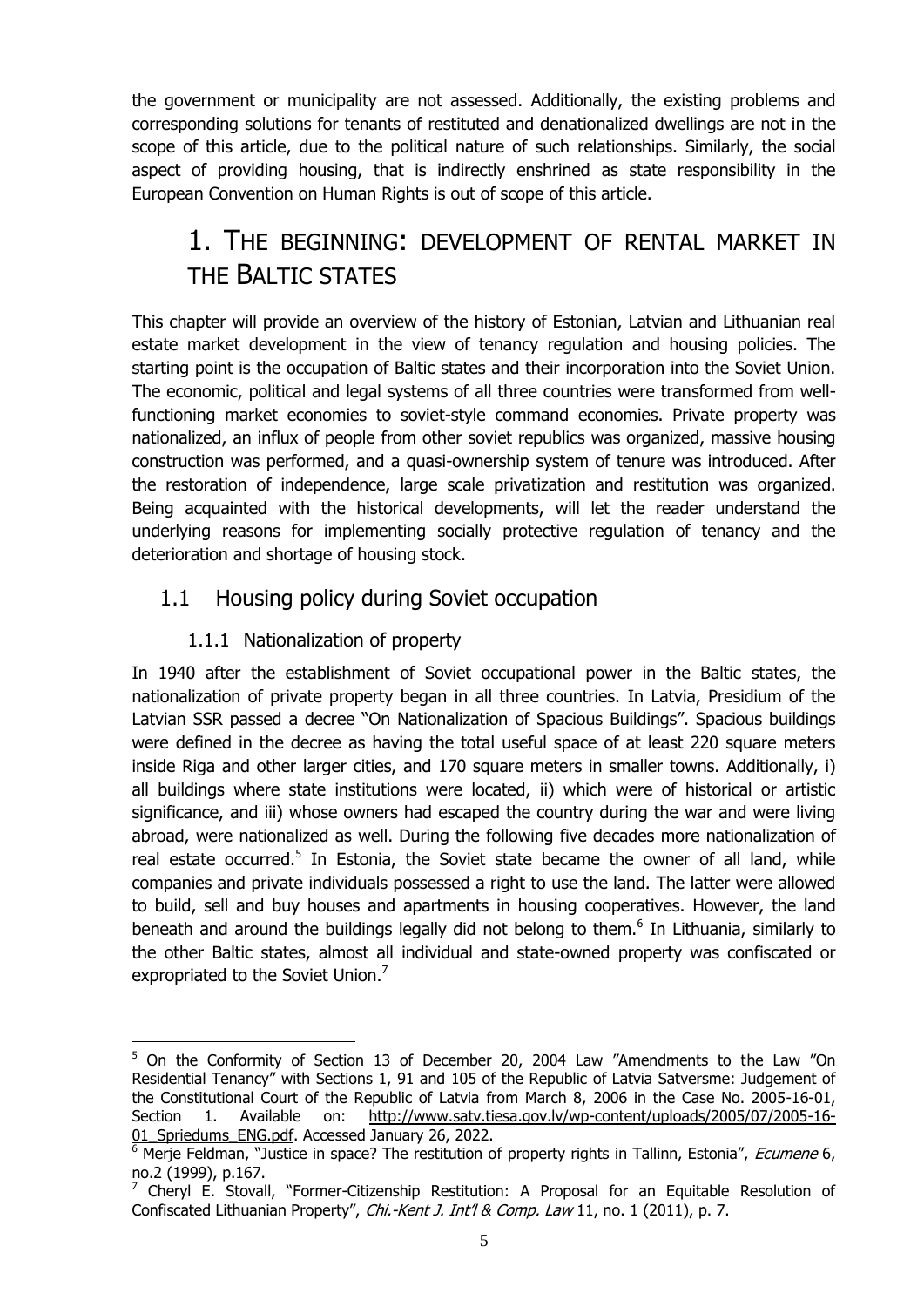the government or municipality are not assessed. Additionally, the existing problems and corresponding solutions for tenants of restituted and denationalized dwellings are not in the scope of this article, due to the political nature of such relationships. Similarly, the social aspect of providing housing, that is indirectly enshrined as state responsibility in the European Convention on Human Rights is out of scope of this article.

# 1. The beginning: development of rental market in the Baltic states

This chapter will provide an overview of the history of Estonian, Latvian and Lithuanian real estate market development in the view of tenancy regulation and housing policies. The starting point is the occupation of Baltic states and their incorporation into the Soviet Union. The economic, political and legal systems of all three countries were transformed from well-functioning market economies to soviet-style command economies. Private property was nationalized, an influx of people from other soviet republics was organized, massive housing construction was performed, and a quasi-ownership system of tenure was introduced. After the restoration of independence, large scale privatization and restitution was organized. Being acquainted with the historical developments, will let the reader understand the underlying reasons for implementing socially protective regulation of tenancy and the deterioration and shortage of housing stock.

## 1.1 Housing policy during Soviet occupation

### 1.1.1 Nationalization of property

In 1940 after the establishment of Soviet occupational power in the Baltic states, the nationalization of private property began in all three countries. In Latvia, Presidium of the Latvian SSR passed a decree "On Nationalization of Spacious Buildings". Spacious buildings were defined in the decree as having the total useful space of at least 220 square meters inside Riga and other larger cities, and 170 square meters in smaller towns. Additionally, i) all buildings where state institutions were located, ii) which were of historical or artistic significance, and iii) whose owners had escaped the country during the war and were living abroad, were nationalized as well. During the following five decades more nationalization of real estate occurred.[5] In Estonia, the Soviet state became the owner of all land, while companies and private individuals possessed a right to use the land. The latter were allowed to build, sell and buy houses and apartments in housing cooperatives. However, the land beneath and around the buildings legally did not belong to them.[6] In Lithuania, similarly to the other Baltic states, almost all individual and state-owned property was confiscated or expropriated to the Soviet Union.[7]

---

[5] On the Conformity of Section 13 of December 20, 2004 Law "Amendments to the Law "On Residential Tenancy" with Sections 1, 91 and 105 of the Republic of Latvia Satversme: Judgement of the Constitutional Court of the Republic of Latvia from March 8, 2006 in the Case No. 2005-16-01, Section 1. Available on: http://www.satv.tiesa.gov.lv/wp-content/uploads/2005/07/2005-16-01_Spriedums_ENG.pdf. Accessed January 26, 2022.

[6] Merje Feldman, "Justice in space? The restitution of property rights in Tallinn, Estonia", *Ecumene* 6, no.2 (1999), p.167.

[7] Cheryl E. Stovall, "Former-Citizenship Restitution: A Proposal for an Equitable Resolution of Confiscated Lithuanian Property", *Chi.-Kent J. Int'l & Comp. Law* 11, no. 1 (2011), p. 7.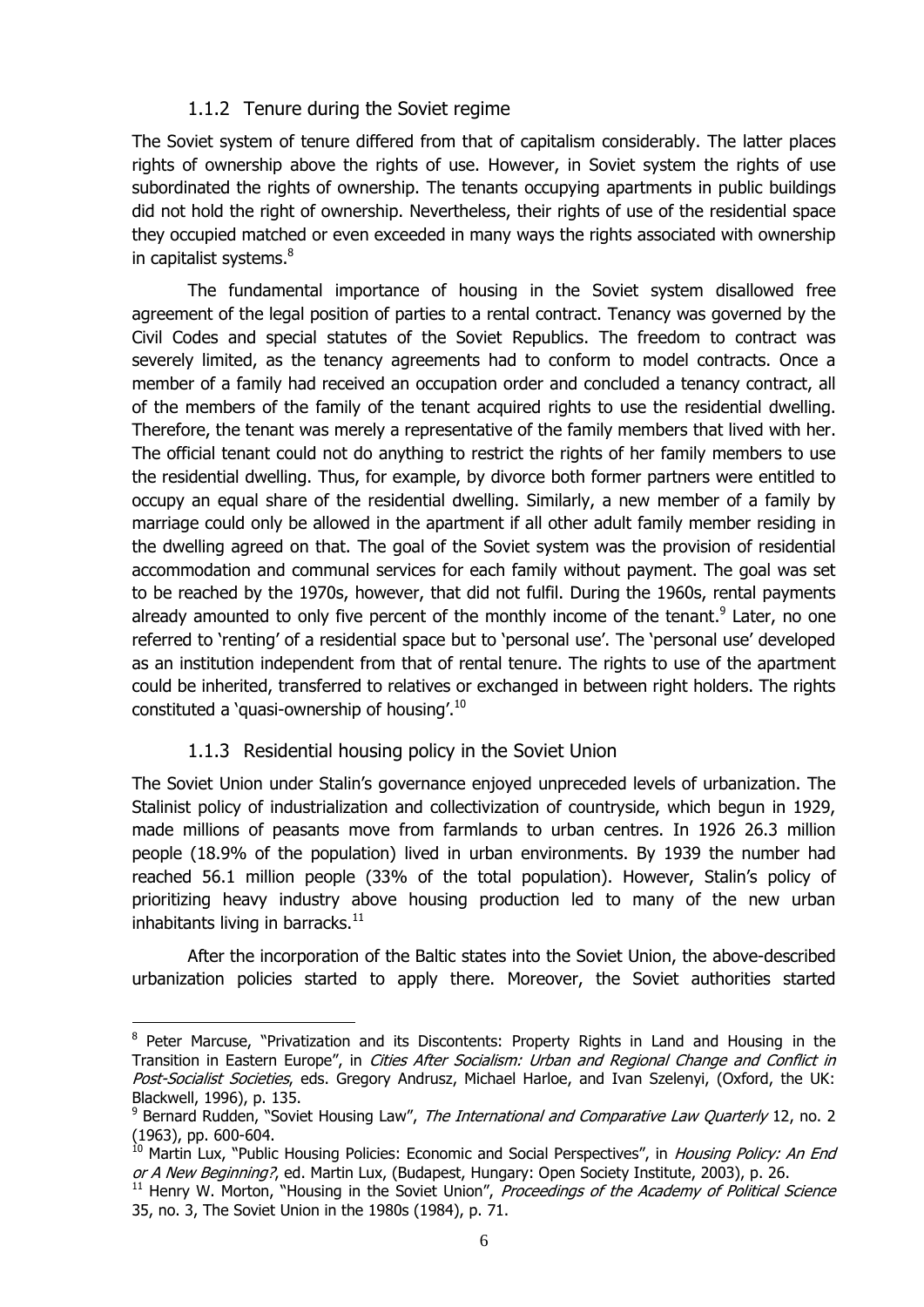### 1.1.2 Tenure during the Soviet regime

The Soviet system of tenure differed from that of capitalism considerably. The latter places rights of ownership above the rights of use. However, in Soviet system the rights of use subordinated the rights of ownership. The tenants occupying apartments in public buildings did not hold the right of ownership. Nevertheless, their rights of use of the residential space they occupied matched or even exceeded in many ways the rights associated with ownership in capitalist systems.[8]

The fundamental importance of housing in the Soviet system disallowed free agreement of the legal position of parties to a rental contract. Tenancy was governed by the Civil Codes and special statutes of the Soviet Republics. The freedom to contract was severely limited, as the tenancy agreements had to conform to model contracts. Once a member of a family had received an occupation order and concluded a tenancy contract, all of the members of the family of the tenant acquired rights to use the residential dwelling. Therefore, the tenant was merely a representative of the family members that lived with her. The official tenant could not do anything to restrict the rights of her family members to use the residential dwelling. Thus, for example, by divorce both former partners were entitled to occupy an equal share of the residential dwelling. Similarly, a new member of a family by marriage could only be allowed in the apartment if all other adult family member residing in the dwelling agreed on that. The goal of the Soviet system was the provision of residential accommodation and communal services for each family without payment. The goal was set to be reached by the 1970s, however, that did not fulfil. During the 1960s, rental payments already amounted to only five percent of the monthly income of the tenant.[9] Later, no one referred to 'renting' of a residential space but to 'personal use'. The 'personal use' developed as an institution independent from that of rental tenure. The rights to use of the apartment could be inherited, transferred to relatives or exchanged in between right holders. The rights constituted a 'quasi-ownership of housing'.[10]

### 1.1.3 Residential housing policy in the Soviet Union

The Soviet Union under Stalin's governance enjoyed unpreceded levels of urbanization. The Stalinist policy of industrialization and collectivization of countryside, which begun in 1929, made millions of peasants move from farmlands to urban centres. In 1926 26.3 million people (18.9% of the population) lived in urban environments. By 1939 the number had reached 56.1 million people (33% of the total population). However, Stalin's policy of prioritizing heavy industry above housing production led to many of the new urban inhabitants living in barracks.[11]

After the incorporation of the Baltic states into the Soviet Union, the above-described urbanization policies started to apply there. Moreover, the Soviet authorities started

---

[8] Peter Marcuse, "Privatization and its Discontents: Property Rights in Land and Housing in the Transition in Eastern Europe", in *Cities After Socialism: Urban and Regional Change and Conflict in Post-Socialist Societies*, eds. Gregory Andrusz, Michael Harloe, and Ivan Szelenyi, (Oxford, the UK: Blackwell, 1996), p. 135.

[9] Bernard Rudden, "Soviet Housing Law", *The International and Comparative Law Quarterly* 12, no. 2 (1963), pp. 600-604.

[10] Martin Lux, "Public Housing Policies: Economic and Social Perspectives", in *Housing Policy: An End or A New Beginning?*, ed. Martin Lux, (Budapest, Hungary: Open Society Institute, 2003), p. 26.

[11] Henry W. Morton, "Housing in the Soviet Union", *Proceedings of the Academy of Political Science* 35, no. 3, The Soviet Union in the 1980s (1984), p. 71.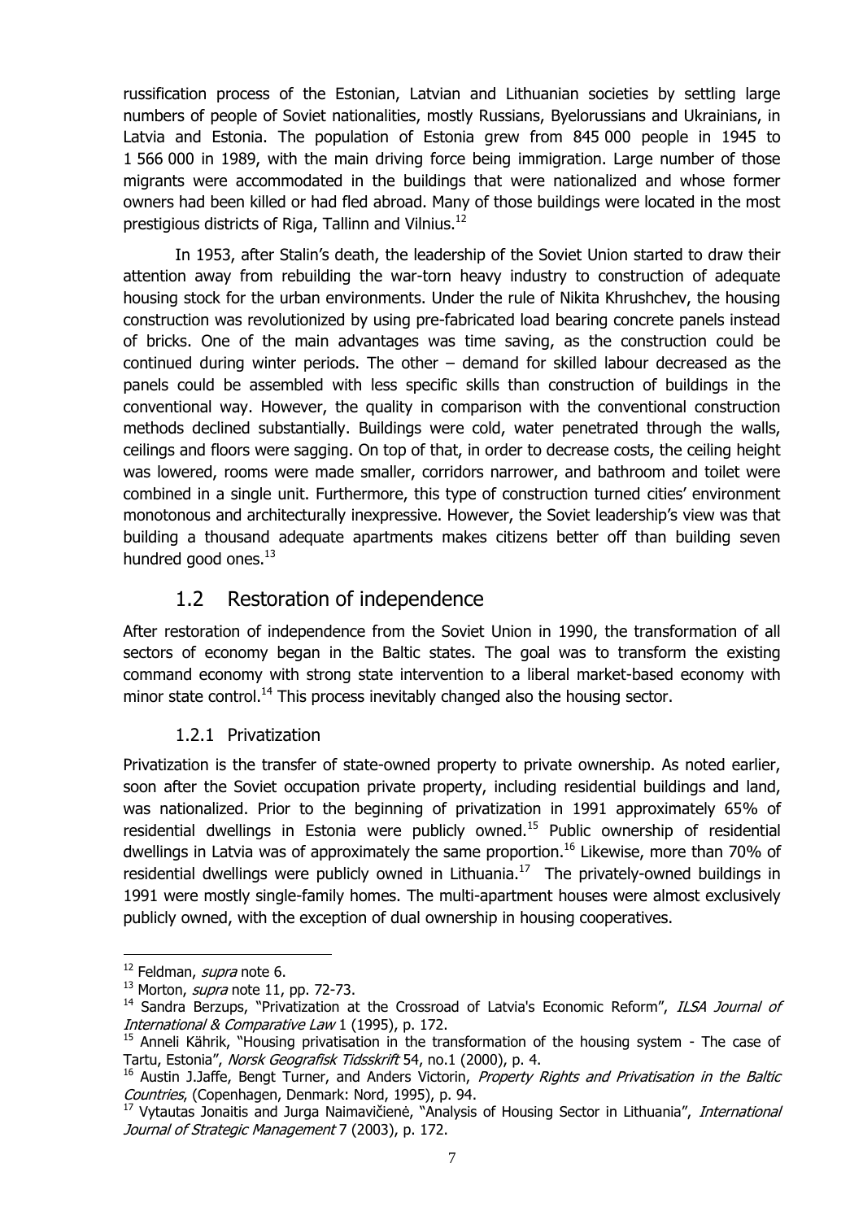russification process of the Estonian, Latvian and Lithuanian societies by settling large numbers of people of Soviet nationalities, mostly Russians, Byelorussians and Ukrainians, in Latvia and Estonia. The population of Estonia grew from 845 000 people in 1945 to 1 566 000 in 1989, with the main driving force being immigration. Large number of those migrants were accommodated in the buildings that were nationalized and whose former owners had been killed or had fled abroad. Many of those buildings were located in the most prestigious districts of Riga, Tallinn and Vilnius.[12]

In 1953, after Stalin's death, the leadership of the Soviet Union started to draw their attention away from rebuilding the war-torn heavy industry to construction of adequate housing stock for the urban environments. Under the rule of Nikita Khrushchev, the housing construction was revolutionized by using pre-fabricated load bearing concrete panels instead of bricks. One of the main advantages was time saving, as the construction could be continued during winter periods. The other – demand for skilled labour decreased as the panels could be assembled with less specific skills than construction of buildings in the conventional way. However, the quality in comparison with the conventional construction methods declined substantially. Buildings were cold, water penetrated through the walls, ceilings and floors were sagging. On top of that, in order to decrease costs, the ceiling height was lowered, rooms were made smaller, corridors narrower, and bathroom and toilet were combined in a single unit. Furthermore, this type of construction turned cities' environment monotonous and architecturally inexpressive. However, the Soviet leadership's view was that building a thousand adequate apartments makes citizens better off than building seven hundred good ones.[13]

## 1.2 Restoration of independence

After restoration of independence from the Soviet Union in 1990, the transformation of all sectors of economy began in the Baltic states. The goal was to transform the existing command economy with strong state intervention to a liberal market-based economy with minor state control.[14] This process inevitably changed also the housing sector.

### 1.2.1 Privatization

Privatization is the transfer of state-owned property to private ownership. As noted earlier, soon after the Soviet occupation private property, including residential buildings and land, was nationalized. Prior to the beginning of privatization in 1991 approximately 65% of residential dwellings in Estonia were publicly owned.[15] Public ownership of residential dwellings in Latvia was of approximately the same proportion.[16] Likewise, more than 70% of residential dwellings were publicly owned in Lithuania.[17] The privately-owned buildings in 1991 were mostly single-family homes. The multi-apartment houses were almost exclusively publicly owned, with the exception of dual ownership in housing cooperatives.

---

[12] Feldman, *supra* note 6.

[13] Morton, *supra* note 11, pp. 72-73.

[14] Sandra Berzups, "Privatization at the Crossroad of Latvia's Economic Reform", *ILSA Journal of International & Comparative Law* 1 (1995), p. 172.

[15] Anneli Kährik, "Housing privatisation in the transformation of the housing system - The case of Tartu, Estonia", *Norsk Geografisk Tidsskrift* 54, no.1 (2000), p. 4.

[16] Austin J.Jaffe, Bengt Turner, and Anders Victorin, *Property Rights and Privatisation in the Baltic Countries*, (Copenhagen, Denmark: Nord, 1995), p. 94.

[17] Vytautas Jonaitis and Jurga Naimavičienė, "Analysis of Housing Sector in Lithuania", *International Journal of Strategic Management* 7 (2003), p. 172.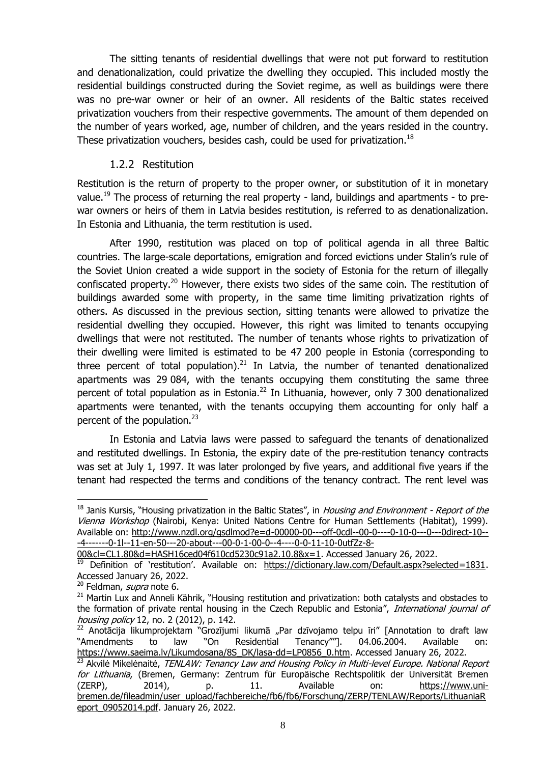The sitting tenants of residential dwellings that were not put forward to restitution and denationalization, could privatize the dwelling they occupied. This included mostly the residential buildings constructed during the Soviet regime, as well as buildings were there was no pre-war owner or heir of an owner. All residents of the Baltic states received privatization vouchers from their respective governments. The amount of them depended on the number of years worked, age, number of children, and the years resided in the country. These privatization vouchers, besides cash, could be used for privatization.[18]

### 1.2.2 Restitution

Restitution is the return of property to the proper owner, or substitution of it in monetary value.[19] The process of returning the real property - land, buildings and apartments - to pre-war owners or heirs of them in Latvia besides restitution, is referred to as denationalization. In Estonia and Lithuania, the term restitution is used.

After 1990, restitution was placed on top of political agenda in all three Baltic countries. The large-scale deportations, emigration and forced evictions under Stalin's rule of the Soviet Union created a wide support in the society of Estonia for the return of illegally confiscated property.[20] However, there exists two sides of the same coin. The restitution of buildings awarded some with property, in the same time limiting privatization rights of others. As discussed in the previous section, sitting tenants were allowed to privatize the residential dwelling they occupied. However, this right was limited to tenants occupying dwellings that were not restituted. The number of tenants whose rights to privatization of their dwelling were limited is estimated to be 47 200 people in Estonia (corresponding to three percent of total population).[21] In Latvia, the number of tenanted denationalized apartments was 29 084, with the tenants occupying them constituting the same three percent of total population as in Estonia.[22] In Lithuania, however, only 7 300 denationalized apartments were tenanted, with the tenants occupying them accounting for only half a percent of the population.[23]

In Estonia and Latvia laws were passed to safeguard the tenants of denationalized and restituted dwellings. In Estonia, the expiry date of the pre-restitution tenancy contracts was set at July 1, 1997. It was later prolonged by five years, and additional five years if the tenant had respected the terms and conditions of the tenancy contract. The rent level was

---

[18] Janis Kursis, "Housing privatization in the Baltic States", in *Housing and Environment - Report of the Vienna Workshop* (Nairobi, Kenya: United Nations Centre for Human Settlements (Habitat), 1999). Available on: http://www.nzdl.org/gsdlmod?e=d-00000-00---off-0cdl--00-0----0-10-0---0---0direct-10---4-------0-1l--11-en-50---20-about---00-0-1-00-0--4----0-0-11-10-0utfZz-8-00&cl=CL1.80&d=HASH16ced04f610cd5230c91a2.10.8&x=1. Accessed January 26, 2022.

[19] Definition of 'restitution'. Available on: https://dictionary.law.com/Default.aspx?selected=1831. Accessed January 26, 2022.

[20] Feldman, *supra* note 6.

[21] Martin Lux and Anneli Kährik, "Housing restitution and privatization: both catalysts and obstacles to the formation of private rental housing in the Czech Republic and Estonia", *International journal of housing policy* 12, no. 2 (2012), p. 142.

[22] Anotācija likumprojektam "Grozījumi likumā „Par dzīvojamo telpu īri" [Annotation to draft law "Amendments to law "On Residential Tenancy""]. 04.06.2004. Available on: https://www.saeima.lv/Likumdosana/8S_DK/lasa-dd=LP0856_0.htm. Accessed January 26, 2022.

[23] Akvilė Mikelėnaitė, *TENLAW: Tenancy Law and Housing Policy in Multi-level Europe. National Report for Lithuania*, (Bremen, Germany: Zentrum für Europäische Rechtspolitik der Universität Bremen (ZERP), 2014), p. 11. Available on: https://www.uni-bremen.de/fileadmin/user_upload/fachbereiche/fb6/fb6/Forschung/ZERP/TENLAW/Reports/LithuaniaReport_09052014.pdf. January 26, 2022.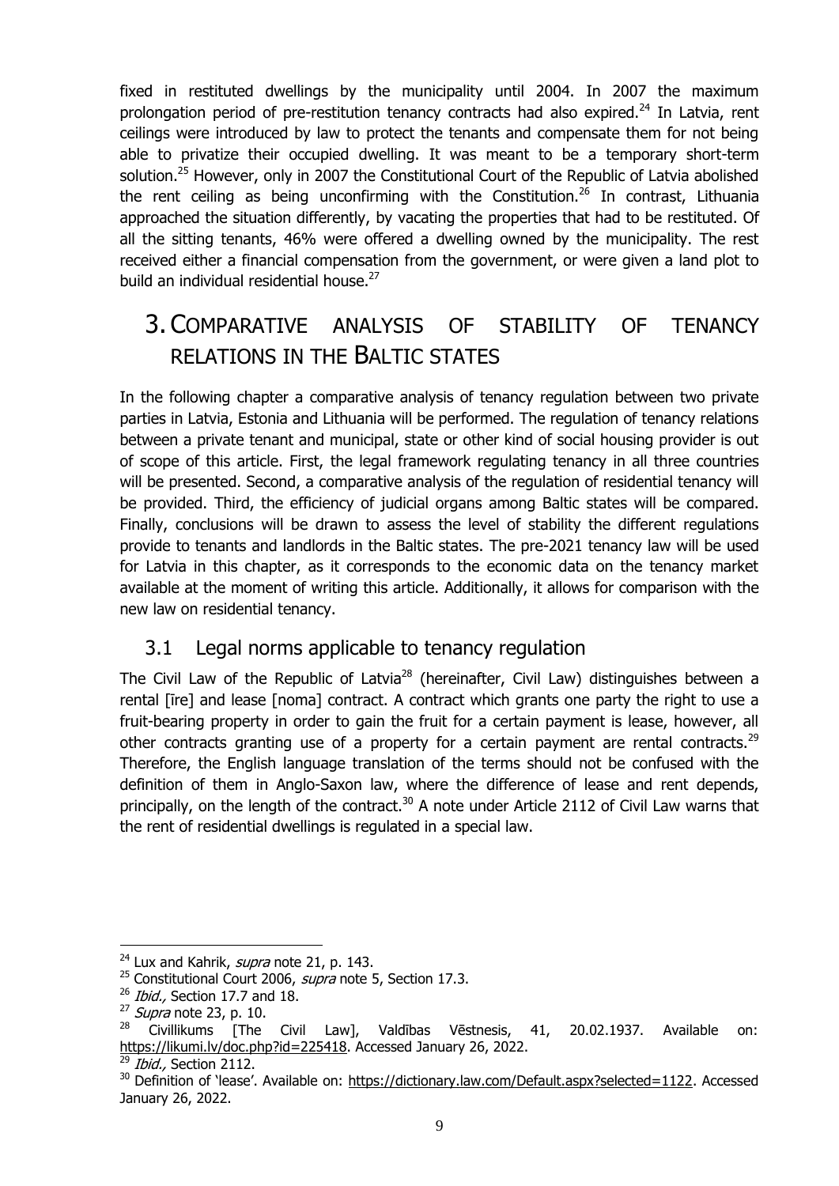fixed in restituted dwellings by the municipality until 2004. In 2007 the maximum prolongation period of pre-restitution tenancy contracts had also expired.[24] In Latvia, rent ceilings were introduced by law to protect the tenants and compensate them for not being able to privatize their occupied dwelling. It was meant to be a temporary short-term solution.[25] However, only in 2007 the Constitutional Court of the Republic of Latvia abolished the rent ceiling as being unconfirming with the Constitution.[26] In contrast, Lithuania approached the situation differently, by vacating the properties that had to be restituted. Of all the sitting tenants, 46% were offered a dwelling owned by the municipality. The rest received either a financial compensation from the government, or were given a land plot to build an individual residential house.[27]

# 3. Comparative analysis of stability of tenancy relations in the Baltic states

In the following chapter a comparative analysis of tenancy regulation between two private parties in Latvia, Estonia and Lithuania will be performed. The regulation of tenancy relations between a private tenant and municipal, state or other kind of social housing provider is out of scope of this article. First, the legal framework regulating tenancy in all three countries will be presented. Second, a comparative analysis of the regulation of residential tenancy will be provided. Third, the efficiency of judicial organs among Baltic states will be compared. Finally, conclusions will be drawn to assess the level of stability the different regulations provide to tenants and landlords in the Baltic states. The pre-2021 tenancy law will be used for Latvia in this chapter, as it corresponds to the economic data on the tenancy market available at the moment of writing this article. Additionally, it allows for comparison with the new law on residential tenancy.

## 3.1 Legal norms applicable to tenancy regulation

The Civil Law of the Republic of Latvia[28] (hereinafter, Civil Law) distinguishes between a rental [īre] and lease [noma] contract. A contract which grants one party the right to use a fruit-bearing property in order to gain the fruit for a certain payment is lease, however, all other contracts granting use of a property for a certain payment are rental contracts.[29] Therefore, the English language translation of the terms should not be confused with the definition of them in Anglo-Saxon law, where the difference of lease and rent depends, principally, on the length of the contract.[30] A note under Article 2112 of Civil Law warns that the rent of residential dwellings is regulated in a special law.

---

[24] Lux and Kahrik, *supra* note 21, p. 143.

[25] Constitutional Court 2006, *supra* note 5, Section 17.3.

[26] *Ibid.,* Section 17.7 and 18.

[27] *Supra* note 23, p. 10.

[28] Civillikums [The Civil Law], Valdības Vēstnesis, 41, 20.02.1937. Available on: https://likumi.lv/doc.php?id=225418. Accessed January 26, 2022.

[29] *Ibid.,* Section 2112.

[30] Definition of 'lease'. Available on: https://dictionary.law.com/Default.aspx?selected=1122. Accessed January 26, 2022.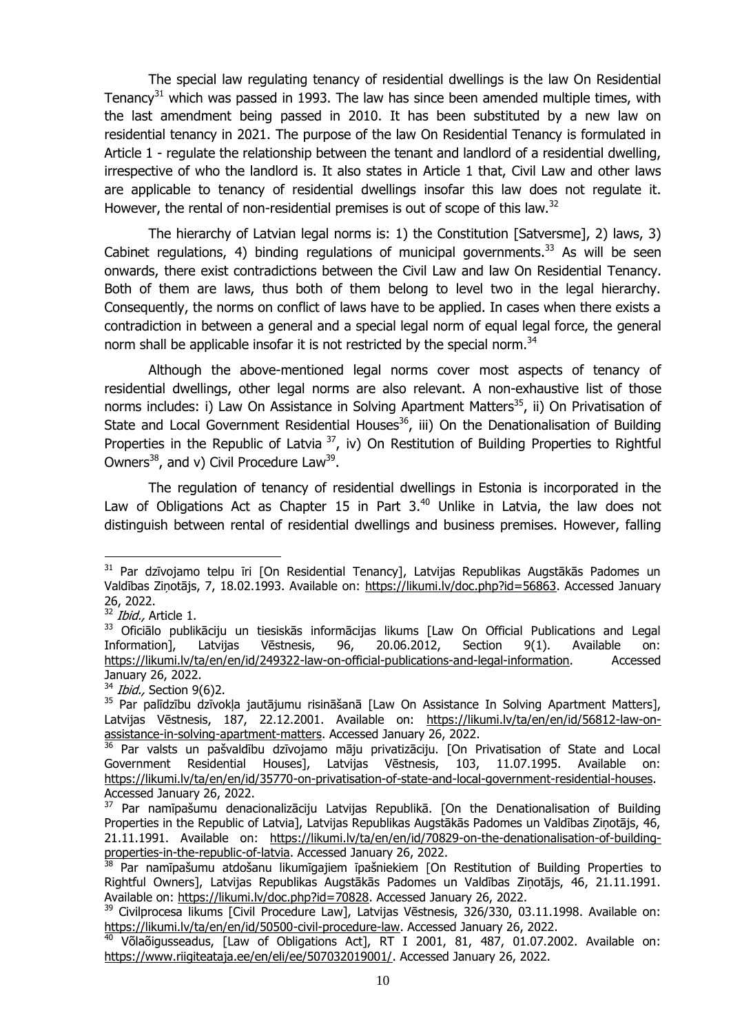The special law regulating tenancy of residential dwellings is the law On Residential Tenancy[31] which was passed in 1993. The law has since been amended multiple times, with the last amendment being passed in 2010. It has been substituted by a new law on residential tenancy in 2021. The purpose of the law On Residential Tenancy is formulated in Article 1 - regulate the relationship between the tenant and landlord of a residential dwelling, irrespective of who the landlord is. It also states in Article 1 that, Civil Law and other laws are applicable to tenancy of residential dwellings insofar this law does not regulate it. However, the rental of non-residential premises is out of scope of this law.[32]

The hierarchy of Latvian legal norms is: 1) the Constitution [Satversme], 2) laws, 3) Cabinet regulations, 4) binding regulations of municipal governments.[33] As will be seen onwards, there exist contradictions between the Civil Law and law On Residential Tenancy. Both of them are laws, thus both of them belong to level two in the legal hierarchy. Consequently, the norms on conflict of laws have to be applied. In cases when there exists a contradiction in between a general and a special legal norm of equal legal force, the general norm shall be applicable insofar it is not restricted by the special norm.[34]

Although the above-mentioned legal norms cover most aspects of tenancy of residential dwellings, other legal norms are also relevant. A non-exhaustive list of those norms includes: i) Law On Assistance in Solving Apartment Matters[35], ii) On Privatisation of State and Local Government Residential Houses[36], iii) On the Denationalisation of Building Properties in the Republic of Latvia [37], iv) On Restitution of Building Properties to Rightful Owners[38], and v) Civil Procedure Law[39].

The regulation of tenancy of residential dwellings in Estonia is incorporated in the Law of Obligations Act as Chapter 15 in Part 3.[40] Unlike in Latvia, the law does not distinguish between rental of residential dwellings and business premises. However, falling

---

[31] Par dzīvojamo telpu īri [On Residential Tenancy], Latvijas Republikas Augstākās Padomes un Valdības Ziņotājs, 7, 18.02.1993. Available on: https://likumi.lv/doc.php?id=56863. Accessed January 26, 2022.

[32] *Ibid.,* Article 1.

[33] Oficiālo publikāciju un tiesiskās informācijas likums [Law On Official Publications and Legal Information], Latvijas Vēstnesis, 96, 20.06.2012, Section 9(1). Available on: https://likumi.lv/ta/en/en/id/249322-law-on-official-publications-and-legal-information. Accessed January 26, 2022.

[34] *Ibid.,* Section 9(6)2.

[35] Par palīdzību dzīvokļa jautājumu risināšanā [Law On Assistance In Solving Apartment Matters], Latvijas Vēstnesis, 187, 22.12.2001. Available on: https://likumi.lv/ta/en/en/id/56812-law-on-assistance-in-solving-apartment-matters. Accessed January 26, 2022.

[36] Par valsts un pašvaldību dzīvojamo māju privatizāciju. [On Privatisation of State and Local Government Residential Houses], Latvijas Vēstnesis, 103, 11.07.1995. Available on: https://likumi.lv/ta/en/en/id/35770-on-privatisation-of-state-and-local-government-residential-houses. Accessed January 26, 2022.

[37] Par namīpašumu denacionalizāciju Latvijas Republikā. [On the Denationalisation of Building Properties in the Republic of Latvia], Latvijas Republikas Augstākās Padomes un Valdības Ziņotājs, 46, 21.11.1991. Available on: https://likumi.lv/ta/en/en/id/70829-on-the-denationalisation-of-building-properties-in-the-republic-of-latvia. Accessed January 26, 2022.

[38] Par namīpašumu atdošanu likumīgajiem īpašniekiem [On Restitution of Building Properties to Rightful Owners], Latvijas Republikas Augstākās Padomes un Valdības Ziņotājs, 46, 21.11.1991. Available on: https://likumi.lv/doc.php?id=70828. Accessed January 26, 2022.

[39] Civilprocesa likums [Civil Procedure Law], Latvijas Vēstnesis, 326/330, 03.11.1998. Available on: https://likumi.lv/ta/en/en/id/50500-civil-procedure-law. Accessed January 26, 2022.

[40] Võlaõigusseadus, [Law of Obligations Act], RT I 2001, 81, 487, 01.07.2002. Available on: https://www.riigiteataja.ee/en/eli/ee/507032019001/. Accessed January 26, 2022.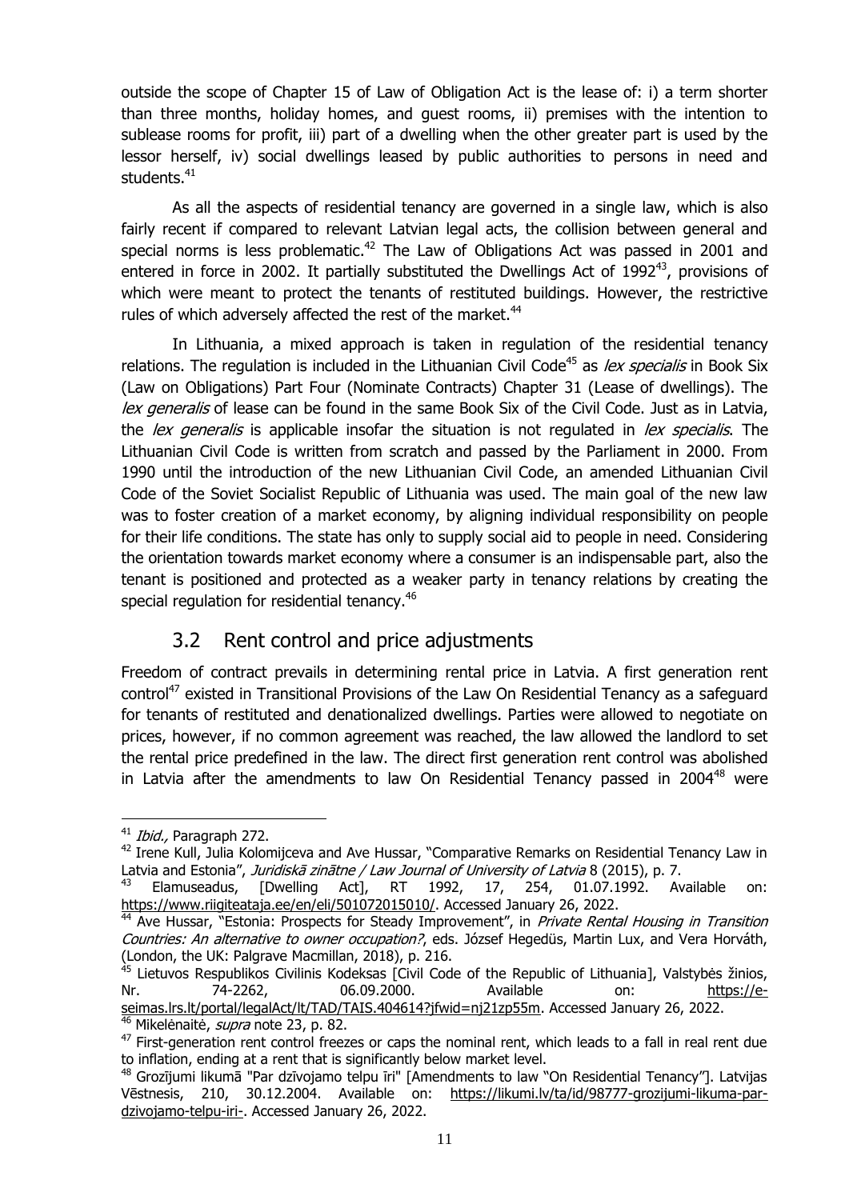outside the scope of Chapter 15 of Law of Obligation Act is the lease of: i) a term shorter than three months, holiday homes, and guest rooms, ii) premises with the intention to sublease rooms for profit, iii) part of a dwelling when the other greater part is used by the lessor herself, iv) social dwellings leased by public authorities to persons in need and students.[41]

As all the aspects of residential tenancy are governed in a single law, which is also fairly recent if compared to relevant Latvian legal acts, the collision between general and special norms is less problematic.[42] The Law of Obligations Act was passed in 2001 and entered in force in 2002. It partially substituted the Dwellings Act of 1992[43], provisions of which were meant to protect the tenants of restituted buildings. However, the restrictive rules of which adversely affected the rest of the market.[44]

In Lithuania, a mixed approach is taken in regulation of the residential tenancy relations. The regulation is included in the Lithuanian Civil Code[45] as *lex specialis* in Book Six (Law on Obligations) Part Four (Nominate Contracts) Chapter 31 (Lease of dwellings). The *lex generalis* of lease can be found in the same Book Six of the Civil Code. Just as in Latvia, the *lex generalis* is applicable insofar the situation is not regulated in *lex specialis*. The Lithuanian Civil Code is written from scratch and passed by the Parliament in 2000. From 1990 until the introduction of the new Lithuanian Civil Code, an amended Lithuanian Civil Code of the Soviet Socialist Republic of Lithuania was used. The main goal of the new law was to foster creation of a market economy, by aligning individual responsibility on people for their life conditions. The state has only to supply social aid to people in need. Considering the orientation towards market economy where a consumer is an indispensable part, also the tenant is positioned and protected as a weaker party in tenancy relations by creating the special regulation for residential tenancy.[46]

## 3.2 Rent control and price adjustments

Freedom of contract prevails in determining rental price in Latvia. A first generation rent control[47] existed in Transitional Provisions of the Law On Residential Tenancy as a safeguard for tenants of restituted and denationalized dwellings. Parties were allowed to negotiate on prices, however, if no common agreement was reached, the law allowed the landlord to set the rental price predefined in the law. The direct first generation rent control was abolished in Latvia after the amendments to law On Residential Tenancy passed in 2004[48] were

---

[41] *Ibid.,* Paragraph 272.

[42] Irene Kull, Julia Kolomijceva and Ave Hussar, "Comparative Remarks on Residential Tenancy Law in Latvia and Estonia", *Juridiskā zinātne / Law Journal of University of Latvia* 8 (2015), p. 7.

[43] Elamuseadus, [Dwelling Act], RT 1992, 17, 254, 01.07.1992. Available on: https://www.riigiteataja.ee/en/eli/501072015010/. Accessed January 26, 2022.

[44] Ave Hussar, "Estonia: Prospects for Steady Improvement", in *Private Rental Housing in Transition Countries: An alternative to owner occupation?*, eds. József Hegedüs, Martin Lux, and Vera Horváth, (London, the UK: Palgrave Macmillan, 2018), p. 216.

[45] Lietuvos Respublikos Civilinis Kodeksas [Civil Code of the Republic of Lithuania], Valstybės žinios, Nr. 74-2262, 06.09.2000. Available on: https://e-seimas.lrs.lt/portal/legalAct/lt/TAD/TAIS.404614?jfwid=nj21zp55m. Accessed January 26, 2022.

[46] Mikelėnaitė, *supra* note 23, p. 82.

[47] First-generation rent control freezes or caps the nominal rent, which leads to a fall in real rent due to inflation, ending at a rent that is significantly below market level.

[48] Grozījumi likumā "Par dzīvojamo telpu īri" [Amendments to law "On Residential Tenancy"]. Latvijas Vēstnesis, 210, 30.12.2004. Available on: https://likumi.lv/ta/id/98777-grozijumi-likuma-par-dzivojamo-telpu-iri-. Accessed January 26, 2022.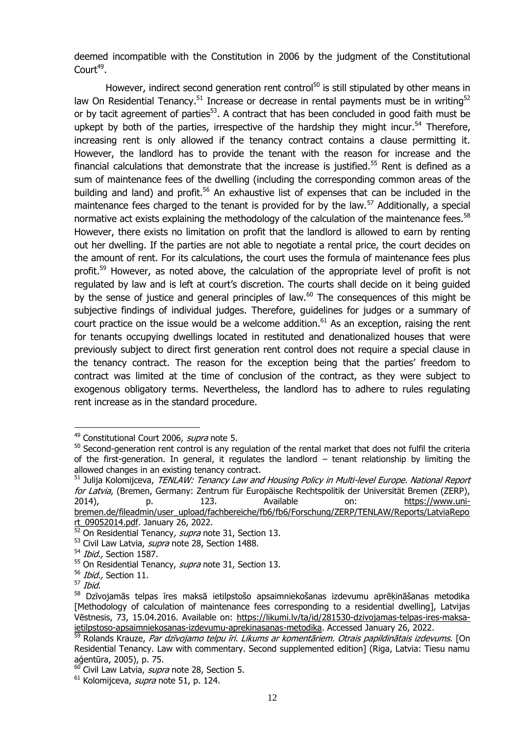deemed incompatible with the Constitution in 2006 by the judgment of the Constitutional Court[49].

However, indirect second generation rent control[50] is still stipulated by other means in law On Residential Tenancy.[51] Increase or decrease in rental payments must be in writing[52] or by tacit agreement of parties[53]. A contract that has been concluded in good faith must be upkept by both of the parties, irrespective of the hardship they might incur.[54] Therefore, increasing rent is only allowed if the tenancy contract contains a clause permitting it. However, the landlord has to provide the tenant with the reason for increase and the financial calculations that demonstrate that the increase is justified.[55] Rent is defined as a sum of maintenance fees of the dwelling (including the corresponding common areas of the building and land) and profit.[56] An exhaustive list of expenses that can be included in the maintenance fees charged to the tenant is provided for by the law.[57] Additionally, a special normative act exists explaining the methodology of the calculation of the maintenance fees.[58] However, there exists no limitation on profit that the landlord is allowed to earn by renting out her dwelling. If the parties are not able to negotiate a rental price, the court decides on the amount of rent. For its calculations, the court uses the formula of maintenance fees plus profit.[59] However, as noted above, the calculation of the appropriate level of profit is not regulated by law and is left at court's discretion. The courts shall decide on it being guided by the sense of justice and general principles of law.[60] The consequences of this might be subjective findings of individual judges. Therefore, guidelines for judges or a summary of court practice on the issue would be a welcome addition.[61] As an exception, raising the rent for tenants occupying dwellings located in restituted and denationalized houses that were previously subject to direct first generation rent control does not require a special clause in the tenancy contract. The reason for the exception being that the parties' freedom to contract was limited at the time of conclusion of the contract, as they were subject to exogenous obligatory terms. Nevertheless, the landlord has to adhere to rules regulating rent increase as in the standard procedure.

---

[49] Constitutional Court 2006, *supra* note 5.

[50] Second-generation rent control is any regulation of the rental market that does not fulfil the criteria of the first-generation. In general, it regulates the landlord – tenant relationship by limiting the allowed changes in an existing tenancy contract.

[51] Julija Kolomijceva, *TENLAW: Tenancy Law and Housing Policy in Multi-level Europe. National Report for Latvia*, (Bremen, Germany: Zentrum für Europäische Rechtspolitik der Universität Bremen (ZERP), 2014), p. 123. Available on: https://www.uni-bremen.de/fileadmin/user_upload/fachbereiche/fb6/fb6/Forschung/ZERP/TENLAW/Reports/LatviaReport_09052014.pdf. January 26, 2022.

[52] On Residential Tenancy*, supra* note 31, Section 13.

[53] Civil Law Latvia, *supra* note 28, Section 1488.

[54] *Ibid.,* Section 1587.

[55] On Residential Tenancy, *supra* note 31, Section 13.

[56] *Ibid.,* Section 11.

[57] *Ibid.*

[58] Dzīvojamās telpas īres maksā ietilpstošo apsaimniekošanas izdevumu aprēķināšanas metodika [Methodology of calculation of maintenance fees corresponding to a residential dwelling], Latvijas Vēstnesis, 73, 15.04.2016. Available on: https://likumi.lv/ta/id/281530-dzivojamas-telpas-ires-maksa-ietilpstoso-apsaimniekosanas-izdevumu-aprekinasanas-metodika. Accessed January 26, 2022.

[59] Rolands Krauze, *Par dzīvojamo telpu īri. Likums ar komentāriem. Otrais papildinātais izdevums.* [On Residential Tenancy. Law with commentary. Second supplemented edition] (Riga, Latvia: Tiesu namu aģentūra, 2005), p. 75.

[60] Civil Law Latvia, *supra* note 28, Section 5.

[61] Kolomijceva, *supra* note 51, p. 124.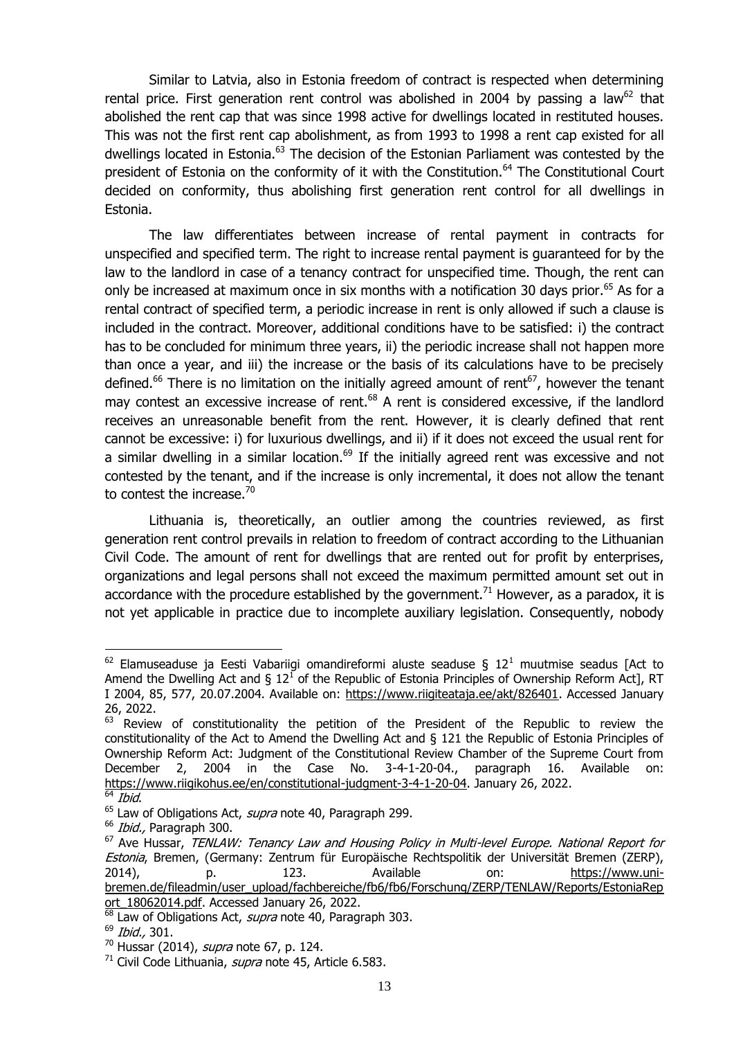Similar to Latvia, also in Estonia freedom of contract is respected when determining rental price. First generation rent control was abolished in 2004 by passing a law[62] that abolished the rent cap that was since 1998 active for dwellings located in restituted houses. This was not the first rent cap abolishment, as from 1993 to 1998 a rent cap existed for all dwellings located in Estonia.[63] The decision of the Estonian Parliament was contested by the president of Estonia on the conformity of it with the Constitution.[64] The Constitutional Court decided on conformity, thus abolishing first generation rent control for all dwellings in Estonia.

The law differentiates between increase of rental payment in contracts for unspecified and specified term. The right to increase rental payment is guaranteed for by the law to the landlord in case of a tenancy contract for unspecified time. Though, the rent can only be increased at maximum once in six months with a notification 30 days prior.[65] As for a rental contract of specified term, a periodic increase in rent is only allowed if such a clause is included in the contract. Moreover, additional conditions have to be satisfied: i) the contract has to be concluded for minimum three years, ii) the periodic increase shall not happen more than once a year, and iii) the increase or the basis of its calculations have to be precisely defined.[66] There is no limitation on the initially agreed amount of rent[67], however the tenant may contest an excessive increase of rent.[68] A rent is considered excessive, if the landlord receives an unreasonable benefit from the rent. However, it is clearly defined that rent cannot be excessive: i) for luxurious dwellings, and ii) if it does not exceed the usual rent for a similar dwelling in a similar location.[69] If the initially agreed rent was excessive and not contested by the tenant, and if the increase is only incremental, it does not allow the tenant to contest the increase.[70]

Lithuania is, theoretically, an outlier among the countries reviewed, as first generation rent control prevails in relation to freedom of contract according to the Lithuanian Civil Code. The amount of rent for dwellings that are rented out for profit by enterprises, organizations and legal persons shall not exceed the maximum permitted amount set out in accordance with the procedure established by the government.[71] However, as a paradox, it is not yet applicable in practice due to incomplete auxiliary legislation. Consequently, nobody

---

[62] Elamuseaduse ja Eesti Vabariigi omandireformi aluste seaduse § 12$^1$ muutmise seadus [Act to Amend the Dwelling Act and § 12$^1$ of the Republic of Estonia Principles of Ownership Reform Act], RT I 2004, 85, 577, 20.07.2004. Available on: https://www.riigiteataja.ee/akt/826401. Accessed January 26, 2022.

[63] Review of constitutionality the petition of the President of the Republic to review the constitutionality of the Act to Amend the Dwelling Act and § 121 the Republic of Estonia Principles of Ownership Reform Act: Judgment of the Constitutional Review Chamber of the Supreme Court from December 2, 2004 in the Case No. 3-4-1-20-04., paragraph 16. Available on: https://www.riigikohus.ee/en/constitutional-judgment-3-4-1-20-04. January 26, 2022.

[64] *Ibid*.

[65] Law of Obligations Act, *supra* note 40, Paragraph 299.

[66] *Ibid.,* Paragraph 300.

[67] Ave Hussar, *TENLAW: Tenancy Law and Housing Policy in Multi-level Europe. National Report for Estonia*, Bremen, (Germany: Zentrum für Europäische Rechtspolitik der Universität Bremen (ZERP), 2014), p. 123. Available on: https://www.uni-bremen.de/fileadmin/user_upload/fachbereiche/fb6/fb6/Forschung/ZERP/TENLAW/Reports/EstoniaReport_18062014.pdf. Accessed January 26, 2022.

[68] Law of Obligations Act, *supra* note 40, Paragraph 303.

[69] *Ibid.,* 301.

[70] Hussar (2014), *supra* note 67, p. 124.

[71] Civil Code Lithuania, *supra* note 45, Article 6.583.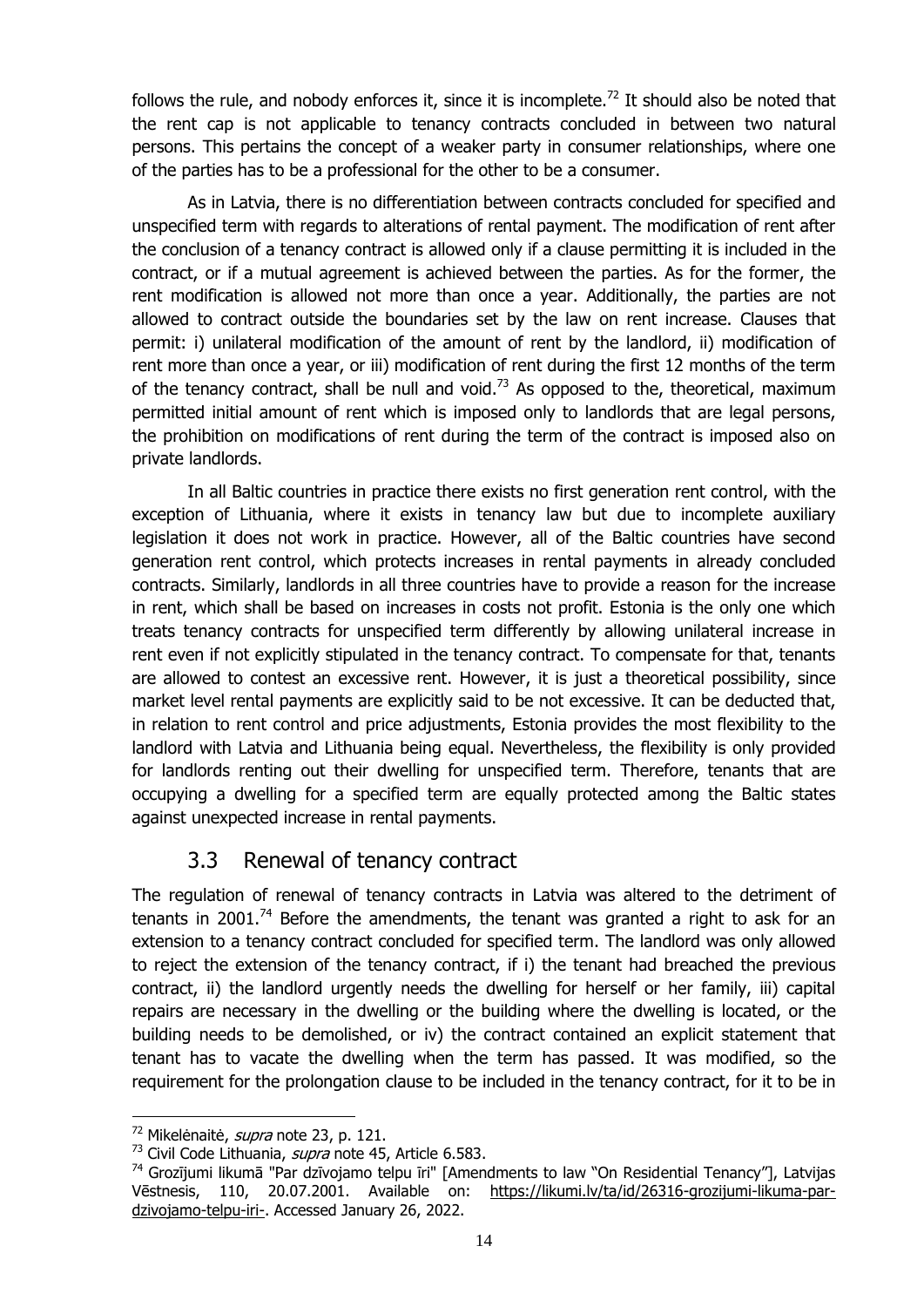follows the rule, and nobody enforces it, since it is incomplete.[72] It should also be noted that the rent cap is not applicable to tenancy contracts concluded in between two natural persons. This pertains the concept of a weaker party in consumer relationships, where one of the parties has to be a professional for the other to be a consumer.

As in Latvia, there is no differentiation between contracts concluded for specified and unspecified term with regards to alterations of rental payment. The modification of rent after the conclusion of a tenancy contract is allowed only if a clause permitting it is included in the contract, or if a mutual agreement is achieved between the parties. As for the former, the rent modification is allowed not more than once a year. Additionally, the parties are not allowed to contract outside the boundaries set by the law on rent increase. Clauses that permit: i) unilateral modification of the amount of rent by the landlord, ii) modification of rent more than once a year, or iii) modification of rent during the first 12 months of the term of the tenancy contract, shall be null and void.[73] As opposed to the, theoretical, maximum permitted initial amount of rent which is imposed only to landlords that are legal persons, the prohibition on modifications of rent during the term of the contract is imposed also on private landlords.

In all Baltic countries in practice there exists no first generation rent control, with the exception of Lithuania, where it exists in tenancy law but due to incomplete auxiliary legislation it does not work in practice. However, all of the Baltic countries have second generation rent control, which protects increases in rental payments in already concluded contracts. Similarly, landlords in all three countries have to provide a reason for the increase in rent, which shall be based on increases in costs not profit. Estonia is the only one which treats tenancy contracts for unspecified term differently by allowing unilateral increase in rent even if not explicitly stipulated in the tenancy contract. To compensate for that, tenants are allowed to contest an excessive rent. However, it is just a theoretical possibility, since market level rental payments are explicitly said to be not excessive. It can be deducted that, in relation to rent control and price adjustments, Estonia provides the most flexibility to the landlord with Latvia and Lithuania being equal. Nevertheless, the flexibility is only provided for landlords renting out their dwelling for unspecified term. Therefore, tenants that are occupying a dwelling for a specified term are equally protected among the Baltic states against unexpected increase in rental payments.

## 3.3 Renewal of tenancy contract

The regulation of renewal of tenancy contracts in Latvia was altered to the detriment of tenants in 2001.[74] Before the amendments, the tenant was granted a right to ask for an extension to a tenancy contract concluded for specified term. The landlord was only allowed to reject the extension of the tenancy contract, if i) the tenant had breached the previous contract, ii) the landlord urgently needs the dwelling for herself or her family, iii) capital repairs are necessary in the dwelling or the building where the dwelling is located, or the building needs to be demolished, or iv) the contract contained an explicit statement that tenant has to vacate the dwelling when the term has passed. It was modified, so the requirement for the prolongation clause to be included in the tenancy contract, for it to be in

---

[72] Mikelėnaitė, *supra* note 23, p. 121.

[73] Civil Code Lithuania, *supra* note 45, Article 6.583.

[74] Grozījumi likumā "Par dzīvojamo telpu īri" [Amendments to law "On Residential Tenancy"], Latvijas Vēstnesis, 110, 20.07.2001. Available on: https://likumi.lv/ta/id/26316-grozijumi-likuma-par-dzivojamo-telpu-iri-. Accessed January 26, 2022.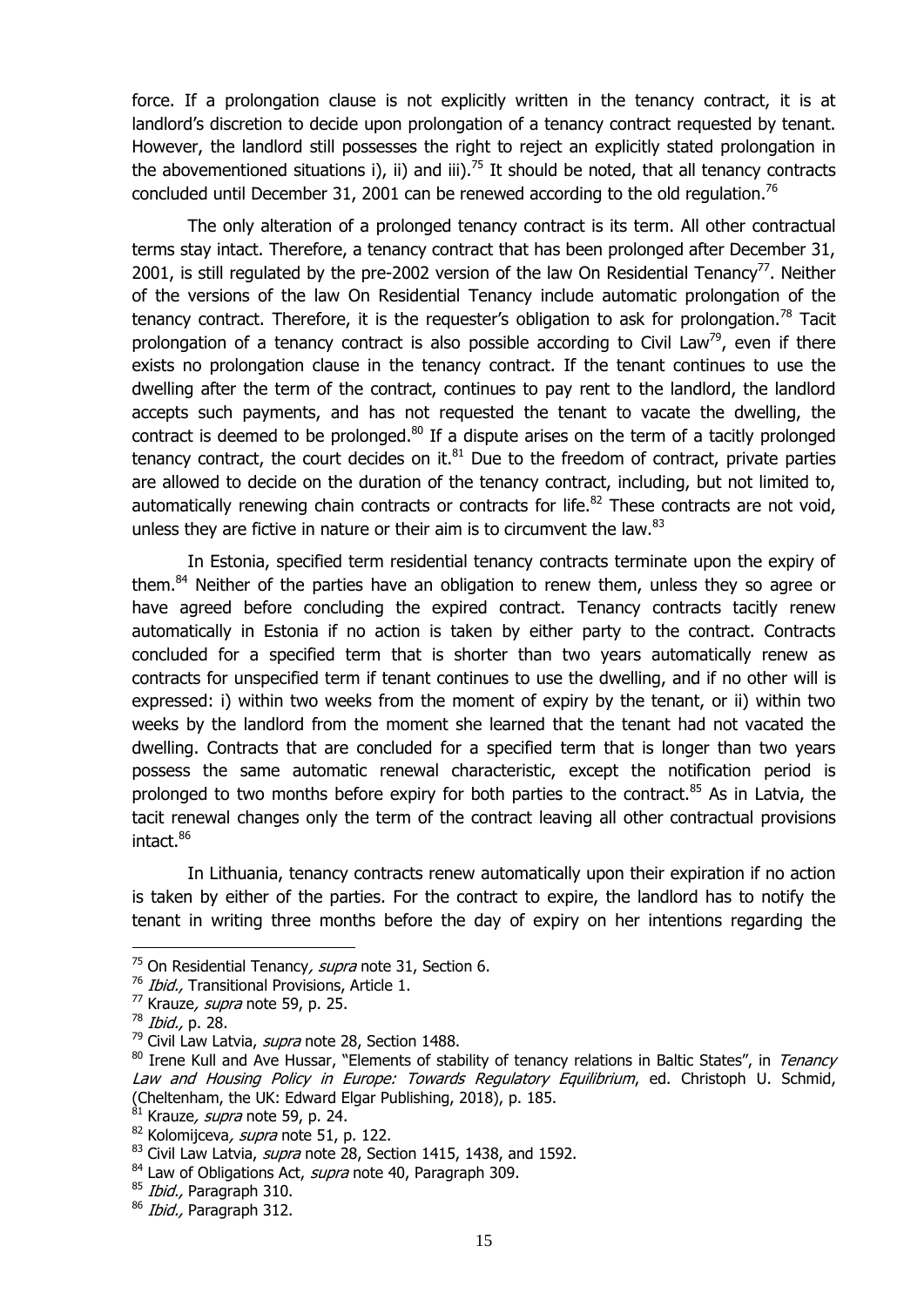force. If a prolongation clause is not explicitly written in the tenancy contract, it is at landlord's discretion to decide upon prolongation of a tenancy contract requested by tenant. However, the landlord still possesses the right to reject an explicitly stated prolongation in the abovementioned situations i), ii) and iii).[75] It should be noted, that all tenancy contracts concluded until December 31, 2001 can be renewed according to the old regulation.[76]

The only alteration of a prolonged tenancy contract is its term. All other contractual terms stay intact. Therefore, a tenancy contract that has been prolonged after December 31, 2001, is still regulated by the pre-2002 version of the law On Residential Tenancy[77]. Neither of the versions of the law On Residential Tenancy include automatic prolongation of the tenancy contract. Therefore, it is the requester's obligation to ask for prolongation.[78] Tacit prolongation of a tenancy contract is also possible according to Civil Law[79], even if there exists no prolongation clause in the tenancy contract. If the tenant continues to use the dwelling after the term of the contract, continues to pay rent to the landlord, the landlord accepts such payments, and has not requested the tenant to vacate the dwelling, the contract is deemed to be prolonged.[80] If a dispute arises on the term of a tacitly prolonged tenancy contract, the court decides on it.[81] Due to the freedom of contract, private parties are allowed to decide on the duration of the tenancy contract, including, but not limited to, automatically renewing chain contracts or contracts for life.[82] These contracts are not void, unless they are fictive in nature or their aim is to circumvent the law.[83]

In Estonia, specified term residential tenancy contracts terminate upon the expiry of them.[84] Neither of the parties have an obligation to renew them, unless they so agree or have agreed before concluding the expired contract. Tenancy contracts tacitly renew automatically in Estonia if no action is taken by either party to the contract. Contracts concluded for a specified term that is shorter than two years automatically renew as contracts for unspecified term if tenant continues to use the dwelling, and if no other will is expressed: i) within two weeks from the moment of expiry by the tenant, or ii) within two weeks by the landlord from the moment she learned that the tenant had not vacated the dwelling. Contracts that are concluded for a specified term that is longer than two years possess the same automatic renewal characteristic, except the notification period is prolonged to two months before expiry for both parties to the contract.[85] As in Latvia, the tacit renewal changes only the term of the contract leaving all other contractual provisions intact.[86]

In Lithuania, tenancy contracts renew automatically upon their expiration if no action is taken by either of the parties. For the contract to expire, the landlord has to notify the tenant in writing three months before the day of expiry on her intentions regarding the

---

[75] On Residential Tenancy*, supra* note 31, Section 6.

[76] *Ibid.,* Transitional Provisions, Article 1.

[77] Krauze*, supra* note 59, p. 25.

[78] *Ibid.,* p. 28.

[79] Civil Law Latvia, *supra* note 28, Section 1488.

[80] Irene Kull and Ave Hussar, "Elements of stability of tenancy relations in Baltic States", in *Tenancy Law and Housing Policy in Europe: Towards Regulatory Equilibrium*, ed. Christoph U. Schmid, (Cheltenham, the UK: Edward Elgar Publishing, 2018), p. 185.

[81] Krauze*, supra* note 59, p. 24.

[82] Kolomijceva*, supra* note 51, p. 122.

[83] Civil Law Latvia, *supra* note 28, Section 1415, 1438, and 1592.

[84] Law of Obligations Act, *supra* note 40, Paragraph 309.

[85] *Ibid.,* Paragraph 310.

[86] *Ibid.,* Paragraph 312.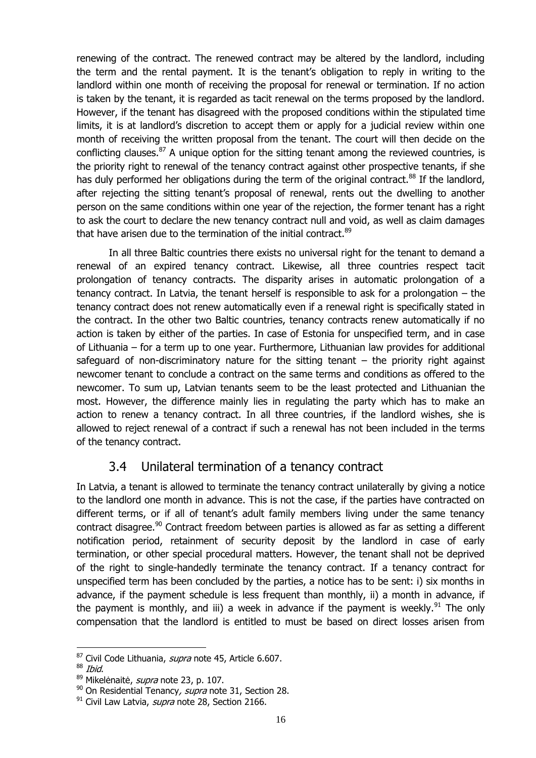renewing of the contract. The renewed contract may be altered by the landlord, including the term and the rental payment. It is the tenant's obligation to reply in writing to the landlord within one month of receiving the proposal for renewal or termination. If no action is taken by the tenant, it is regarded as tacit renewal on the terms proposed by the landlord. However, if the tenant has disagreed with the proposed conditions within the stipulated time limits, it is at landlord's discretion to accept them or apply for a judicial review within one month of receiving the written proposal from the tenant. The court will then decide on the conflicting clauses.[87] A unique option for the sitting tenant among the reviewed countries, is the priority right to renewal of the tenancy contract against other prospective tenants, if she has duly performed her obligations during the term of the original contract.[88] If the landlord, after rejecting the sitting tenant's proposal of renewal, rents out the dwelling to another person on the same conditions within one year of the rejection, the former tenant has a right to ask the court to declare the new tenancy contract null and void, as well as claim damages that have arisen due to the termination of the initial contract.[89]

In all three Baltic countries there exists no universal right for the tenant to demand a renewal of an expired tenancy contract. Likewise, all three countries respect tacit prolongation of tenancy contracts. The disparity arises in automatic prolongation of a tenancy contract. In Latvia, the tenant herself is responsible to ask for a prolongation – the tenancy contract does not renew automatically even if a renewal right is specifically stated in the contract. In the other two Baltic countries, tenancy contracts renew automatically if no action is taken by either of the parties. In case of Estonia for unspecified term, and in case of Lithuania – for a term up to one year. Furthermore, Lithuanian law provides for additional safeguard of non-discriminatory nature for the sitting tenant – the priority right against newcomer tenant to conclude a contract on the same terms and conditions as offered to the newcomer. To sum up, Latvian tenants seem to be the least protected and Lithuanian the most. However, the difference mainly lies in regulating the party which has to make an action to renew a tenancy contract. In all three countries, if the landlord wishes, she is allowed to reject renewal of a contract if such a renewal has not been included in the terms of the tenancy contract.

## 3.4 Unilateral termination of a tenancy contract

In Latvia, a tenant is allowed to terminate the tenancy contract unilaterally by giving a notice to the landlord one month in advance. This is not the case, if the parties have contracted on different terms, or if all of tenant's adult family members living under the same tenancy contract disagree.[90] Contract freedom between parties is allowed as far as setting a different notification period, retainment of security deposit by the landlord in case of early termination, or other special procedural matters. However, the tenant shall not be deprived of the right to single-handedly terminate the tenancy contract. If a tenancy contract for unspecified term has been concluded by the parties, a notice has to be sent: i) six months in advance, if the payment schedule is less frequent than monthly, ii) a month in advance, if the payment is monthly, and iii) a week in advance if the payment is weekly.[91] The only compensation that the landlord is entitled to must be based on direct losses arisen from

---

[87] Civil Code Lithuania, *supra* note 45, Article 6.607.

[88] *Ibid*.

[89] Mikelėnaitė, *supra* note 23, p. 107.

[90] On Residential Tenancy*, supra* note 31, Section 28.

[91] Civil Law Latvia, *supra* note 28, Section 2166.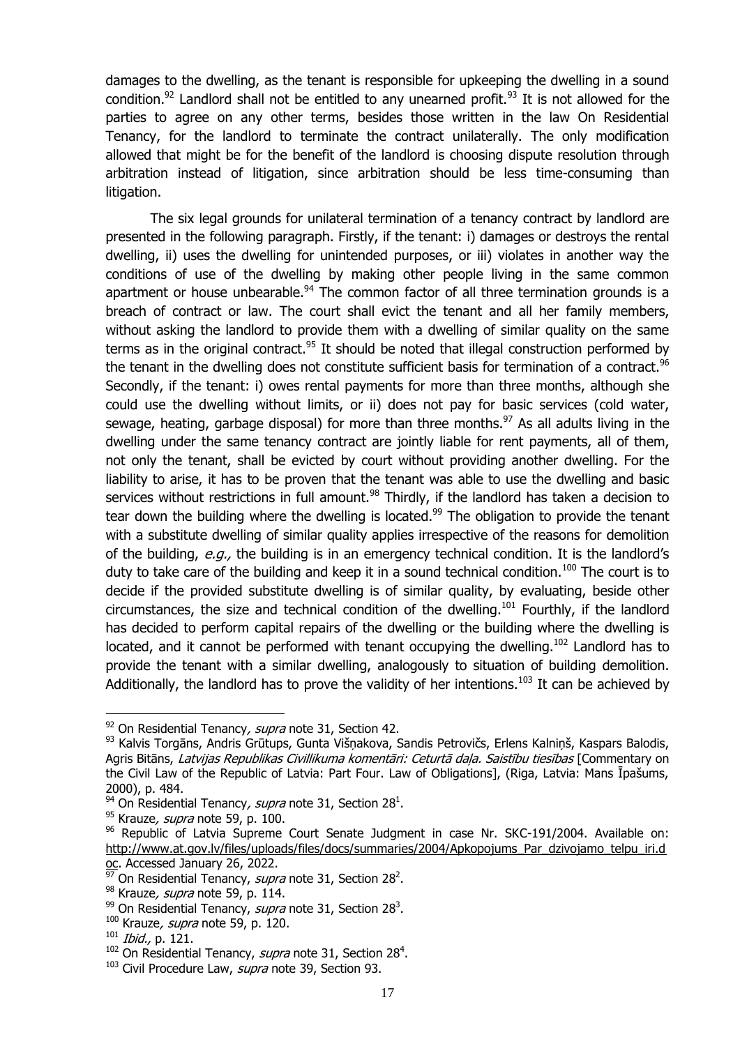damages to the dwelling, as the tenant is responsible for upkeeping the dwelling in a sound condition.[92] Landlord shall not be entitled to any unearned profit.[93] It is not allowed for the parties to agree on any other terms, besides those written in the law On Residential Tenancy, for the landlord to terminate the contract unilaterally. The only modification allowed that might be for the benefit of the landlord is choosing dispute resolution through arbitration instead of litigation, since arbitration should be less time-consuming than litigation.

The six legal grounds for unilateral termination of a tenancy contract by landlord are presented in the following paragraph. Firstly, if the tenant: i) damages or destroys the rental dwelling, ii) uses the dwelling for unintended purposes, or iii) violates in another way the conditions of use of the dwelling by making other people living in the same common apartment or house unbearable.[94] The common factor of all three termination grounds is a breach of contract or law. The court shall evict the tenant and all her family members, without asking the landlord to provide them with a dwelling of similar quality on the same terms as in the original contract.[95] It should be noted that illegal construction performed by the tenant in the dwelling does not constitute sufficient basis for termination of a contract.[96] Secondly, if the tenant: i) owes rental payments for more than three months, although she could use the dwelling without limits, or ii) does not pay for basic services (cold water, sewage, heating, garbage disposal) for more than three months.[97] As all adults living in the dwelling under the same tenancy contract are jointly liable for rent payments, all of them, not only the tenant, shall be evicted by court without providing another dwelling. For the liability to arise, it has to be proven that the tenant was able to use the dwelling and basic services without restrictions in full amount.[98] Thirdly, if the landlord has taken a decision to tear down the building where the dwelling is located.[99] The obligation to provide the tenant with a substitute dwelling of similar quality applies irrespective of the reasons for demolition of the building, *e.g.,* the building is in an emergency technical condition. It is the landlord's duty to take care of the building and keep it in a sound technical condition.[100] The court is to decide if the provided substitute dwelling is of similar quality, by evaluating, beside other circumstances, the size and technical condition of the dwelling.[101] Fourthly, if the landlord has decided to perform capital repairs of the dwelling or the building where the dwelling is located, and it cannot be performed with tenant occupying the dwelling.[102] Landlord has to provide the tenant with a similar dwelling, analogously to situation of building demolition. Additionally, the landlord has to prove the validity of her intentions.[103] It can be achieved by

---

[92] On Residential Tenancy*, supra* note 31, Section 42.

[93] Kalvis Torgāns, Andris Grūtups, Gunta Višņakova, Sandis Petrovičs, Erlens Kalniņš, Kaspars Balodis, Agris Bitāns, *Latvijas Republikas Civillikuma komentāri: Ceturtā daļa. Saistību tiesības* [Commentary on the Civil Law of the Republic of Latvia: Part Four. Law of Obligations], (Riga, Latvia: Mans Īpašums, 2000), p. 484.

[94] On Residential Tenancy*, supra* note 31, Section $28^1$.

[95] Krauze*, supra* note 59, p. 100.

[96] Republic of Latvia Supreme Court Senate Judgment in case Nr. SKC-191/2004. Available on: http://www.at.gov.lv/files/uploads/files/docs/summaries/2004/Apkopojums_Par_dzivojamo_telpu_iri.doc. Accessed January 26, 2022.

[97] On Residential Tenancy, *supra* note 31, Section $28^2$.

[98] Krauze*, supra* note 59, p. 114.

[99] On Residential Tenancy, *supra* note 31, Section $28^3$.

[100] Krauze*, supra* note 59, p. 120.

[101] *Ibid.,* p. 121.

[102] On Residential Tenancy, *supra* note 31, Section $28^4$.

[103] Civil Procedure Law, *supra* note 39, Section 93.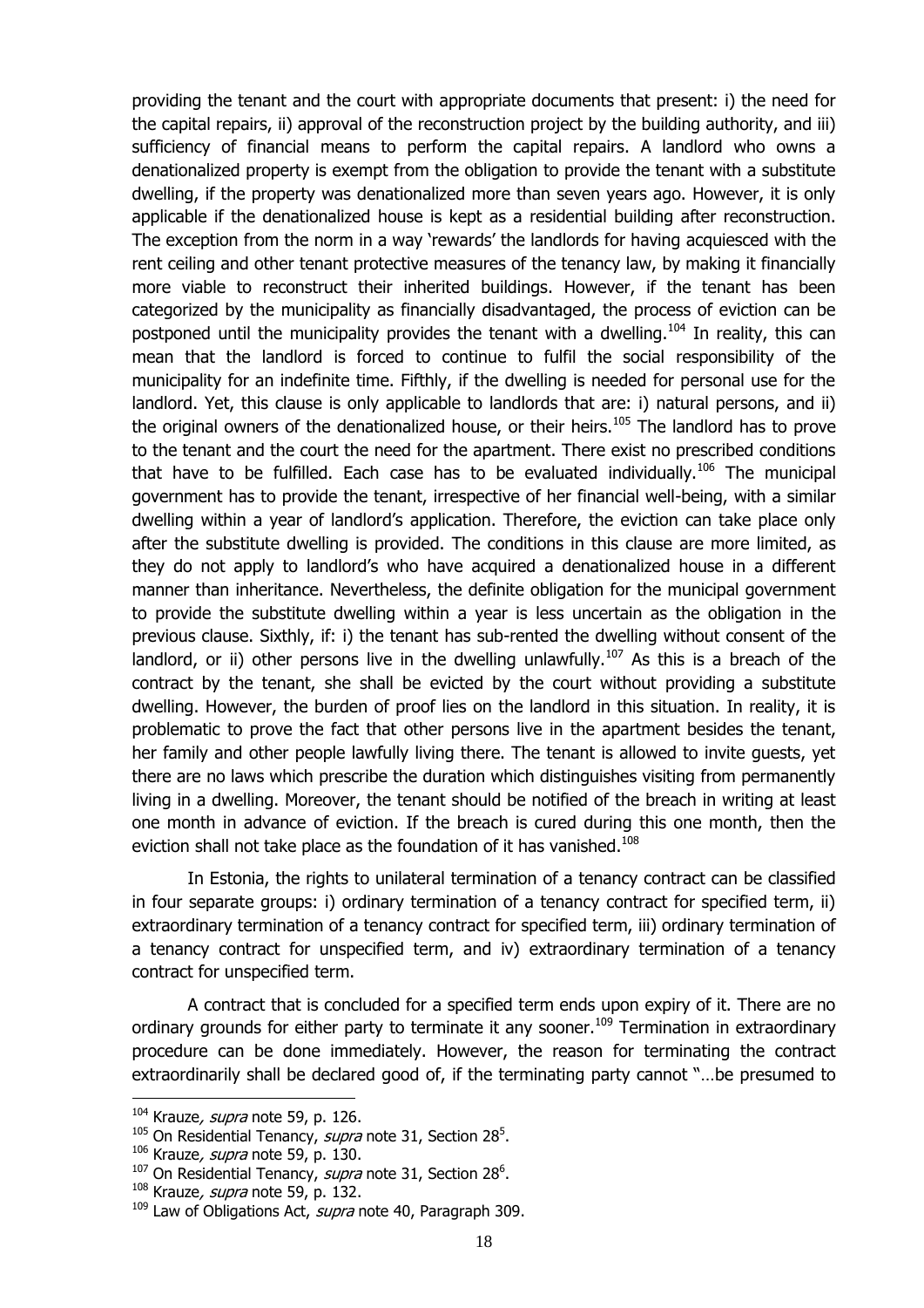providing the tenant and the court with appropriate documents that present: i) the need for the capital repairs, ii) approval of the reconstruction project by the building authority, and iii) sufficiency of financial means to perform the capital repairs. A landlord who owns a denationalized property is exempt from the obligation to provide the tenant with a substitute dwelling, if the property was denationalized more than seven years ago. However, it is only applicable if the denationalized house is kept as a residential building after reconstruction. The exception from the norm in a way 'rewards' the landlords for having acquiesced with the rent ceiling and other tenant protective measures of the tenancy law, by making it financially more viable to reconstruct their inherited buildings. However, if the tenant has been categorized by the municipality as financially disadvantaged, the process of eviction can be postponed until the municipality provides the tenant with a dwelling.[104] In reality, this can mean that the landlord is forced to continue to fulfil the social responsibility of the municipality for an indefinite time. Fifthly, if the dwelling is needed for personal use for the landlord. Yet, this clause is only applicable to landlords that are: i) natural persons, and ii) the original owners of the denationalized house, or their heirs.[105] The landlord has to prove to the tenant and the court the need for the apartment. There exist no prescribed conditions that have to be fulfilled. Each case has to be evaluated individually.[106] The municipal government has to provide the tenant, irrespective of her financial well-being, with a similar dwelling within a year of landlord's application. Therefore, the eviction can take place only after the substitute dwelling is provided. The conditions in this clause are more limited, as they do not apply to landlord's who have acquired a denationalized house in a different manner than inheritance. Nevertheless, the definite obligation for the municipal government to provide the substitute dwelling within a year is less uncertain as the obligation in the previous clause. Sixthly, if: i) the tenant has sub-rented the dwelling without consent of the landlord, or ii) other persons live in the dwelling unlawfully.[107] As this is a breach of the contract by the tenant, she shall be evicted by the court without providing a substitute dwelling. However, the burden of proof lies on the landlord in this situation. In reality, it is problematic to prove the fact that other persons live in the apartment besides the tenant, her family and other people lawfully living there. The tenant is allowed to invite guests, yet there are no laws which prescribe the duration which distinguishes visiting from permanently living in a dwelling. Moreover, the tenant should be notified of the breach in writing at least one month in advance of eviction. If the breach is cured during this one month, then the eviction shall not take place as the foundation of it has vanished.[108]

In Estonia, the rights to unilateral termination of a tenancy contract can be classified in four separate groups: i) ordinary termination of a tenancy contract for specified term, ii) extraordinary termination of a tenancy contract for specified term, iii) ordinary termination of a tenancy contract for unspecified term, and iv) extraordinary termination of a tenancy contract for unspecified term.

A contract that is concluded for a specified term ends upon expiry of it. There are no ordinary grounds for either party to terminate it any sooner.[109] Termination in extraordinary procedure can be done immediately. However, the reason for terminating the contract extraordinarily shall be declared good of, if the terminating party cannot "…be presumed to

---

[104] Krauze, *supra* note 59, p. 126.

[105] On Residential Tenancy, *supra* note 31, Section 28[5].

[106] Krauze, *supra* note 59, p. 130.

[107] On Residential Tenancy, *supra* note 31, Section 28[6].

[108] Krauze, *supra* note 59, p. 132.

[109] Law of Obligations Act, *supra* note 40, Paragraph 309.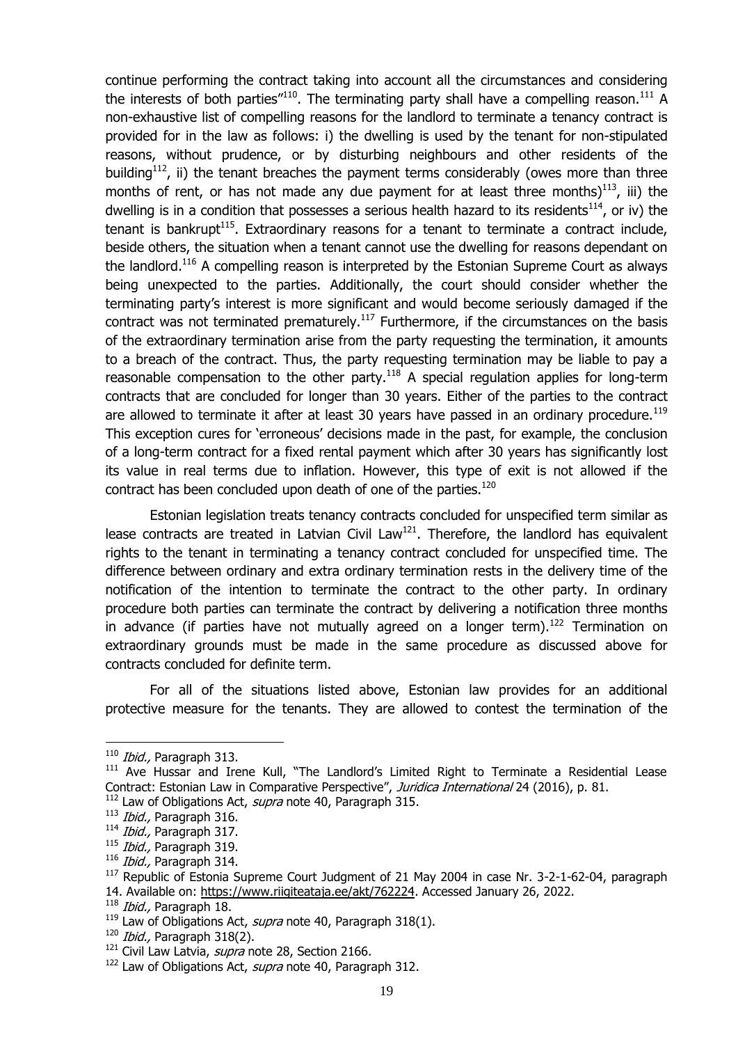continue performing the contract taking into account all the circumstances and considering the interests of both parties"[110]. The terminating party shall have a compelling reason.[111] A non-exhaustive list of compelling reasons for the landlord to terminate a tenancy contract is provided for in the law as follows: i) the dwelling is used by the tenant for non-stipulated reasons, without prudence, or by disturbing neighbours and other residents of the building[112], ii) the tenant breaches the payment terms considerably (owes more than three months of rent, or has not made any due payment for at least three months)[113], iii) the dwelling is in a condition that possesses a serious health hazard to its residents[114], or iv) the tenant is bankrupt[115]. Extraordinary reasons for a tenant to terminate a contract include, beside others, the situation when a tenant cannot use the dwelling for reasons dependant on the landlord.[116] A compelling reason is interpreted by the Estonian Supreme Court as always being unexpected to the parties. Additionally, the court should consider whether the terminating party's interest is more significant and would become seriously damaged if the contract was not terminated prematurely.[117] Furthermore, if the circumstances on the basis of the extraordinary termination arise from the party requesting the termination, it amounts to a breach of the contract. Thus, the party requesting termination may be liable to pay a reasonable compensation to the other party.[118] A special regulation applies for long-term contracts that are concluded for longer than 30 years. Either of the parties to the contract are allowed to terminate it after at least 30 years have passed in an ordinary procedure.[119] This exception cures for 'erroneous' decisions made in the past, for example, the conclusion of a long-term contract for a fixed rental payment which after 30 years has significantly lost its value in real terms due to inflation. However, this type of exit is not allowed if the contract has been concluded upon death of one of the parties.[120]

Estonian legislation treats tenancy contracts concluded for unspecified term similar as lease contracts are treated in Latvian Civil Law[121]. Therefore, the landlord has equivalent rights to the tenant in terminating a tenancy contract concluded for unspecified time. The difference between ordinary and extra ordinary termination rests in the delivery time of the notification of the intention to terminate the contract to the other party. In ordinary procedure both parties can terminate the contract by delivering a notification three months in advance (if parties have not mutually agreed on a longer term).[122] Termination on extraordinary grounds must be made in the same procedure as discussed above for contracts concluded for definite term.

For all of the situations listed above, Estonian law provides for an additional protective measure for the tenants. They are allowed to contest the termination of the

---

[110] *Ibid.,* Paragraph 313.

[111] Ave Hussar and Irene Kull, "The Landlord's Limited Right to Terminate a Residential Lease Contract: Estonian Law in Comparative Perspective", *Juridica International* 24 (2016), p. 81.

[112] Law of Obligations Act, *supra* note 40, Paragraph 315.

[113] *Ibid.,* Paragraph 316.

[114] *Ibid.,* Paragraph 317.

[115] *Ibid.,* Paragraph 319.

[116] *Ibid.,* Paragraph 314.

[117] Republic of Estonia Supreme Court Judgment of 21 May 2004 in case Nr. 3-2-1-62-04, paragraph 14. Available on: https://www.riigiteataja.ee/akt/762224. Accessed January 26, 2022.

[118] *Ibid.,* Paragraph 18.

[119] Law of Obligations Act, *supra* note 40, Paragraph 318(1).

[120] *Ibid.,* Paragraph 318(2).

[121] Civil Law Latvia, *supra* note 28, Section 2166.

[122] Law of Obligations Act, *supra* note 40, Paragraph 312.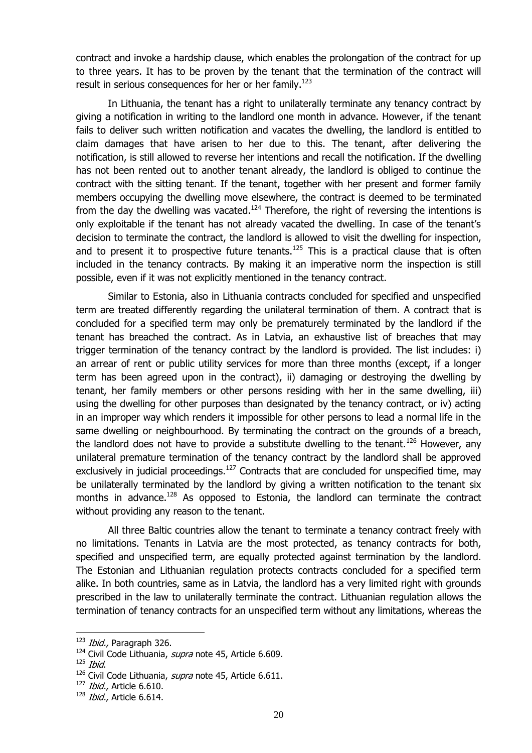contract and invoke a hardship clause, which enables the prolongation of the contract for up to three years. It has to be proven by the tenant that the termination of the contract will result in serious consequences for her or her family.[123]

In Lithuania, the tenant has a right to unilaterally terminate any tenancy contract by giving a notification in writing to the landlord one month in advance. However, if the tenant fails to deliver such written notification and vacates the dwelling, the landlord is entitled to claim damages that have arisen to her due to this. The tenant, after delivering the notification, is still allowed to reverse her intentions and recall the notification. If the dwelling has not been rented out to another tenant already, the landlord is obliged to continue the contract with the sitting tenant. If the tenant, together with her present and former family members occupying the dwelling move elsewhere, the contract is deemed to be terminated from the day the dwelling was vacated.[124] Therefore, the right of reversing the intentions is only exploitable if the tenant has not already vacated the dwelling. In case of the tenant's decision to terminate the contract, the landlord is allowed to visit the dwelling for inspection, and to present it to prospective future tenants.[125] This is a practical clause that is often included in the tenancy contracts. By making it an imperative norm the inspection is still possible, even if it was not explicitly mentioned in the tenancy contract.

Similar to Estonia, also in Lithuania contracts concluded for specified and unspecified term are treated differently regarding the unilateral termination of them. A contract that is concluded for a specified term may only be prematurely terminated by the landlord if the tenant has breached the contract. As in Latvia, an exhaustive list of breaches that may trigger termination of the tenancy contract by the landlord is provided. The list includes: i) an arrear of rent or public utility services for more than three months (except, if a longer term has been agreed upon in the contract), ii) damaging or destroying the dwelling by tenant, her family members or other persons residing with her in the same dwelling, iii) using the dwelling for other purposes than designated by the tenancy contract, or iv) acting in an improper way which renders it impossible for other persons to lead a normal life in the same dwelling or neighbourhood. By terminating the contract on the grounds of a breach, the landlord does not have to provide a substitute dwelling to the tenant.[126] However, any unilateral premature termination of the tenancy contract by the landlord shall be approved exclusively in judicial proceedings.[127] Contracts that are concluded for unspecified time, may be unilaterally terminated by the landlord by giving a written notification to the tenant six months in advance.[128] As opposed to Estonia, the landlord can terminate the contract without providing any reason to the tenant.

All three Baltic countries allow the tenant to terminate a tenancy contract freely with no limitations. Tenants in Latvia are the most protected, as tenancy contracts for both, specified and unspecified term, are equally protected against termination by the landlord. The Estonian and Lithuanian regulation protects contracts concluded for a specified term alike. In both countries, same as in Latvia, the landlord has a very limited right with grounds prescribed in the law to unilaterally terminate the contract. Lithuanian regulation allows the termination of tenancy contracts for an unspecified term without any limitations, whereas the

---

[123] *Ibid.,* Paragraph 326.

[124] Civil Code Lithuania, *supra* note 45, Article 6.609.

[125] *Ibid.*

[126] Civil Code Lithuania, *supra* note 45, Article 6.611.

[127] *Ibid.,* Article 6.610.

[128] *Ibid.,* Article 6.614.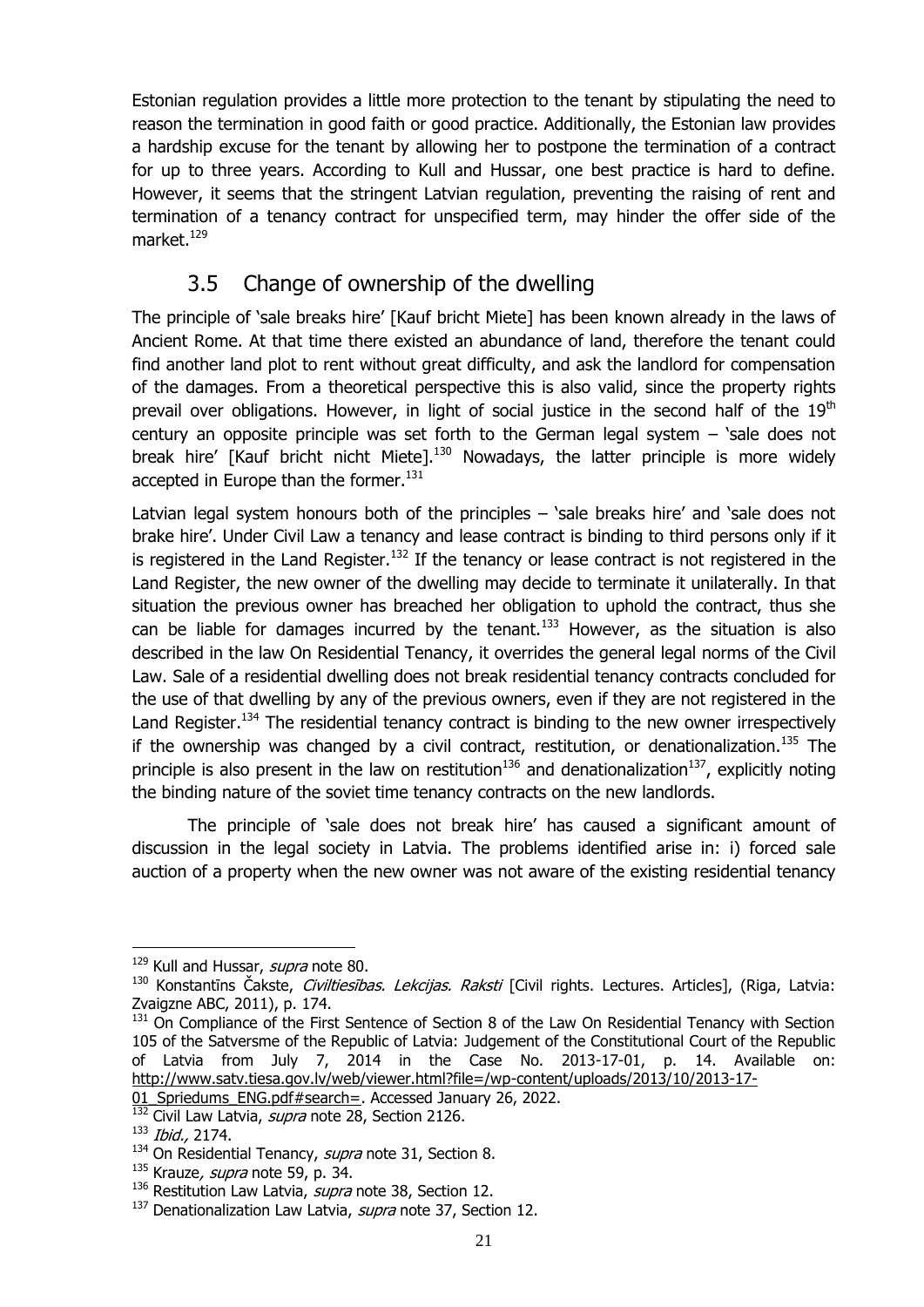Estonian regulation provides a little more protection to the tenant by stipulating the need to reason the termination in good faith or good practice. Additionally, the Estonian law provides a hardship excuse for the tenant by allowing her to postpone the termination of a contract for up to three years. According to Kull and Hussar, one best practice is hard to define. However, it seems that the stringent Latvian regulation, preventing the raising of rent and termination of a tenancy contract for unspecified term, may hinder the offer side of the market.[129]

## 3.5 Change of ownership of the dwelling

The principle of 'sale breaks hire' [Kauf bricht Miete] has been known already in the laws of Ancient Rome. At that time there existed an abundance of land, therefore the tenant could find another land plot to rent without great difficulty, and ask the landlord for compensation of the damages. From a theoretical perspective this is also valid, since the property rights prevail over obligations. However, in light of social justice in the second half of the 19[th] century an opposite principle was set forth to the German legal system – 'sale does not break hire' [Kauf bricht nicht Miete].[130] Nowadays, the latter principle is more widely accepted in Europe than the former.[131]

Latvian legal system honours both of the principles – 'sale breaks hire' and 'sale does not brake hire'. Under Civil Law a tenancy and lease contract is binding to third persons only if it is registered in the Land Register.[132] If the tenancy or lease contract is not registered in the Land Register, the new owner of the dwelling may decide to terminate it unilaterally. In that situation the previous owner has breached her obligation to uphold the contract, thus she can be liable for damages incurred by the tenant.[133] However, as the situation is also described in the law On Residential Tenancy, it overrides the general legal norms of the Civil Law. Sale of a residential dwelling does not break residential tenancy contracts concluded for the use of that dwelling by any of the previous owners, even if they are not registered in the Land Register.[134] The residential tenancy contract is binding to the new owner irrespectively if the ownership was changed by a civil contract, restitution, or denationalization.[135] The principle is also present in the law on restitution[136] and denationalization[137], explicitly noting the binding nature of the soviet time tenancy contracts on the new landlords.

The principle of 'sale does not break hire' has caused a significant amount of discussion in the legal society in Latvia. The problems identified arise in: i) forced sale auction of a property when the new owner was not aware of the existing residential tenancy

---

[129] Kull and Hussar, *supra* note 80.

[130] Konstantīns Čakste, *Civiltiesības. Lekcijas. Raksti* [Civil rights. Lectures. Articles], (Riga, Latvia: Zvaigzne ABC, 2011), p. 174.

[131] On Compliance of the First Sentence of Section 8 of the Law On Residential Tenancy with Section 105 of the Satversme of the Republic of Latvia: Judgement of the Constitutional Court of the Republic of Latvia from July 7, 2014 in the Case No. 2013-17-01, p. 14. Available on: http://www.satv.tiesa.gov.lv/web/viewer.html?file=/wp-content/uploads/2013/10/2013-17-01_Spriedums_ENG.pdf#search=. Accessed January 26, 2022.

[132] Civil Law Latvia, *supra* note 28, Section 2126.

[133] *Ibid.,* 2174.

[134] On Residential Tenancy, *supra* note 31, Section 8.

[135] Krauze, *supra* note 59, p. 34.

[136] Restitution Law Latvia, *supra* note 38, Section 12.

[137] Denationalization Law Latvia, *supra* note 37, Section 12.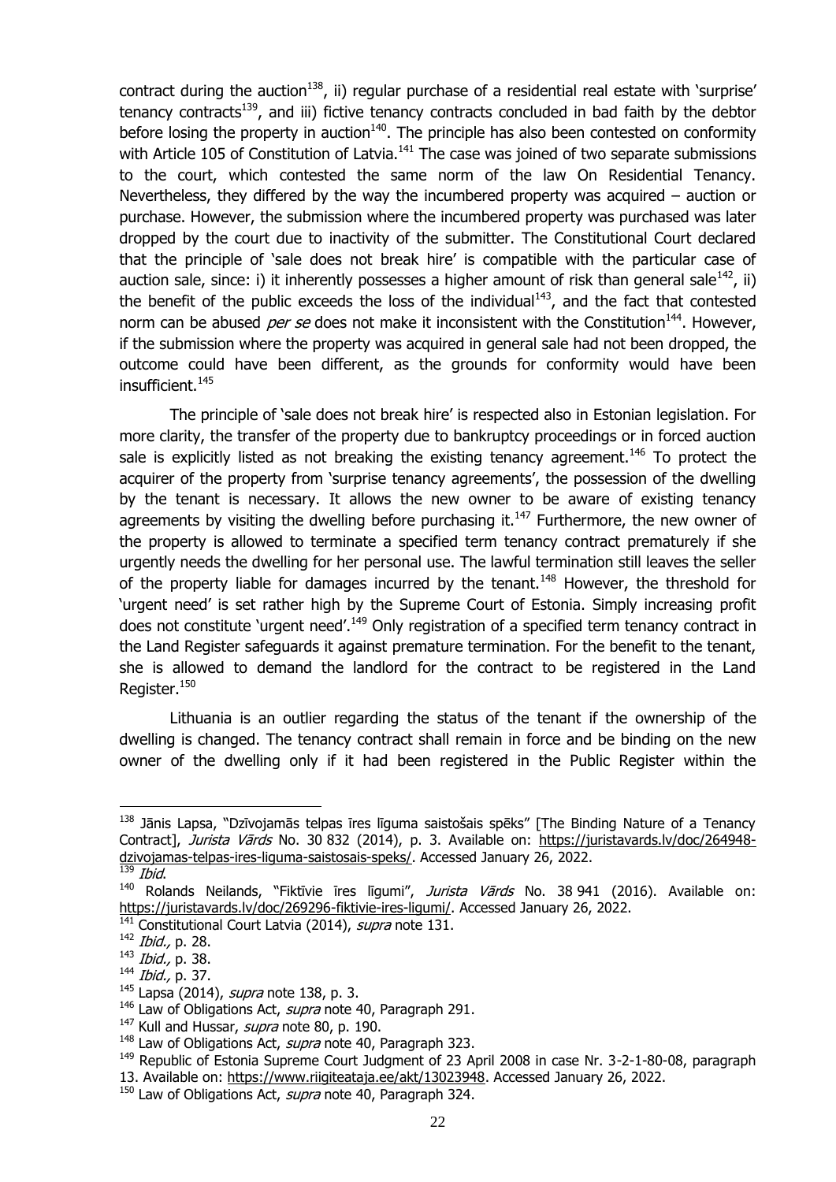contract during the auction[138], ii) regular purchase of a residential real estate with 'surprise' tenancy contracts[139], and iii) fictive tenancy contracts concluded in bad faith by the debtor before losing the property in auction[140]. The principle has also been contested on conformity with Article 105 of Constitution of Latvia.[141] The case was joined of two separate submissions to the court, which contested the same norm of the law On Residential Tenancy. Nevertheless, they differed by the way the incumbered property was acquired – auction or purchase. However, the submission where the incumbered property was purchased was later dropped by the court due to inactivity of the submitter. The Constitutional Court declared that the principle of 'sale does not break hire' is compatible with the particular case of auction sale, since: i) it inherently possesses a higher amount of risk than general sale[142], ii) the benefit of the public exceeds the loss of the individual[143], and the fact that contested norm can be abused *per se* does not make it inconsistent with the Constitution[144]. However, if the submission where the property was acquired in general sale had not been dropped, the outcome could have been different, as the grounds for conformity would have been insufficient.[145]

The principle of 'sale does not break hire' is respected also in Estonian legislation. For more clarity, the transfer of the property due to bankruptcy proceedings or in forced auction sale is explicitly listed as not breaking the existing tenancy agreement.[146] To protect the acquirer of the property from 'surprise tenancy agreements', the possession of the dwelling by the tenant is necessary. It allows the new owner to be aware of existing tenancy agreements by visiting the dwelling before purchasing it.[147] Furthermore, the new owner of the property is allowed to terminate a specified term tenancy contract prematurely if she urgently needs the dwelling for her personal use. The lawful termination still leaves the seller of the property liable for damages incurred by the tenant.[148] However, the threshold for 'urgent need' is set rather high by the Supreme Court of Estonia. Simply increasing profit does not constitute 'urgent need'.[149] Only registration of a specified term tenancy contract in the Land Register safeguards it against premature termination. For the benefit to the tenant, she is allowed to demand the landlord for the contract to be registered in the Land Register.[150]

Lithuania is an outlier regarding the status of the tenant if the ownership of the dwelling is changed. The tenancy contract shall remain in force and be binding on the new owner of the dwelling only if it had been registered in the Public Register within the

---

[138] Jānis Lapsa, "Dzīvojamās telpas īres līguma saistošais spēks" [The Binding Nature of a Tenancy Contract], *Jurista Vārds* No. 30 832 (2014), p. 3. Available on: https://juristavards.lv/doc/264948-dzivojamas-telpas-ires-liguma-saistosais-speks/. Accessed January 26, 2022.

[139] *Ibid*.

[140] Rolands Neilands, "Fiktīvie īres līgumi", *Jurista Vārds* No. 38 941 (2016). Available on: https://juristavards.lv/doc/269296-fiktivie-ires-ligumi/. Accessed January 26, 2022.

[141] Constitutional Court Latvia (2014), *supra* note 131.

[142] *Ibid.,* p. 28.

[143] *Ibid.,* p. 38.

[144] *Ibid.,* p. 37.

[145] Lapsa (2014), *supra* note 138, p. 3.

[146] Law of Obligations Act, *supra* note 40, Paragraph 291.

[147] Kull and Hussar, *supra* note 80, p. 190.

[148] Law of Obligations Act, *supra* note 40, Paragraph 323.

[149] Republic of Estonia Supreme Court Judgment of 23 April 2008 in case Nr. 3-2-1-80-08, paragraph 13. Available on: https://www.riigiteataja.ee/akt/13023948. Accessed January 26, 2022.

[150] Law of Obligations Act, *supra* note 40, Paragraph 324.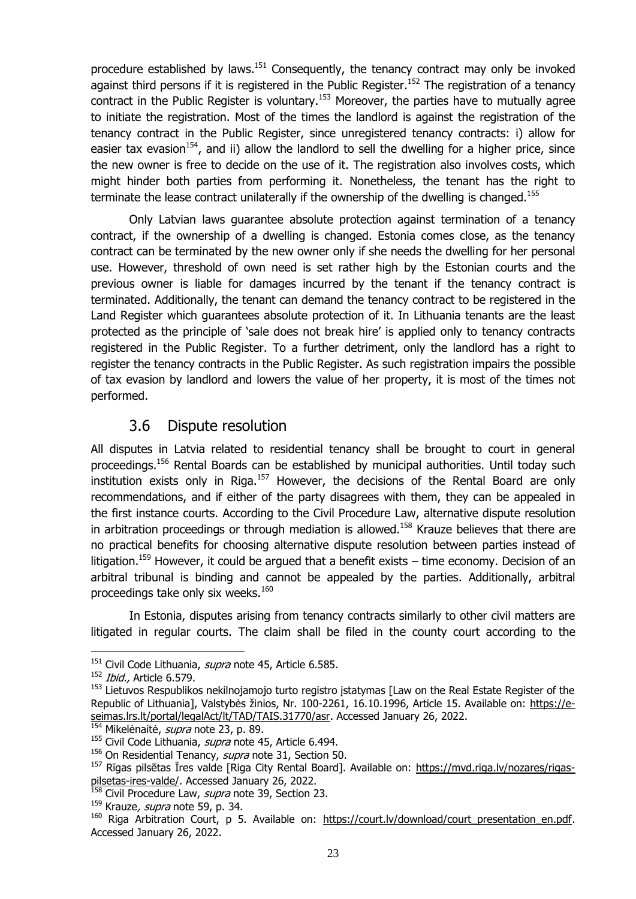procedure established by laws.[151] Consequently, the tenancy contract may only be invoked against third persons if it is registered in the Public Register.[152] The registration of a tenancy contract in the Public Register is voluntary.[153] Moreover, the parties have to mutually agree to initiate the registration. Most of the times the landlord is against the registration of the tenancy contract in the Public Register, since unregistered tenancy contracts: i) allow for easier tax evasion[154], and ii) allow the landlord to sell the dwelling for a higher price, since the new owner is free to decide on the use of it. The registration also involves costs, which might hinder both parties from performing it. Nonetheless, the tenant has the right to terminate the lease contract unilaterally if the ownership of the dwelling is changed.[155]

Only Latvian laws guarantee absolute protection against termination of a tenancy contract, if the ownership of a dwelling is changed. Estonia comes close, as the tenancy contract can be terminated by the new owner only if she needs the dwelling for her personal use. However, threshold of own need is set rather high by the Estonian courts and the previous owner is liable for damages incurred by the tenant if the tenancy contract is terminated. Additionally, the tenant can demand the tenancy contract to be registered in the Land Register which guarantees absolute protection of it. In Lithuania tenants are the least protected as the principle of 'sale does not break hire' is applied only to tenancy contracts registered in the Public Register. To a further detriment, only the landlord has a right to register the tenancy contracts in the Public Register. As such registration impairs the possible of tax evasion by landlord and lowers the value of her property, it is most of the times not performed.

## 3.6 Dispute resolution

All disputes in Latvia related to residential tenancy shall be brought to court in general proceedings.[156] Rental Boards can be established by municipal authorities. Until today such institution exists only in Riga.[157] However, the decisions of the Rental Board are only recommendations, and if either of the party disagrees with them, they can be appealed in the first instance courts. According to the Civil Procedure Law, alternative dispute resolution in arbitration proceedings or through mediation is allowed.[158] Krauze believes that there are no practical benefits for choosing alternative dispute resolution between parties instead of litigation.[159] However, it could be argued that a benefit exists – time economy. Decision of an arbitral tribunal is binding and cannot be appealed by the parties. Additionally, arbitral proceedings take only six weeks.[160]

In Estonia, disputes arising from tenancy contracts similarly to other civil matters are litigated in regular courts. The claim shall be filed in the county court according to the

---

[151] Civil Code Lithuania, *supra* note 45, Article 6.585.

[152] *Ibid.,* Article 6.579.

[153] Lietuvos Respublikos nekilnojamojo turto registro įstatymas [Law on the Real Estate Register of the Republic of Lithuania], Valstybės žinios, Nr. 100-2261, 16.10.1996, Article 15. Available on: https://e-seimas.lrs.lt/portal/legalAct/lt/TAD/TAIS.31770/asr. Accessed January 26, 2022.

[154] Mikelėnaitė, *supra* note 23, p. 89.

[155] Civil Code Lithuania, *supra* note 45, Article 6.494.

[156] On Residential Tenancy, *supra* note 31, Section 50.

[157] Rīgas pilsētas Īres valde [Riga City Rental Board]. Available on: https://mvd.riga.lv/nozares/rigas-pilsetas-ires-valde/. Accessed January 26, 2022.

[158] Civil Procedure Law, *supra* note 39, Section 23.

[159] Krauze*, supra* note 59, p. 34.

[160] Riga Arbitration Court, p 5. Available on: https://court.lv/download/court_presentation_en.pdf. Accessed January 26, 2022.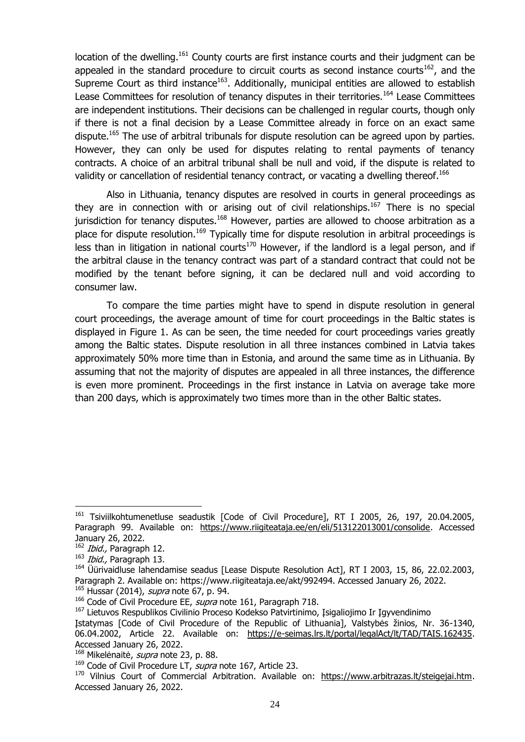location of the dwelling.[161] County courts are first instance courts and their judgment can be appealed in the standard procedure to circuit courts as second instance courts[162], and the Supreme Court as third instance[163]. Additionally, municipal entities are allowed to establish Lease Committees for resolution of tenancy disputes in their territories.[164] Lease Committees are independent institutions. Their decisions can be challenged in regular courts, though only if there is not a final decision by a Lease Committee already in force on an exact same dispute.[165] The use of arbitral tribunals for dispute resolution can be agreed upon by parties. However, they can only be used for disputes relating to rental payments of tenancy contracts. A choice of an arbitral tribunal shall be null and void, if the dispute is related to validity or cancellation of residential tenancy contract, or vacating a dwelling thereof.[166]

Also in Lithuania, tenancy disputes are resolved in courts in general proceedings as they are in connection with or arising out of civil relationships.[167] There is no special jurisdiction for tenancy disputes.[168] However, parties are allowed to choose arbitration as a place for dispute resolution.[169] Typically time for dispute resolution in arbitral proceedings is less than in litigation in national courts[170] However, if the landlord is a legal person, and if the arbitral clause in the tenancy contract was part of a standard contract that could not be modified by the tenant before signing, it can be declared null and void according to consumer law.

To compare the time parties might have to spend in dispute resolution in general court proceedings, the average amount of time for court proceedings in the Baltic states is displayed in Figure 1. As can be seen, the time needed for court proceedings varies greatly among the Baltic states. Dispute resolution in all three instances combined in Latvia takes approximately 50% more time than in Estonia, and around the same time as in Lithuania. By assuming that not the majority of disputes are appealed in all three instances, the difference is even more prominent. Proceedings in the first instance in Latvia on average take more than 200 days, which is approximately two times more than in the other Baltic states.

---

[161] Tsiviilkohtumenetluse seadustik [Code of Civil Procedure], RT I 2005, 26, 197, 20.04.2005, Paragraph 99. Available on: https://www.riigiteataja.ee/en/eli/513122013001/consolide. Accessed January 26, 2022.

[162] *Ibid.,* Paragraph 12.

[163] *Ibid.,* Paragraph 13.

[164] Üürivaidluse lahendamise seadus [Lease Dispute Resolution Act], RT I 2003, 15, 86, 22.02.2003, Paragraph 2. Available on: https://www.riigiteataja.ee/akt/992494. Accessed January 26, 2022.

[165] Hussar (2014), *supra* note 67, p. 94.

[166] Code of Civil Procedure EE, *supra* note 161, Paragraph 718.

[167] Lietuvos Respublikos Civilinio Proceso Kodekso Patvirtinimo, Įsigaliojimo Ir Įgyvendinimo Įstatymas [Code of Civil Procedure of the Republic of Lithuania], Valstybės žinios, Nr. 36-1340, 06.04.2002, Article 22. Available on: https://e-seimas.lrs.lt/portal/legalAct/lt/TAD/TAIS.162435. Accessed January 26, 2022.

[168] Mikelėnaitė, *supra* note 23, p. 88.

[169] Code of Civil Procedure LT, *supra* note 167, Article 23.

[170] Vilnius Court of Commercial Arbitration. Available on: https://www.arbitrazas.lt/steigejai.htm. Accessed January 26, 2022.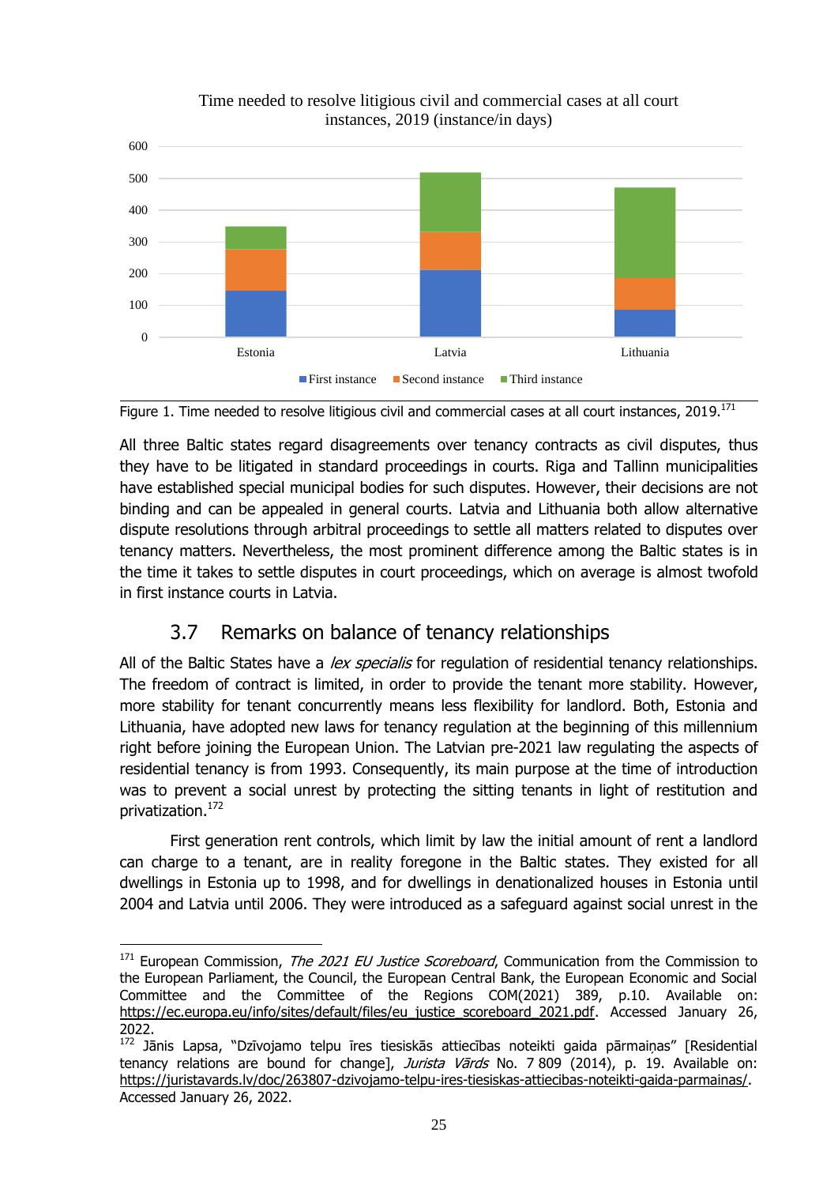Figure 1. Time needed to resolve litigious civil and commercial cases at all court instances, 2019.[171]

All three Baltic states regard disagreements over tenancy contracts as civil disputes, thus they have to be litigated in standard proceedings in courts. Riga and Tallinn municipalities have established special municipal bodies for such disputes. However, their decisions are not binding and can be appealed in general courts. Latvia and Lithuania both allow alternative dispute resolutions through arbitral proceedings to settle all matters related to disputes over tenancy matters. Nevertheless, the most prominent difference among the Baltic states is in the time it takes to settle disputes in court proceedings, which on average is almost twofold in first instance courts in Latvia.

## 3.7 Remarks on balance of tenancy relationships

All of the Baltic States have a *lex specialis* for regulation of residential tenancy relationships. The freedom of contract is limited, in order to provide the tenant more stability. However, more stability for tenant concurrently means less flexibility for landlord. Both, Estonia and Lithuania, have adopted new laws for tenancy regulation at the beginning of this millennium right before joining the European Union. The Latvian pre-2021 law regulating the aspects of residential tenancy is from 1993. Consequently, its main purpose at the time of introduction was to prevent a social unrest by protecting the sitting tenants in light of restitution and privatization.[172]

First generation rent controls, which limit by law the initial amount of rent a landlord can charge to a tenant, are in reality foregone in the Baltic states. They existed for all dwellings in Estonia up to 1998, and for dwellings in denationalized houses in Estonia until 2004 and Latvia until 2006. They were introduced as a safeguard against social unrest in the

---

[171] European Commission, *The 2021 EU Justice Scoreboard*, Communication from the Commission to the European Parliament, the Council, the European Central Bank, the European Economic and Social Committee and the Committee of the Regions COM(2021) 389, p.10. Available on: https://ec.europa.eu/info/sites/default/files/eu_justice_scoreboard_2021.pdf. Accessed January 26, 2022.

[172] Jānis Lapsa, "Dzīvojamo telpu īres tiesiskās attiecības noteikti gaida pārmaiņas" [Residential tenancy relations are bound for change], *Jurista Vārds* No. 7 809 (2014), p. 19. Available on: https://juristavards.lv/doc/263807-dzivojamo-telpu-ires-tiesiskas-attiecibas-noteikti-gaida-parmainas/. Accessed January 26, 2022.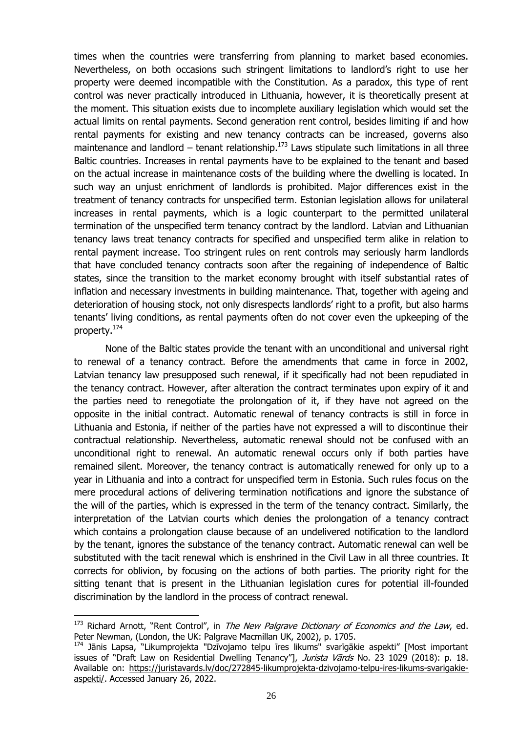times when the countries were transferring from planning to market based economies. Nevertheless, on both occasions such stringent limitations to landlord's right to use her property were deemed incompatible with the Constitution. As a paradox, this type of rent control was never practically introduced in Lithuania, however, it is theoretically present at the moment. This situation exists due to incomplete auxiliary legislation which would set the actual limits on rental payments. Second generation rent control, besides limiting if and how rental payments for existing and new tenancy contracts can be increased, governs also maintenance and landlord – tenant relationship.[173] Laws stipulate such limitations in all three Baltic countries. Increases in rental payments have to be explained to the tenant and based on the actual increase in maintenance costs of the building where the dwelling is located. In such way an unjust enrichment of landlords is prohibited. Major differences exist in the treatment of tenancy contracts for unspecified term. Estonian legislation allows for unilateral increases in rental payments, which is a logic counterpart to the permitted unilateral termination of the unspecified term tenancy contract by the landlord. Latvian and Lithuanian tenancy laws treat tenancy contracts for specified and unspecified term alike in relation to rental payment increase. Too stringent rules on rent controls may seriously harm landlords that have concluded tenancy contracts soon after the regaining of independence of Baltic states, since the transition to the market economy brought with itself substantial rates of inflation and necessary investments in building maintenance. That, together with ageing and deterioration of housing stock, not only disrespects landlords' right to a profit, but also harms tenants' living conditions, as rental payments often do not cover even the upkeeping of the property.[174]

None of the Baltic states provide the tenant with an unconditional and universal right to renewal of a tenancy contract. Before the amendments that came in force in 2002, Latvian tenancy law presupposed such renewal, if it specifically had not been repudiated in the tenancy contract. However, after alteration the contract terminates upon expiry of it and the parties need to renegotiate the prolongation of it, if they have not agreed on the opposite in the initial contract. Automatic renewal of tenancy contracts is still in force in Lithuania and Estonia, if neither of the parties have not expressed a will to discontinue their contractual relationship. Nevertheless, automatic renewal should not be confused with an unconditional right to renewal. An automatic renewal occurs only if both parties have remained silent. Moreover, the tenancy contract is automatically renewed for only up to a year in Lithuania and into a contract for unspecified term in Estonia. Such rules focus on the mere procedural actions of delivering termination notifications and ignore the substance of the will of the parties, which is expressed in the term of the tenancy contract. Similarly, the interpretation of the Latvian courts which denies the prolongation of a tenancy contract which contains a prolongation clause because of an undelivered notification to the landlord by the tenant, ignores the substance of the tenancy contract. Automatic renewal can well be substituted with the tacit renewal which is enshrined in the Civil Law in all three countries. It corrects for oblivion, by focusing on the actions of both parties. The priority right for the sitting tenant that is present in the Lithuanian legislation cures for potential ill-founded discrimination by the landlord in the process of contract renewal.

---

[173] Richard Arnott, "Rent Control", in *The New Palgrave Dictionary of Economics and the Law*, ed. Peter Newman, (London, the UK: Palgrave Macmillan UK, 2002), p. 1705.

[174] Jānis Lapsa, "Likumprojekta "Dzīvojamo telpu īres likums" svarīgākie aspekti" [Most important issues of "Draft Law on Residential Dwelling Tenancy"], *Jurista Vārds* No. 23 1029 (2018): p. 18. Available on: https://juristavards.lv/doc/272845-likumprojekta-dzivojamo-telpu-ires-likums-svarigakie-aspekti/. Accessed January 26, 2022.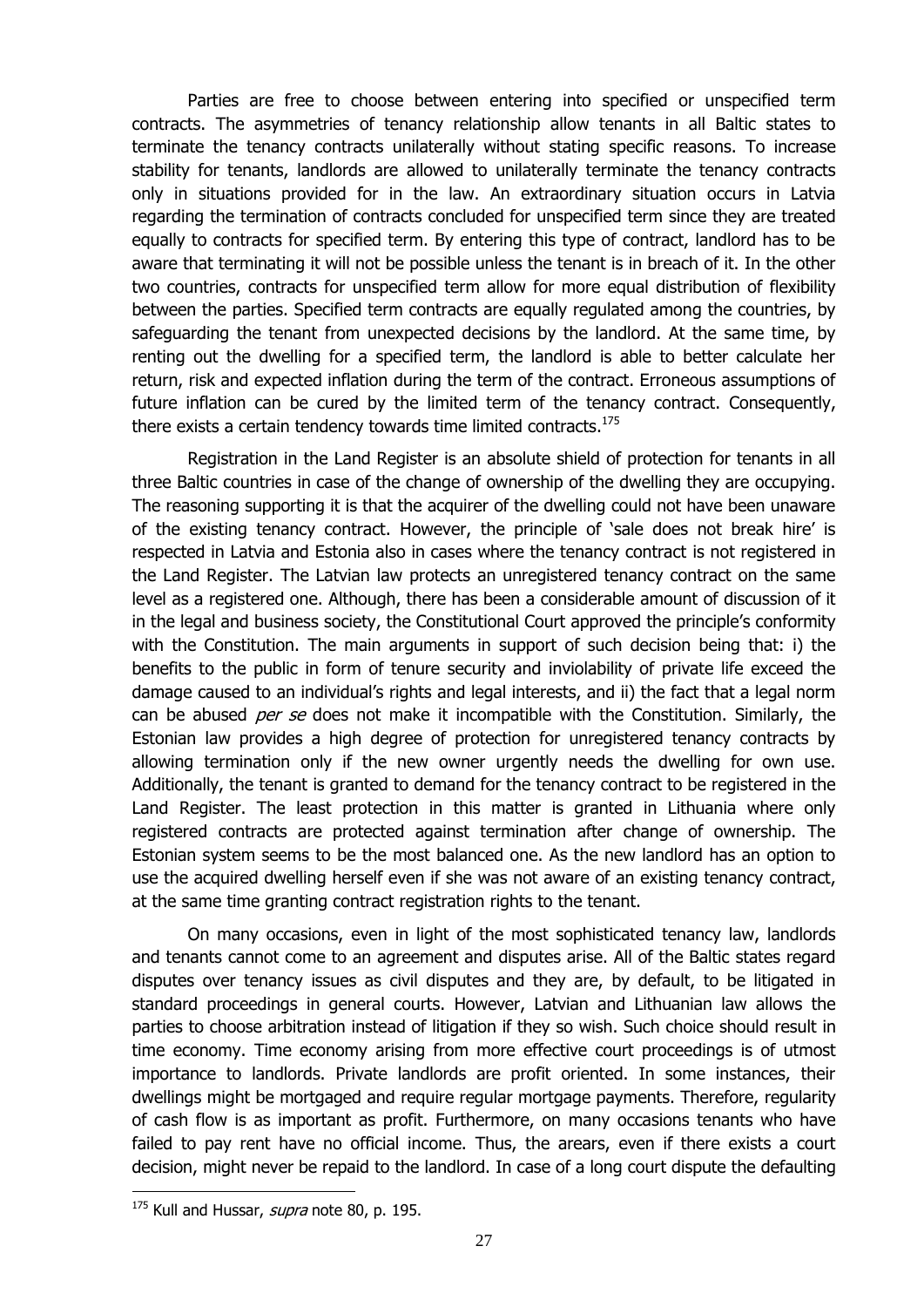Parties are free to choose between entering into specified or unspecified term contracts. The asymmetries of tenancy relationship allow tenants in all Baltic states to terminate the tenancy contracts unilaterally without stating specific reasons. To increase stability for tenants, landlords are allowed to unilaterally terminate the tenancy contracts only in situations provided for in the law. An extraordinary situation occurs in Latvia regarding the termination of contracts concluded for unspecified term since they are treated equally to contracts for specified term. By entering this type of contract, landlord has to be aware that terminating it will not be possible unless the tenant is in breach of it. In the other two countries, contracts for unspecified term allow for more equal distribution of flexibility between the parties. Specified term contracts are equally regulated among the countries, by safeguarding the tenant from unexpected decisions by the landlord. At the same time, by renting out the dwelling for a specified term, the landlord is able to better calculate her return, risk and expected inflation during the term of the contract. Erroneous assumptions of future inflation can be cured by the limited term of the tenancy contract. Consequently, there exists a certain tendency towards time limited contracts.[175]

Registration in the Land Register is an absolute shield of protection for tenants in all three Baltic countries in case of the change of ownership of the dwelling they are occupying. The reasoning supporting it is that the acquirer of the dwelling could not have been unaware of the existing tenancy contract. However, the principle of 'sale does not break hire' is respected in Latvia and Estonia also in cases where the tenancy contract is not registered in the Land Register. The Latvian law protects an unregistered tenancy contract on the same level as a registered one. Although, there has been a considerable amount of discussion of it in the legal and business society, the Constitutional Court approved the principle's conformity with the Constitution. The main arguments in support of such decision being that: i) the benefits to the public in form of tenure security and inviolability of private life exceed the damage caused to an individual's rights and legal interests, and ii) the fact that a legal norm can be abused *per se* does not make it incompatible with the Constitution. Similarly, the Estonian law provides a high degree of protection for unregistered tenancy contracts by allowing termination only if the new owner urgently needs the dwelling for own use. Additionally, the tenant is granted to demand for the tenancy contract to be registered in the Land Register. The least protection in this matter is granted in Lithuania where only registered contracts are protected against termination after change of ownership. The Estonian system seems to be the most balanced one. As the new landlord has an option to use the acquired dwelling herself even if she was not aware of an existing tenancy contract, at the same time granting contract registration rights to the tenant.

On many occasions, even in light of the most sophisticated tenancy law, landlords and tenants cannot come to an agreement and disputes arise. All of the Baltic states regard disputes over tenancy issues as civil disputes and they are, by default, to be litigated in standard proceedings in general courts. However, Latvian and Lithuanian law allows the parties to choose arbitration instead of litigation if they so wish. Such choice should result in time economy. Time economy arising from more effective court proceedings is of utmost importance to landlords. Private landlords are profit oriented. In some instances, their dwellings might be mortgaged and require regular mortgage payments. Therefore, regularity of cash flow is as important as profit. Furthermore, on many occasions tenants who have failed to pay rent have no official income. Thus, the arears, even if there exists a court decision, might never be repaid to the landlord. In case of a long court dispute the defaulting

[175] Kull and Hussar, *supra* note 80, p. 195.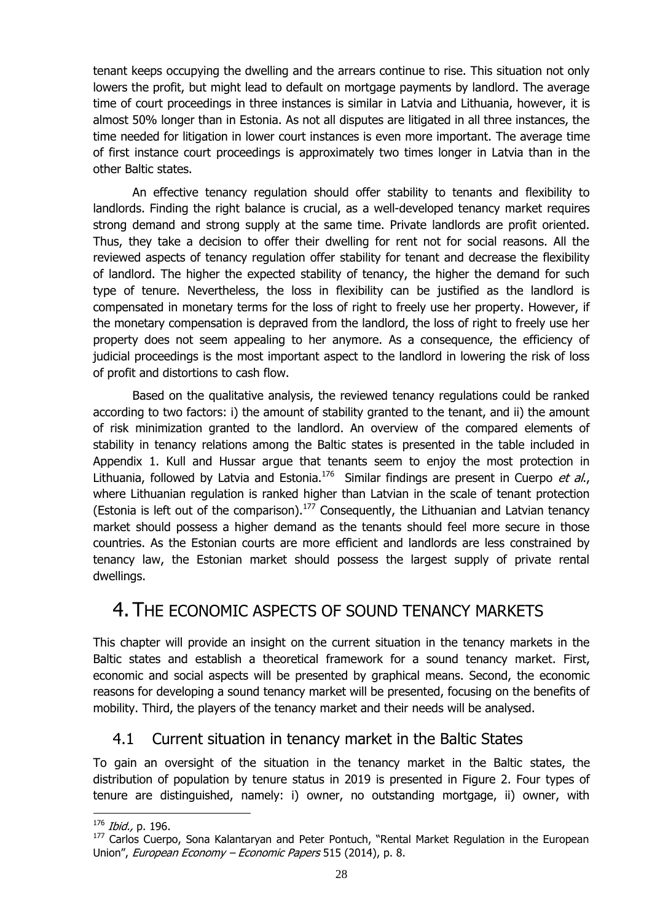tenant keeps occupying the dwelling and the arrears continue to rise. This situation not only lowers the profit, but might lead to default on mortgage payments by landlord. The average time of court proceedings in three instances is similar in Latvia and Lithuania, however, it is almost 50% longer than in Estonia. As not all disputes are litigated in all three instances, the time needed for litigation in lower court instances is even more important. The average time of first instance court proceedings is approximately two times longer in Latvia than in the other Baltic states.

An effective tenancy regulation should offer stability to tenants and flexibility to landlords. Finding the right balance is crucial, as a well-developed tenancy market requires strong demand and strong supply at the same time. Private landlords are profit oriented. Thus, they take a decision to offer their dwelling for rent not for social reasons. All the reviewed aspects of tenancy regulation offer stability for tenant and decrease the flexibility of landlord. The higher the expected stability of tenancy, the higher the demand for such type of tenure. Nevertheless, the loss in flexibility can be justified as the landlord is compensated in monetary terms for the loss of right to freely use her property. However, if the monetary compensation is depraved from the landlord, the loss of right to freely use her property does not seem appealing to her anymore. As a consequence, the efficiency of judicial proceedings is the most important aspect to the landlord in lowering the risk of loss of profit and distortions to cash flow.

Based on the qualitative analysis, the reviewed tenancy regulations could be ranked according to two factors: i) the amount of stability granted to the tenant, and ii) the amount of risk minimization granted to the landlord. An overview of the compared elements of stability in tenancy relations among the Baltic states is presented in the table included in Appendix 1. Kull and Hussar argue that tenants seem to enjoy the most protection in Lithuania, followed by Latvia and Estonia.[176] Similar findings are present in Cuerpo *et al.*, where Lithuanian regulation is ranked higher than Latvian in the scale of tenant protection (Estonia is left out of the comparison).[177] Consequently, the Lithuanian and Latvian tenancy market should possess a higher demand as the tenants should feel more secure in those countries. As the Estonian courts are more efficient and landlords are less constrained by tenancy law, the Estonian market should possess the largest supply of private rental dwellings.

# 4. The economic aspects of sound tenancy markets

This chapter will provide an insight on the current situation in the tenancy markets in the Baltic states and establish a theoretical framework for a sound tenancy market. First, economic and social aspects will be presented by graphical means. Second, the economic reasons for developing a sound tenancy market will be presented, focusing on the benefits of mobility. Third, the players of the tenancy market and their needs will be analysed.

## 4.1 Current situation in tenancy market in the Baltic States

To gain an oversight of the situation in the tenancy market in the Baltic states, the distribution of population by tenure status in 2019 is presented in Figure 2. Four types of tenure are distinguished, namely: i) owner, no outstanding mortgage, ii) owner, with

---

[176] *Ibid.,* p. 196.

[177] Carlos Cuerpo, Sona Kalantaryan and Peter Pontuch, "Rental Market Regulation in the European Union", *European Economy – Economic Papers* 515 (2014), p. 8.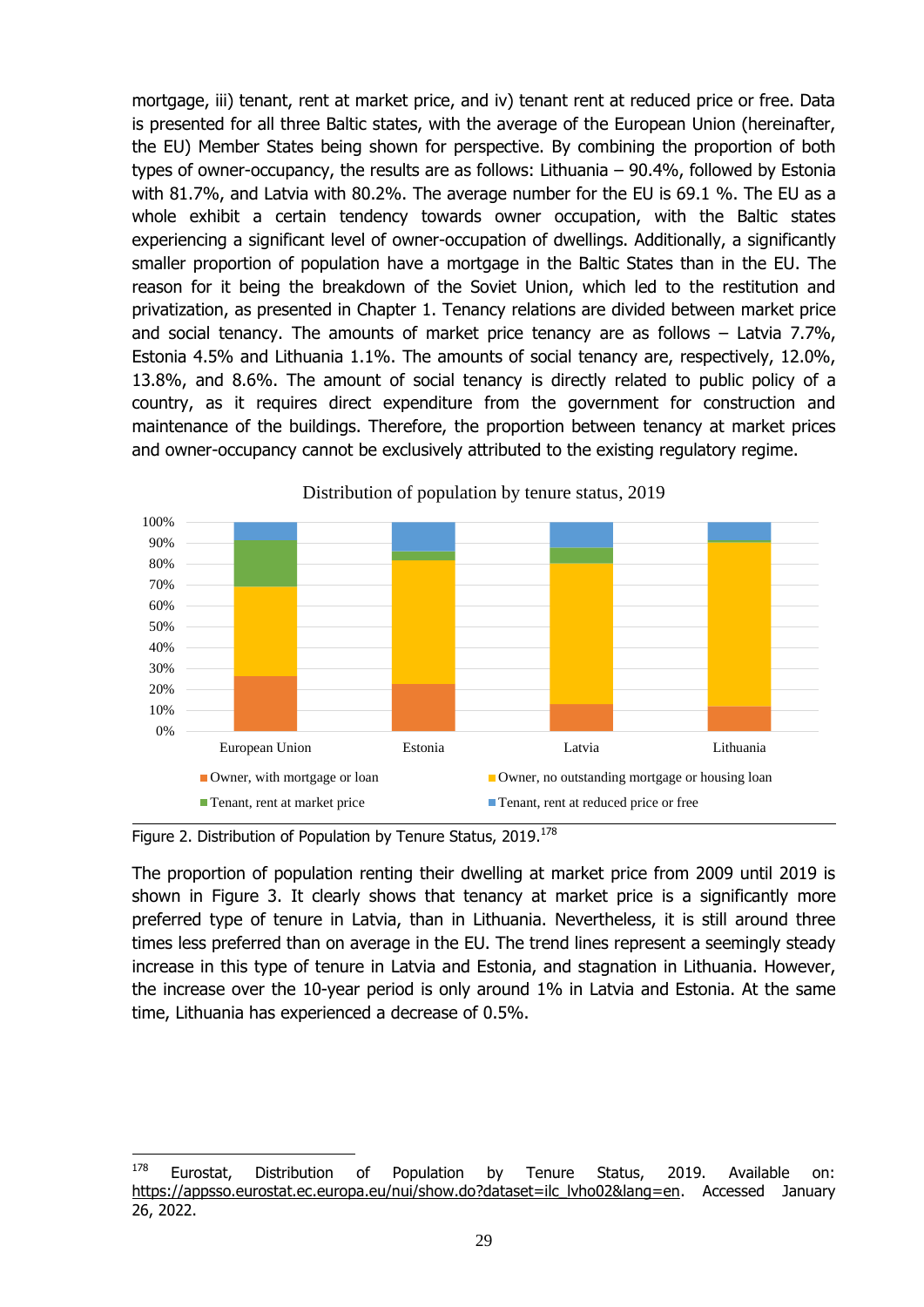mortgage, iii) tenant, rent at market price, and iv) tenant rent at reduced price or free. Data is presented for all three Baltic states, with the average of the European Union (hereinafter, the EU) Member States being shown for perspective. By combining the proportion of both types of owner-occupancy, the results are as follows: Lithuania – 90.4%, followed by Estonia with 81.7%, and Latvia with 80.2%. The average number for the EU is 69.1 %. The EU as a whole exhibit a certain tendency towards owner occupation, with the Baltic states experiencing a significant level of owner-occupation of dwellings. Additionally, a significantly smaller proportion of population have a mortgage in the Baltic States than in the EU. The reason for it being the breakdown of the Soviet Union, which led to the restitution and privatization, as presented in Chapter 1. Tenancy relations are divided between market price and social tenancy. The amounts of market price tenancy are as follows – Latvia 7.7%, Estonia 4.5% and Lithuania 1.1%. The amounts of social tenancy are, respectively, 12.0%, 13.8%, and 8.6%. The amount of social tenancy is directly related to public policy of a country, as it requires direct expenditure from the government for construction and maintenance of the buildings. Therefore, the proportion between tenancy at market prices and owner-occupancy cannot be exclusively attributed to the existing regulatory regime.

Distribution of population by tenure status, 2019

Legend: Owner, with mortgage or loan; Owner, no outstanding mortgage or housing loan; Tenant, rent at market price; Tenant, rent at reduced price or free

Figure 2. Distribution of Population by Tenure Status, 2019.[178]

The proportion of population renting their dwelling at market price from 2009 until 2019 is shown in Figure 3. It clearly shows that tenancy at market price is a significantly more preferred type of tenure in Latvia, than in Lithuania. Nevertheless, it is still around three times less preferred than on average in the EU. The trend lines represent a seemingly steady increase in this type of tenure in Latvia and Estonia, and stagnation in Lithuania. However, the increase over the 10-year period is only around 1% in Latvia and Estonia. At the same time, Lithuania has experienced a decrease of 0.5%.

---

[178] Eurostat, Distribution of Population by Tenure Status, 2019. Available on: https://appsso.eurostat.ec.europa.eu/nui/show.do?dataset=ilc_lvho02&lang=en. Accessed January 26, 2022.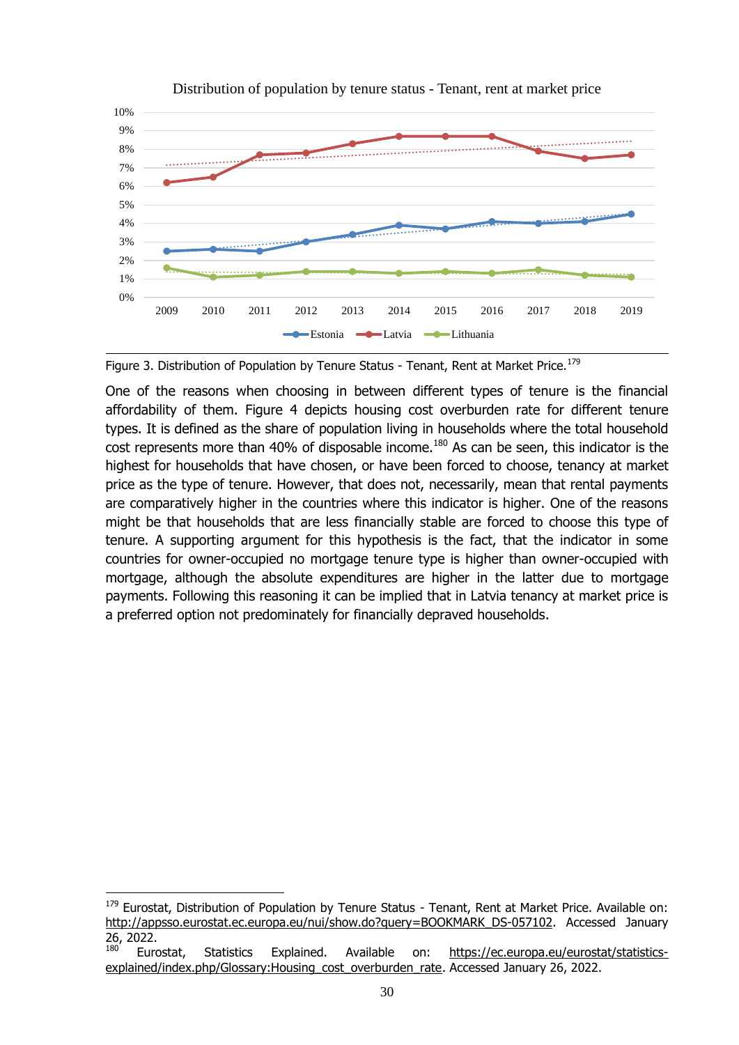Figure 3. Distribution of Population by Tenure Status - Tenant, Rent at Market Price.[179]

One of the reasons when choosing in between different types of tenure is the financial affordability of them. Figure 4 depicts housing cost overburden rate for different tenure types. It is defined as the share of population living in households where the total household cost represents more than 40% of disposable income.[180] As can be seen, this indicator is the highest for households that have chosen, or have been forced to choose, tenancy at market price as the type of tenure. However, that does not, necessarily, mean that rental payments are comparatively higher in the countries where this indicator is higher. One of the reasons might be that households that are less financially stable are forced to choose this type of tenure. A supporting argument for this hypothesis is the fact, that the indicator in some countries for owner-occupied no mortgage tenure type is higher than owner-occupied with mortgage, although the absolute expenditures are higher in the latter due to mortgage payments. Following this reasoning it can be implied that in Latvia tenancy at market price is a preferred option not predominately for financially depraved households.

---

[179] Eurostat, Distribution of Population by Tenure Status - Tenant, Rent at Market Price. Available on: http://appsso.eurostat.ec.europa.eu/nui/show.do?query=BOOKMARK_DS-057102. Accessed January 26, 2022.

[180] Eurostat, Statistics Explained. Available on: https://ec.europa.eu/eurostat/statistics-explained/index.php/Glossary:Housing_cost_overburden_rate. Accessed January 26, 2022.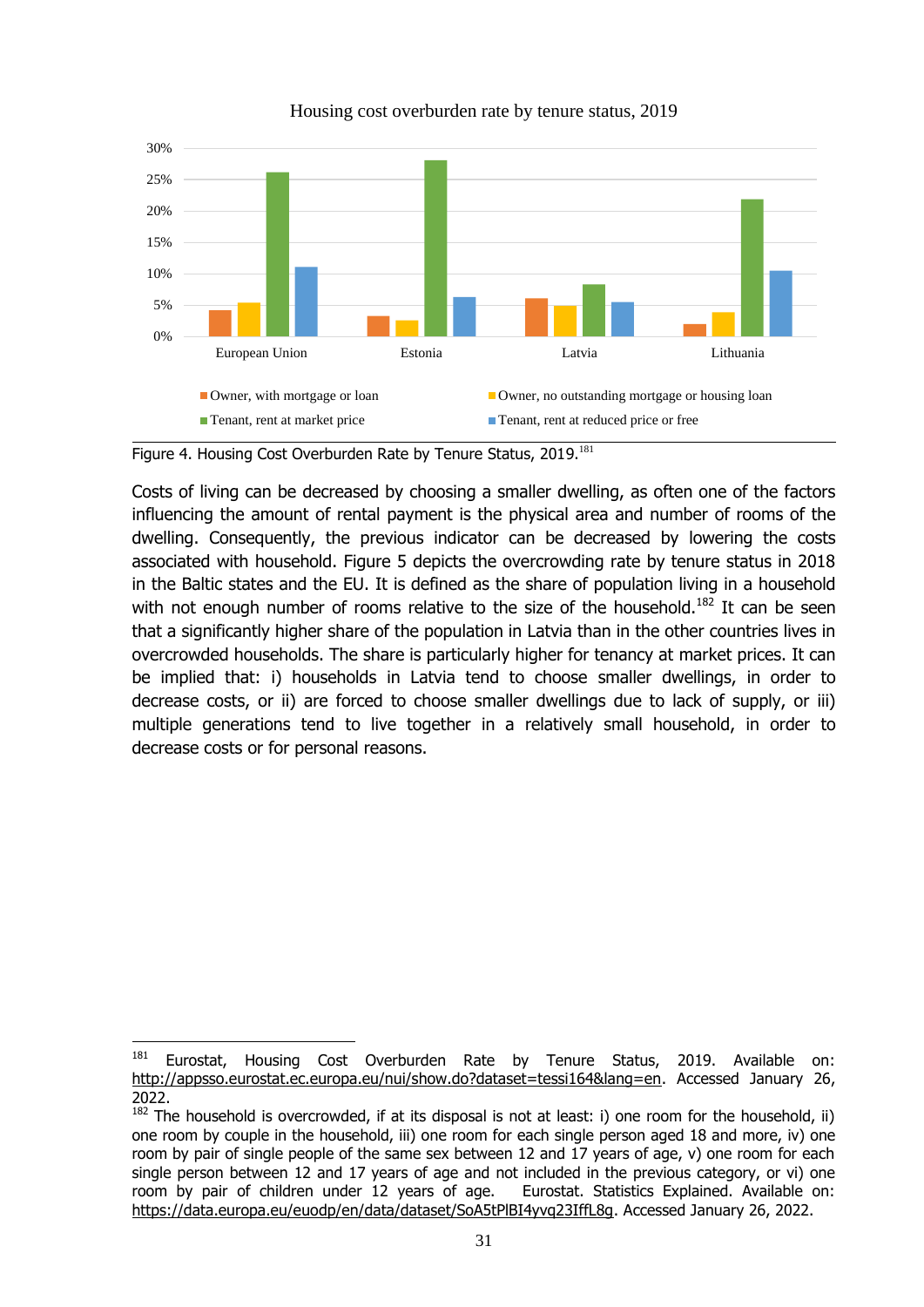Housing cost overburden rate by tenure status, 2019

Figure 4. Housing Cost Overburden Rate by Tenure Status, 2019.[181]

Costs of living can be decreased by choosing a smaller dwelling, as often one of the factors influencing the amount of rental payment is the physical area and number of rooms of the dwelling. Consequently, the previous indicator can be decreased by lowering the costs associated with household. Figure 5 depicts the overcrowding rate by tenure status in 2018 in the Baltic states and the EU. It is defined as the share of population living in a household with not enough number of rooms relative to the size of the household.[182] It can be seen that a significantly higher share of the population in Latvia than in the other countries lives in overcrowded households. The share is particularly higher for tenancy at market prices. It can be implied that: i) households in Latvia tend to choose smaller dwellings, in order to decrease costs, or ii) are forced to choose smaller dwellings due to lack of supply, or iii) multiple generations tend to live together in a relatively small household, in order to decrease costs or for personal reasons.

---

[181] Eurostat, Housing Cost Overburden Rate by Tenure Status, 2019. Available on: http://appsso.eurostat.ec.europa.eu/nui/show.do?dataset=tessi164&lang=en. Accessed January 26, 2022.

[182] The household is overcrowded, if at its disposal is not at least: i) one room for the household, ii) one room by couple in the household, iii) one room for each single person aged 18 and more, iv) one room by pair of single people of the same sex between 12 and 17 years of age, v) one room for each single person between 12 and 17 years of age and not included in the previous category, or vi) one room by pair of children under 12 years of age. Eurostat. Statistics Explained. Available on: https://data.europa.eu/euodp/en/data/dataset/SoA5tPlBI4yvq23IffL8g. Accessed January 26, 2022.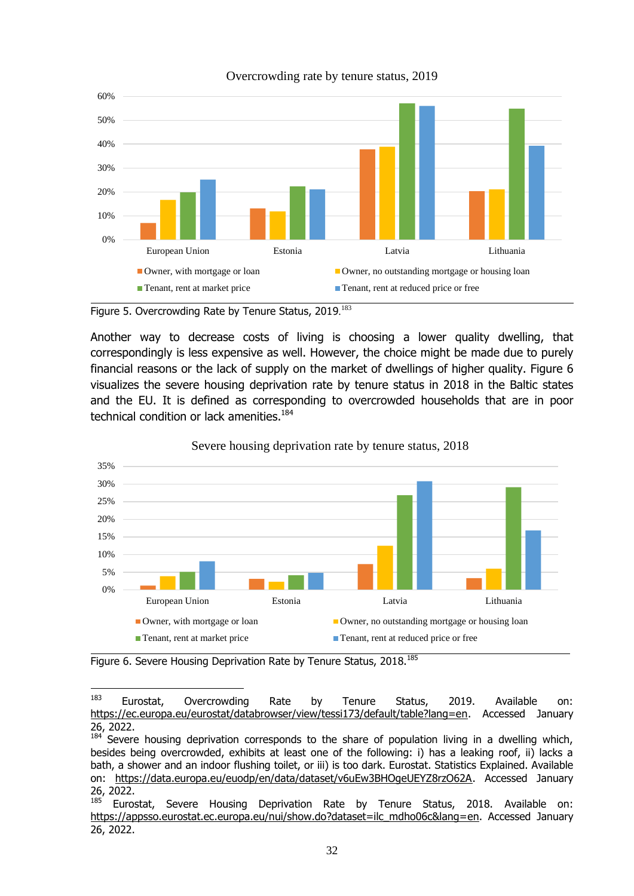Figure 5. Overcrowding Rate by Tenure Status, 2019.[183]

Another way to decrease costs of living is choosing a lower quality dwelling, that correspondingly is less expensive as well. However, the choice might be made due to purely financial reasons or the lack of supply on the market of dwellings of higher quality. Figure 6 visualizes the severe housing deprivation rate by tenure status in 2018 in the Baltic states and the EU. It is defined as corresponding to overcrowded households that are in poor technical condition or lack amenities.[184]

Figure 6. Severe Housing Deprivation Rate by Tenure Status, 2018.[185]

---

[183] Eurostat, Overcrowding Rate by Tenure Status, 2019. Available on: https://ec.europa.eu/eurostat/databrowser/view/tessi173/default/table?lang=en. Accessed January 26, 2022.

[184] Severe housing deprivation corresponds to the share of population living in a dwelling which, besides being overcrowded, exhibits at least one of the following: i) has a leaking roof, ii) lacks a bath, a shower and an indoor flushing toilet, or iii) is too dark. Eurostat. Statistics Explained. Available on: https://data.europa.eu/euodp/en/data/dataset/v6uEw3BHOgeUEYZ8rzO62A. Accessed January 26, 2022.

[185] Eurostat, Severe Housing Deprivation Rate by Tenure Status, 2018. Available on: https://appsso.eurostat.ec.europa.eu/nui/show.do?dataset=ilc_mdho06c&lang=en. Accessed January 26, 2022.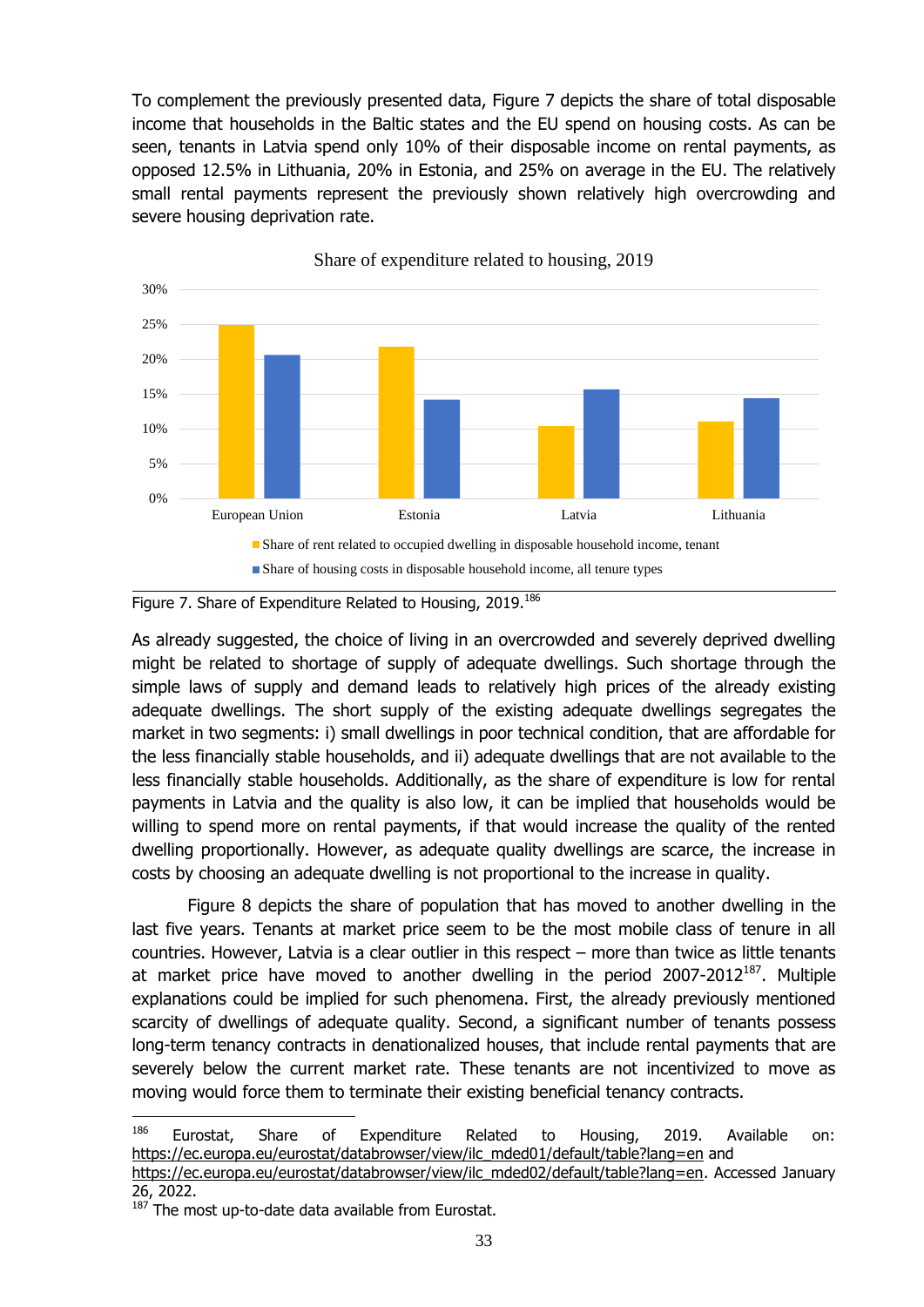To complement the previously presented data, Figure 7 depicts the share of total disposable income that households in the Baltic states and the EU spend on housing costs. As can be seen, tenants in Latvia spend only 10% of their disposable income on rental payments, as opposed 12.5% in Lithuania, 20% in Estonia, and 25% on average in the EU. The relatively small rental payments represent the previously shown relatively high overcrowding and severe housing deprivation rate.

Figure 7. Share of Expenditure Related to Housing, 2019.[186]

As already suggested, the choice of living in an overcrowded and severely deprived dwelling might be related to shortage of supply of adequate dwellings. Such shortage through the simple laws of supply and demand leads to relatively high prices of the already existing adequate dwellings. The short supply of the existing adequate dwellings segregates the market in two segments: i) small dwellings in poor technical condition, that are affordable for the less financially stable households, and ii) adequate dwellings that are not available to the less financially stable households. Additionally, as the share of expenditure is low for rental payments in Latvia and the quality is also low, it can be implied that households would be willing to spend more on rental payments, if that would increase the quality of the rented dwelling proportionally. However, as adequate quality dwellings are scarce, the increase in costs by choosing an adequate dwelling is not proportional to the increase in quality.

Figure 8 depicts the share of population that has moved to another dwelling in the last five years. Tenants at market price seem to be the most mobile class of tenure in all countries. However, Latvia is a clear outlier in this respect – more than twice as little tenants at market price have moved to another dwelling in the period 2007-2012[187]. Multiple explanations could be implied for such phenomena. First, the already previously mentioned scarcity of dwellings of adequate quality. Second, a significant number of tenants possess long-term tenancy contracts in denationalized houses, that include rental payments that are severely below the current market rate. These tenants are not incentivized to move as moving would force them to terminate their existing beneficial tenancy contracts.

---

[186] Eurostat, Share of Expenditure Related to Housing, 2019. Available on: https://ec.europa.eu/eurostat/databrowser/view/ilc_mded01/default/table?lang=en and https://ec.europa.eu/eurostat/databrowser/view/ilc_mded02/default/table?lang=en. Accessed January 26, 2022.

[187] The most up-to-date data available from Eurostat.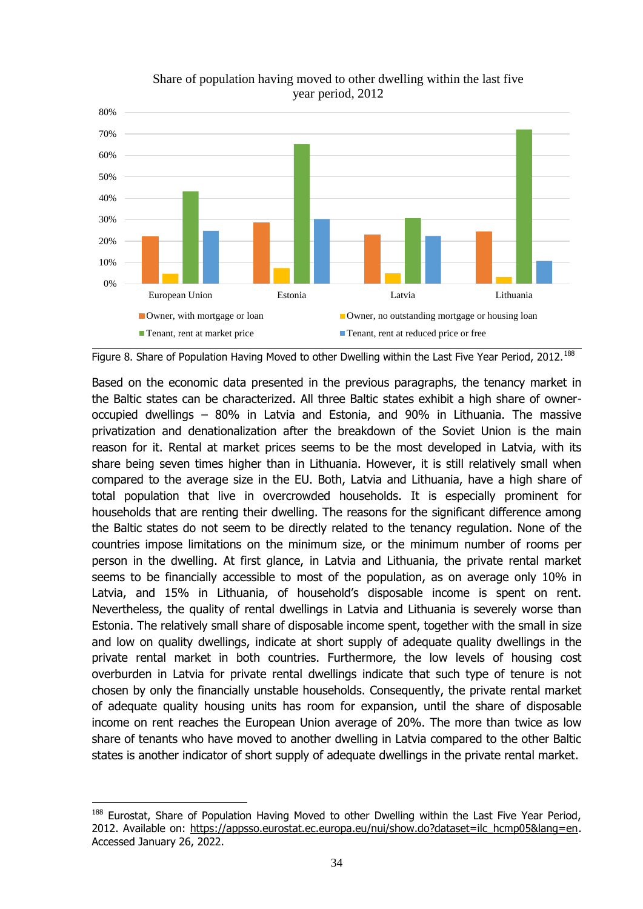Figure 8. Share of Population Having Moved to other Dwelling within the Last Five Year Period, 2012.[188]

Based on the economic data presented in the previous paragraphs, the tenancy market in the Baltic states can be characterized. All three Baltic states exhibit a high share of owner-occupied dwellings – 80% in Latvia and Estonia, and 90% in Lithuania. The massive privatization and denationalization after the breakdown of the Soviet Union is the main reason for it. Rental at market prices seems to be the most developed in Latvia, with its share being seven times higher than in Lithuania. However, it is still relatively small when compared to the average size in the EU. Both, Latvia and Lithuania, have a high share of total population that live in overcrowded households. It is especially prominent for households that are renting their dwelling. The reasons for the significant difference among the Baltic states do not seem to be directly related to the tenancy regulation. None of the countries impose limitations on the minimum size, or the minimum number of rooms per person in the dwelling. At first glance, in Latvia and Lithuania, the private rental market seems to be financially accessible to most of the population, as on average only 10% in Latvia, and 15% in Lithuania, of household's disposable income is spent on rent. Nevertheless, the quality of rental dwellings in Latvia and Lithuania is severely worse than Estonia. The relatively small share of disposable income spent, together with the small in size and low on quality dwellings, indicate at short supply of adequate quality dwellings in the private rental market in both countries. Furthermore, the low levels of housing cost overburden in Latvia for private rental dwellings indicate that such type of tenure is not chosen by only the financially unstable households. Consequently, the private rental market of adequate quality housing units has room for expansion, until the share of disposable income on rent reaches the European Union average of 20%. The more than twice as low share of tenants who have moved to another dwelling in Latvia compared to the other Baltic states is another indicator of short supply of adequate dwellings in the private rental market.

---

[188] Eurostat, Share of Population Having Moved to other Dwelling within the Last Five Year Period, 2012. Available on: https://appsso.eurostat.ec.europa.eu/nui/show.do?dataset=ilc_hcmp05&lang=en. Accessed January 26, 2022.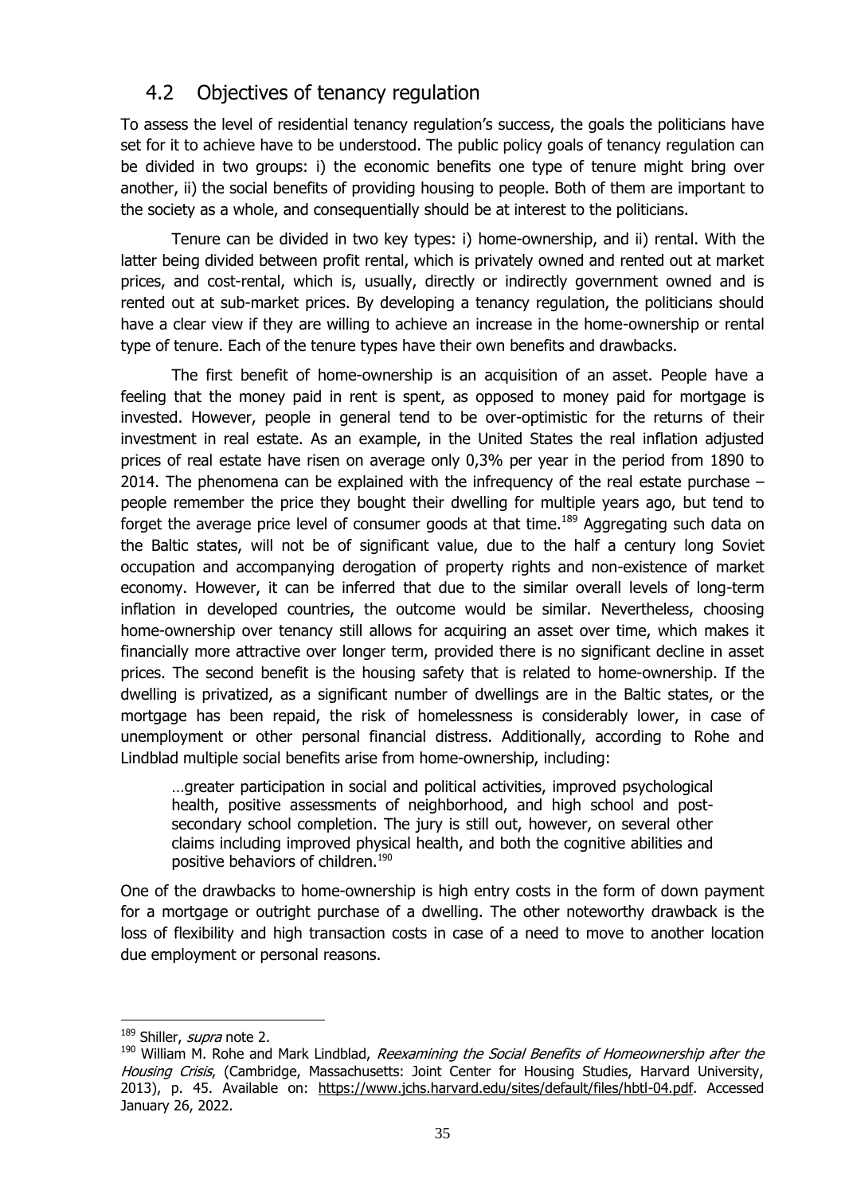## 4.2 Objectives of tenancy regulation

To assess the level of residential tenancy regulation's success, the goals the politicians have set for it to achieve have to be understood. The public policy goals of tenancy regulation can be divided in two groups: i) the economic benefits one type of tenure might bring over another, ii) the social benefits of providing housing to people. Both of them are important to the society as a whole, and consequentially should be at interest to the politicians.

Tenure can be divided in two key types: i) home-ownership, and ii) rental. With the latter being divided between profit rental, which is privately owned and rented out at market prices, and cost-rental, which is, usually, directly or indirectly government owned and is rented out at sub-market prices. By developing a tenancy regulation, the politicians should have a clear view if they are willing to achieve an increase in the home-ownership or rental type of tenure. Each of the tenure types have their own benefits and drawbacks.

The first benefit of home-ownership is an acquisition of an asset. People have a feeling that the money paid in rent is spent, as opposed to money paid for mortgage is invested. However, people in general tend to be over-optimistic for the returns of their investment in real estate. As an example, in the United States the real inflation adjusted prices of real estate have risen on average only 0,3% per year in the period from 1890 to 2014. The phenomena can be explained with the infrequency of the real estate purchase – people remember the price they bought their dwelling for multiple years ago, but tend to forget the average price level of consumer goods at that time.[189] Aggregating such data on the Baltic states, will not be of significant value, due to the half a century long Soviet occupation and accompanying derogation of property rights and non-existence of market economy. However, it can be inferred that due to the similar overall levels of long-term inflation in developed countries, the outcome would be similar. Nevertheless, choosing home-ownership over tenancy still allows for acquiring an asset over time, which makes it financially more attractive over longer term, provided there is no significant decline in asset prices. The second benefit is the housing safety that is related to home-ownership. If the dwelling is privatized, as a significant number of dwellings are in the Baltic states, or the mortgage has been repaid, the risk of homelessness is considerably lower, in case of unemployment or other personal financial distress. Additionally, according to Rohe and Lindblad multiple social benefits arise from home-ownership, including:

> …greater participation in social and political activities, improved psychological health, positive assessments of neighborhood, and high school and post-secondary school completion. The jury is still out, however, on several other claims including improved physical health, and both the cognitive abilities and positive behaviors of children.[190]

One of the drawbacks to home-ownership is high entry costs in the form of down payment for a mortgage or outright purchase of a dwelling. The other noteworthy drawback is the loss of flexibility and high transaction costs in case of a need to move to another location due employment or personal reasons.

---

[189] Shiller, *supra* note 2.

[190] William M. Rohe and Mark Lindblad, *Reexamining the Social Benefits of Homeownership after the Housing Crisis*, (Cambridge, Massachusetts: Joint Center for Housing Studies, Harvard University, 2013), p. 45. Available on: https://www.jchs.harvard.edu/sites/default/files/hbtl-04.pdf. Accessed January 26, 2022.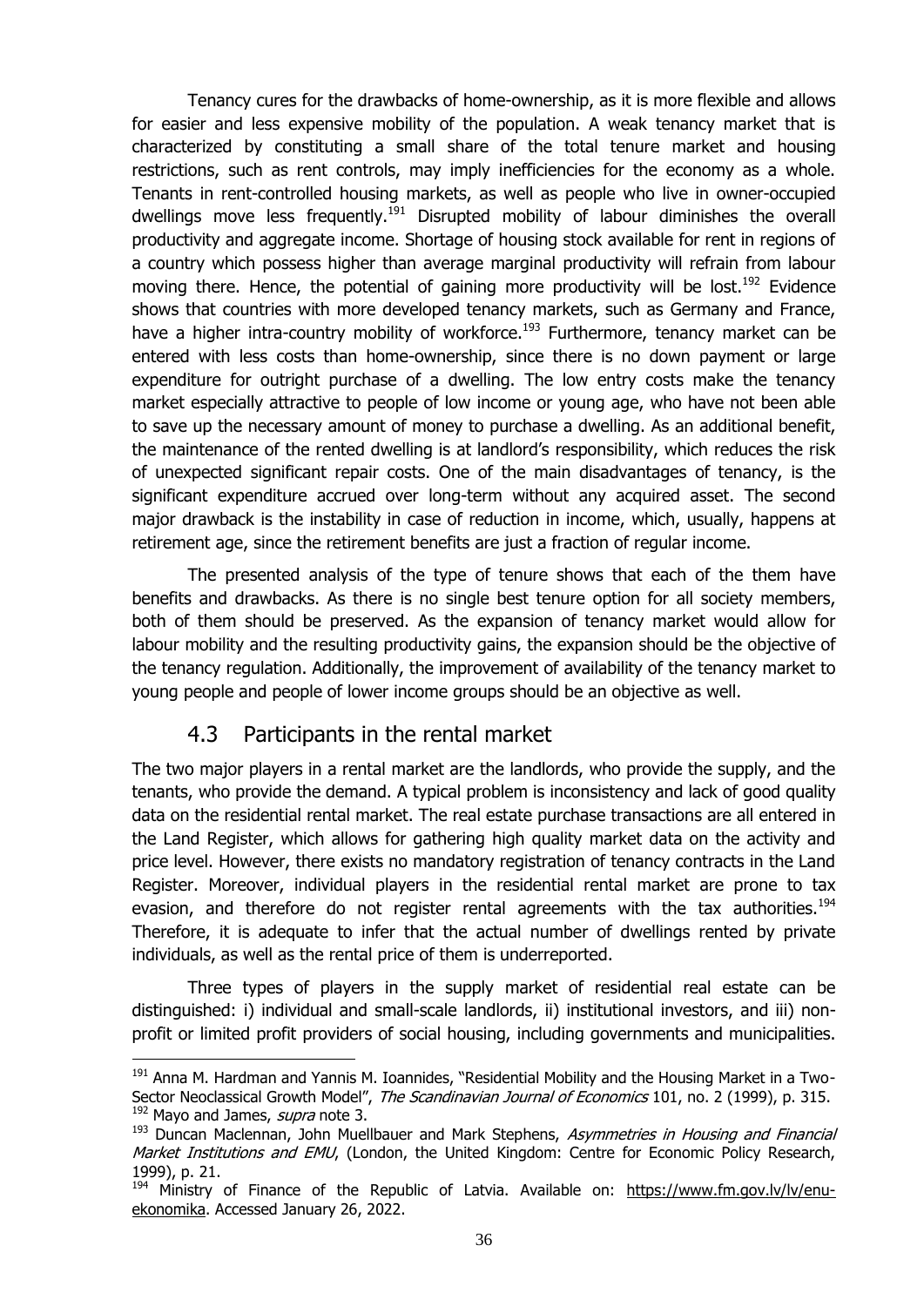Tenancy cures for the drawbacks of home-ownership, as it is more flexible and allows for easier and less expensive mobility of the population. A weak tenancy market that is characterized by constituting a small share of the total tenure market and housing restrictions, such as rent controls, may imply inefficiencies for the economy as a whole. Tenants in rent-controlled housing markets, as well as people who live in owner-occupied dwellings move less frequently.[191] Disrupted mobility of labour diminishes the overall productivity and aggregate income. Shortage of housing stock available for rent in regions of a country which possess higher than average marginal productivity will refrain from labour moving there. Hence, the potential of gaining more productivity will be lost.[192] Evidence shows that countries with more developed tenancy markets, such as Germany and France, have a higher intra-country mobility of workforce.[193] Furthermore, tenancy market can be entered with less costs than home-ownership, since there is no down payment or large expenditure for outright purchase of a dwelling. The low entry costs make the tenancy market especially attractive to people of low income or young age, who have not been able to save up the necessary amount of money to purchase a dwelling. As an additional benefit, the maintenance of the rented dwelling is at landlord's responsibility, which reduces the risk of unexpected significant repair costs. One of the main disadvantages of tenancy, is the significant expenditure accrued over long-term without any acquired asset. The second major drawback is the instability in case of reduction in income, which, usually, happens at retirement age, since the retirement benefits are just a fraction of regular income.

The presented analysis of the type of tenure shows that each of the them have benefits and drawbacks. As there is no single best tenure option for all society members, both of them should be preserved. As the expansion of tenancy market would allow for labour mobility and the resulting productivity gains, the expansion should be the objective of the tenancy regulation. Additionally, the improvement of availability of the tenancy market to young people and people of lower income groups should be an objective as well.

## 4.3 Participants in the rental market

The two major players in a rental market are the landlords, who provide the supply, and the tenants, who provide the demand. A typical problem is inconsistency and lack of good quality data on the residential rental market. The real estate purchase transactions are all entered in the Land Register, which allows for gathering high quality market data on the activity and price level. However, there exists no mandatory registration of tenancy contracts in the Land Register. Moreover, individual players in the residential rental market are prone to tax evasion, and therefore do not register rental agreements with the tax authorities.[194] Therefore, it is adequate to infer that the actual number of dwellings rented by private individuals, as well as the rental price of them is underreported.

Three types of players in the supply market of residential real estate can be distinguished: i) individual and small-scale landlords, ii) institutional investors, and iii) non-profit or limited profit providers of social housing, including governments and municipalities.

---

[191] Anna M. Hardman and Yannis M. Ioannides, "Residential Mobility and the Housing Market in a Two-Sector Neoclassical Growth Model", *The Scandinavian Journal of Economics* 101, no. 2 (1999), p. 315.

[192] Mayo and James, *supra* note 3.

[193] Duncan Maclennan, John Muellbauer and Mark Stephens, *Asymmetries in Housing and Financial Market Institutions and EMU*, (London, the United Kingdom: Centre for Economic Policy Research, 1999), p. 21.

[194] Ministry of Finance of the Republic of Latvia. Available on: https://www.fm.gov.lv/lv/enu-ekonomika. Accessed January 26, 2022.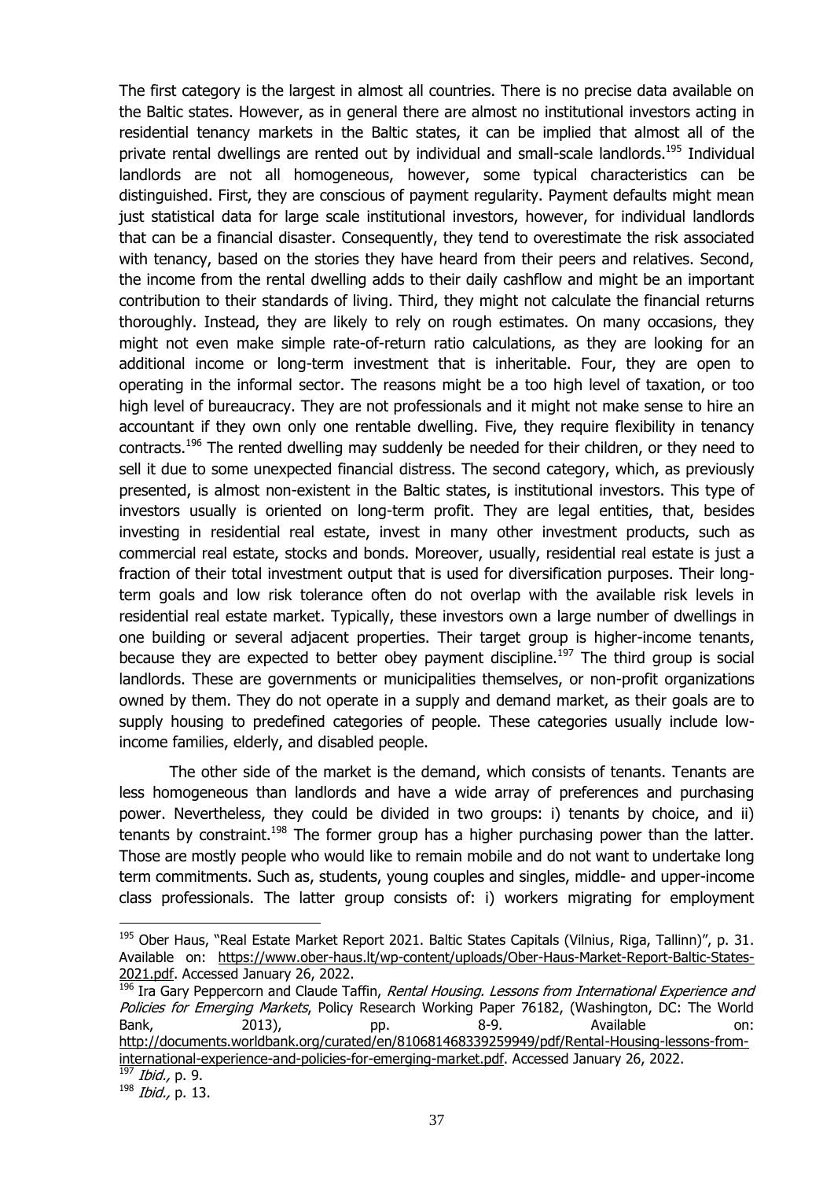The first category is the largest in almost all countries. There is no precise data available on the Baltic states. However, as in general there are almost no institutional investors acting in residential tenancy markets in the Baltic states, it can be implied that almost all of the private rental dwellings are rented out by individual and small-scale landlords.[195] Individual landlords are not all homogeneous, however, some typical characteristics can be distinguished. First, they are conscious of payment regularity. Payment defaults might mean just statistical data for large scale institutional investors, however, for individual landlords that can be a financial disaster. Consequently, they tend to overestimate the risk associated with tenancy, based on the stories they have heard from their peers and relatives. Second, the income from the rental dwelling adds to their daily cashflow and might be an important contribution to their standards of living. Third, they might not calculate the financial returns thoroughly. Instead, they are likely to rely on rough estimates. On many occasions, they might not even make simple rate-of-return ratio calculations, as they are looking for an additional income or long-term investment that is inheritable. Four, they are open to operating in the informal sector. The reasons might be a too high level of taxation, or too high level of bureaucracy. They are not professionals and it might not make sense to hire an accountant if they own only one rentable dwelling. Five, they require flexibility in tenancy contracts.[196] The rented dwelling may suddenly be needed for their children, or they need to sell it due to some unexpected financial distress. The second category, which, as previously presented, is almost non-existent in the Baltic states, is institutional investors. This type of investors usually is oriented on long-term profit. They are legal entities, that, besides investing in residential real estate, invest in many other investment products, such as commercial real estate, stocks and bonds. Moreover, usually, residential real estate is just a fraction of their total investment output that is used for diversification purposes. Their long-term goals and low risk tolerance often do not overlap with the available risk levels in residential real estate market. Typically, these investors own a large number of dwellings in one building or several adjacent properties. Their target group is higher-income tenants, because they are expected to better obey payment discipline.[197] The third group is social landlords. These are governments or municipalities themselves, or non-profit organizations owned by them. They do not operate in a supply and demand market, as their goals are to supply housing to predefined categories of people. These categories usually include low-income families, elderly, and disabled people.

The other side of the market is the demand, which consists of tenants. Tenants are less homogeneous than landlords and have a wide array of preferences and purchasing power. Nevertheless, they could be divided in two groups: i) tenants by choice, and ii) tenants by constraint.[198] The former group has a higher purchasing power than the latter. Those are mostly people who would like to remain mobile and do not want to undertake long term commitments. Such as, students, young couples and singles, middle- and upper-income class professionals. The latter group consists of: i) workers migrating for employment

---

[195] Ober Haus, "Real Estate Market Report 2021. Baltic States Capitals (Vilnius, Riga, Tallinn)", p. 31. Available on: https://www.ober-haus.lt/wp-content/uploads/Ober-Haus-Market-Report-Baltic-States-2021.pdf. Accessed January 26, 2022.

[196] Ira Gary Peppercorn and Claude Taffin, *Rental Housing. Lessons from International Experience and Policies for Emerging Markets*, Policy Research Working Paper 76182, (Washington, DC: The World Bank, 2013), pp. 8-9. Available on: http://documents.worldbank.org/curated/en/810681468339259949/pdf/Rental-Housing-lessons-from-international-experience-and-policies-for-emerging-market.pdf. Accessed January 26, 2022.

[197] *Ibid.,* p. 9.

[198] *Ibid.,* p. 13.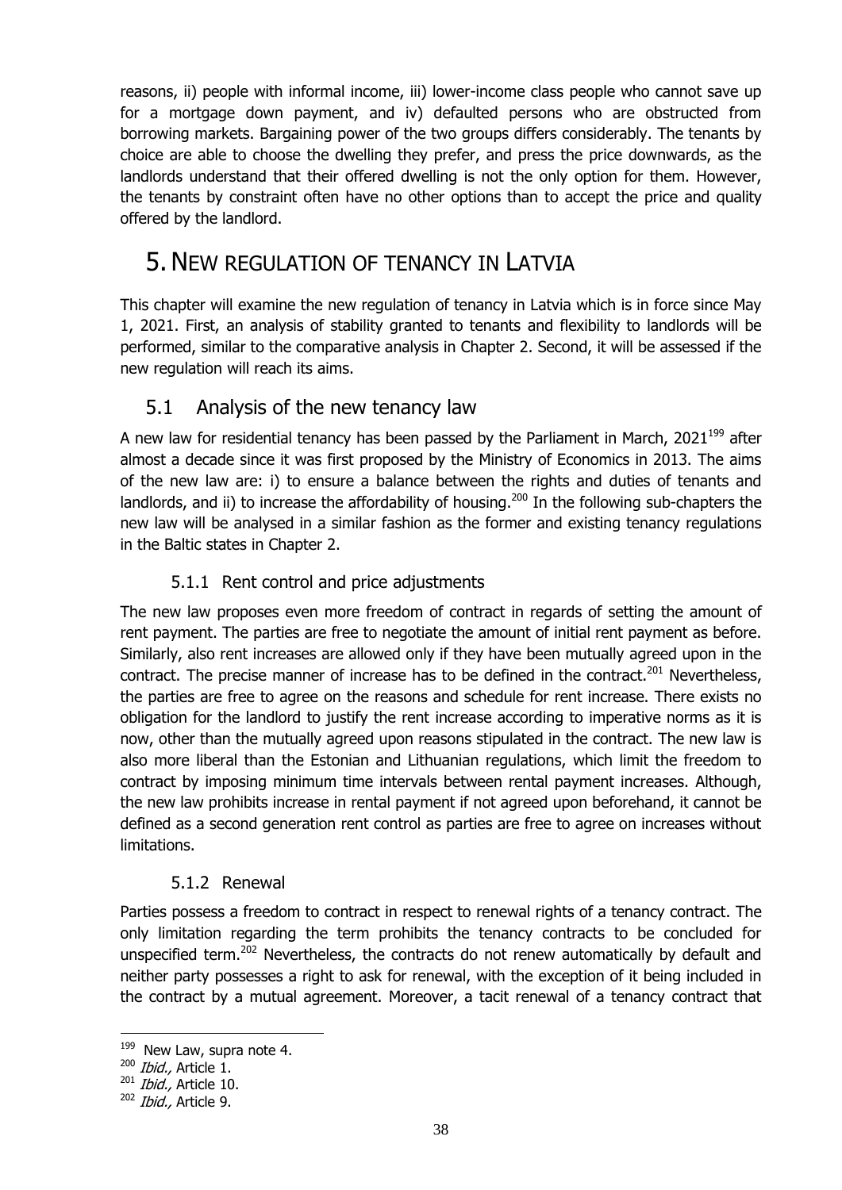reasons, ii) people with informal income, iii) lower-income class people who cannot save up for a mortgage down payment, and iv) defaulted persons who are obstructed from borrowing markets. Bargaining power of the two groups differs considerably. The tenants by choice are able to choose the dwelling they prefer, and press the price downwards, as the landlords understand that their offered dwelling is not the only option for them. However, the tenants by constraint often have no other options than to accept the price and quality offered by the landlord.

# 5. New regulation of tenancy in Latvia

This chapter will examine the new regulation of tenancy in Latvia which is in force since May 1, 2021. First, an analysis of stability granted to tenants and flexibility to landlords will be performed, similar to the comparative analysis in Chapter 2. Second, it will be assessed if the new regulation will reach its aims.

## 5.1 Analysis of the new tenancy law

A new law for residential tenancy has been passed by the Parliament in March, 2021[199] after almost a decade since it was first proposed by the Ministry of Economics in 2013. The aims of the new law are: i) to ensure a balance between the rights and duties of tenants and landlords, and ii) to increase the affordability of housing.[200] In the following sub-chapters the new law will be analysed in a similar fashion as the former and existing tenancy regulations in the Baltic states in Chapter 2.

### 5.1.1 Rent control and price adjustments

The new law proposes even more freedom of contract in regards of setting the amount of rent payment. The parties are free to negotiate the amount of initial rent payment as before. Similarly, also rent increases are allowed only if they have been mutually agreed upon in the contract. The precise manner of increase has to be defined in the contract.[201] Nevertheless, the parties are free to agree on the reasons and schedule for rent increase. There exists no obligation for the landlord to justify the rent increase according to imperative norms as it is now, other than the mutually agreed upon reasons stipulated in the contract. The new law is also more liberal than the Estonian and Lithuanian regulations, which limit the freedom to contract by imposing minimum time intervals between rental payment increases. Although, the new law prohibits increase in rental payment if not agreed upon beforehand, it cannot be defined as a second generation rent control as parties are free to agree on increases without limitations.

### 5.1.2 Renewal

Parties possess a freedom to contract in respect to renewal rights of a tenancy contract. The only limitation regarding the term prohibits the tenancy contracts to be concluded for unspecified term.[202] Nevertheless, the contracts do not renew automatically by default and neither party possesses a right to ask for renewal, with the exception of it being included in the contract by a mutual agreement. Moreover, a tacit renewal of a tenancy contract that

[199] New Law, supra note 4.

[200] *Ibid.,* Article 1.

[201] *Ibid.,* Article 10.

[202] *Ibid.,* Article 9.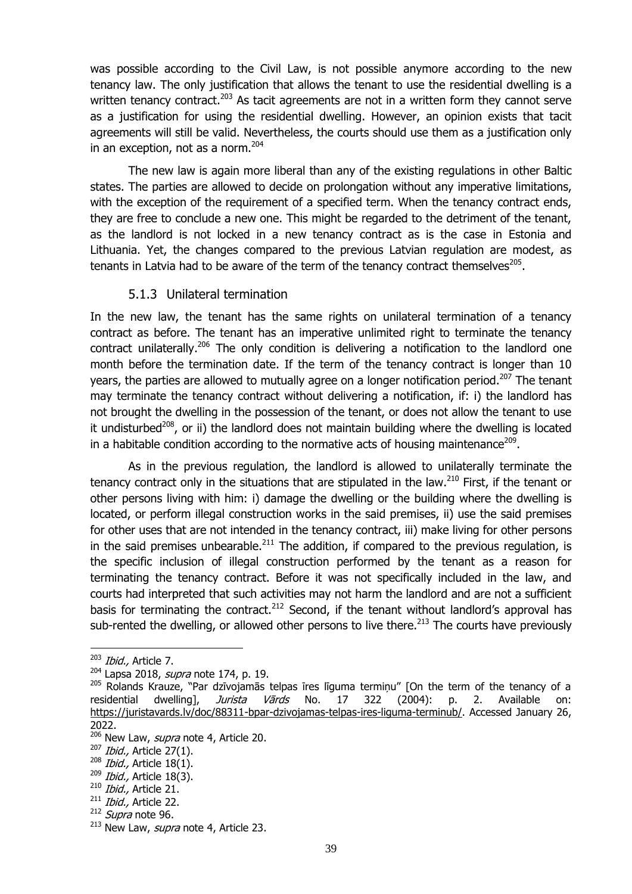was possible according to the Civil Law, is not possible anymore according to the new tenancy law. The only justification that allows the tenant to use the residential dwelling is a written tenancy contract.[203] As tacit agreements are not in a written form they cannot serve as a justification for using the residential dwelling. However, an opinion exists that tacit agreements will still be valid. Nevertheless, the courts should use them as a justification only in an exception, not as a norm.[204]

The new law is again more liberal than any of the existing regulations in other Baltic states. The parties are allowed to decide on prolongation without any imperative limitations, with the exception of the requirement of a specified term. When the tenancy contract ends, they are free to conclude a new one. This might be regarded to the detriment of the tenant, as the landlord is not locked in a new tenancy contract as is the case in Estonia and Lithuania. Yet, the changes compared to the previous Latvian regulation are modest, as tenants in Latvia had to be aware of the term of the tenancy contract themselves[205].

### 5.1.3 Unilateral termination

In the new law, the tenant has the same rights on unilateral termination of a tenancy contract as before. The tenant has an imperative unlimited right to terminate the tenancy contract unilaterally.[206] The only condition is delivering a notification to the landlord one month before the termination date. If the term of the tenancy contract is longer than 10 years, the parties are allowed to mutually agree on a longer notification period.[207] The tenant may terminate the tenancy contract without delivering a notification, if: i) the landlord has not brought the dwelling in the possession of the tenant, or does not allow the tenant to use it undisturbed[208], or ii) the landlord does not maintain building where the dwelling is located in a habitable condition according to the normative acts of housing maintenance[209].

As in the previous regulation, the landlord is allowed to unilaterally terminate the tenancy contract only in the situations that are stipulated in the law.[210] First, if the tenant or other persons living with him: i) damage the dwelling or the building where the dwelling is located, or perform illegal construction works in the said premises, ii) use the said premises for other uses that are not intended in the tenancy contract, iii) make living for other persons in the said premises unbearable.[211] The addition, if compared to the previous regulation, is the specific inclusion of illegal construction performed by the tenant as a reason for terminating the tenancy contract. Before it was not specifically included in the law, and courts had interpreted that such activities may not harm the landlord and are not a sufficient basis for terminating the contract.[212] Second, if the tenant without landlord's approval has sub-rented the dwelling, or allowed other persons to live there.[213] The courts have previously

---

[203] *Ibid.,* Article 7.

[204] Lapsa 2018, *supra* note 174, p. 19.

[205] Rolands Krauze, "Par dzīvojamās telpas īres līguma termiņu" [On the term of the tenancy of a residential dwelling], *Jurista Vārds* No. 17 322 (2004): p. 2. Available on: https://juristavards.lv/doc/88311-bpar-dzivojamas-telpas-ires-liguma-terminub/. Accessed January 26, 2022.

[206] New Law, *supra* note 4, Article 20.

[207] *Ibid.,* Article 27(1).

[208] *Ibid.,* Article 18(1).

[209] *Ibid.,* Article 18(3).

[210] *Ibid.,* Article 21.

[211] *Ibid.,* Article 22.

[212] *Supra* note 96.

[213] New Law, *supra* note 4, Article 23.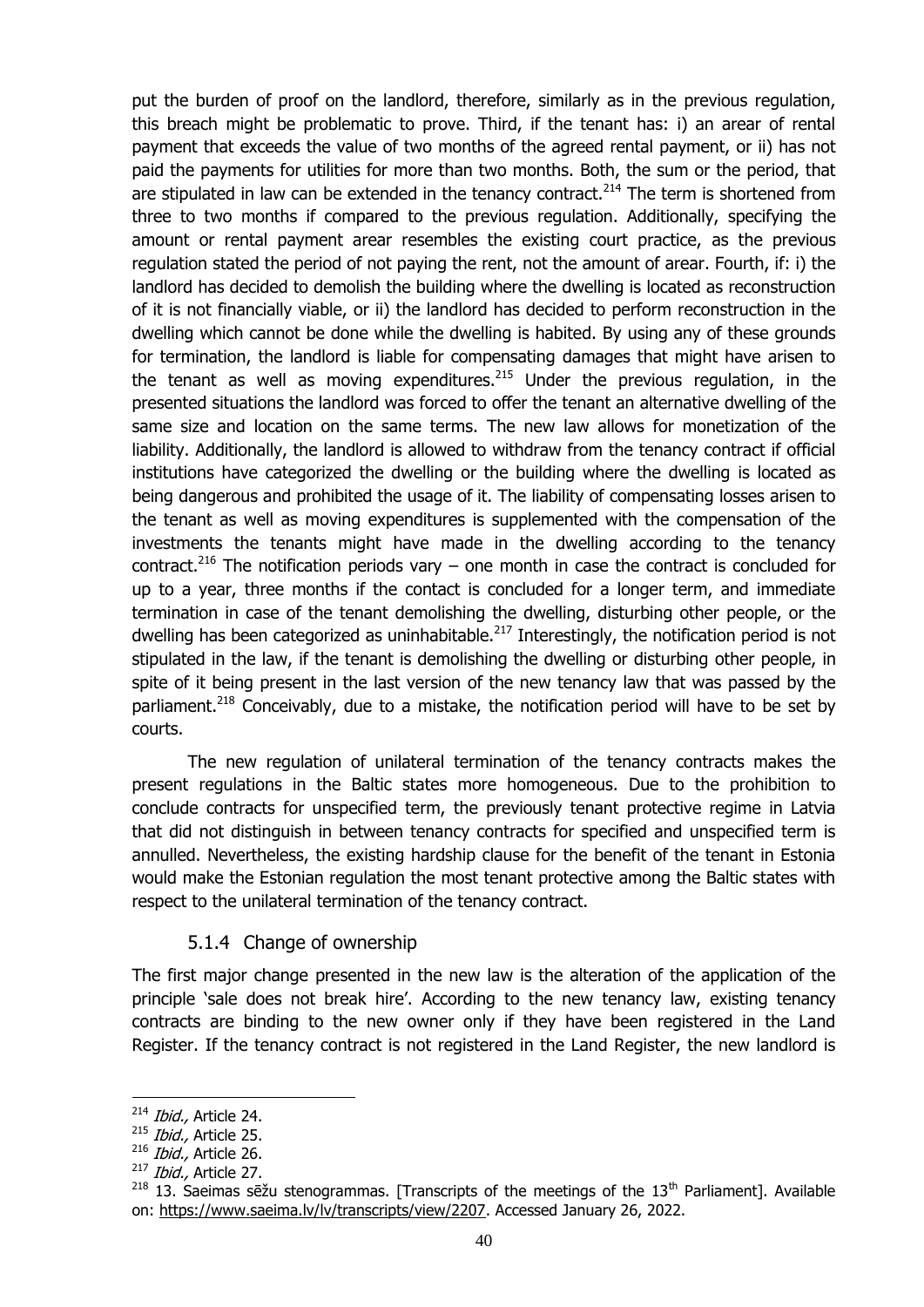put the burden of proof on the landlord, therefore, similarly as in the previous regulation, this breach might be problematic to prove. Third, if the tenant has: i) an arear of rental payment that exceeds the value of two months of the agreed rental payment, or ii) has not paid the payments for utilities for more than two months. Both, the sum or the period, that are stipulated in law can be extended in the tenancy contract.[214] The term is shortened from three to two months if compared to the previous regulation. Additionally, specifying the amount or rental payment arear resembles the existing court practice, as the previous regulation stated the period of not paying the rent, not the amount of arear. Fourth, if: i) the landlord has decided to demolish the building where the dwelling is located as reconstruction of it is not financially viable, or ii) the landlord has decided to perform reconstruction in the dwelling which cannot be done while the dwelling is habited. By using any of these grounds for termination, the landlord is liable for compensating damages that might have arisen to the tenant as well as moving expenditures.[215] Under the previous regulation, in the presented situations the landlord was forced to offer the tenant an alternative dwelling of the same size and location on the same terms. The new law allows for monetization of the liability. Additionally, the landlord is allowed to withdraw from the tenancy contract if official institutions have categorized the dwelling or the building where the dwelling is located as being dangerous and prohibited the usage of it. The liability of compensating losses arisen to the tenant as well as moving expenditures is supplemented with the compensation of the investments the tenants might have made in the dwelling according to the tenancy contract.[216] The notification periods vary – one month in case the contract is concluded for up to a year, three months if the contact is concluded for a longer term, and immediate termination in case of the tenant demolishing the dwelling, disturbing other people, or the dwelling has been categorized as uninhabitable.[217] Interestingly, the notification period is not stipulated in the law, if the tenant is demolishing the dwelling or disturbing other people, in spite of it being present in the last version of the new tenancy law that was passed by the parliament.[218] Conceivably, due to a mistake, the notification period will have to be set by courts.

The new regulation of unilateral termination of the tenancy contracts makes the present regulations in the Baltic states more homogeneous. Due to the prohibition to conclude contracts for unspecified term, the previously tenant protective regime in Latvia that did not distinguish in between tenancy contracts for specified and unspecified term is annulled. Nevertheless, the existing hardship clause for the benefit of the tenant in Estonia would make the Estonian regulation the most tenant protective among the Baltic states with respect to the unilateral termination of the tenancy contract.

### 5.1.4 Change of ownership

The first major change presented in the new law is the alteration of the application of the principle 'sale does not break hire'. According to the new tenancy law, existing tenancy contracts are binding to the new owner only if they have been registered in the Land Register. If the tenancy contract is not registered in the Land Register, the new landlord is

---

[214] *Ibid.,* Article 24.

[215] *Ibid.,* Article 25.

[216] *Ibid.,* Article 26.

[217] *Ibid.,* Article 27.

[218] 13. Saeimas sēžu stenogrammas. [Transcripts of the meetings of the 13th Parliament]. Available on: https://www.saeima.lv/lv/transcripts/view/2207. Accessed January 26, 2022.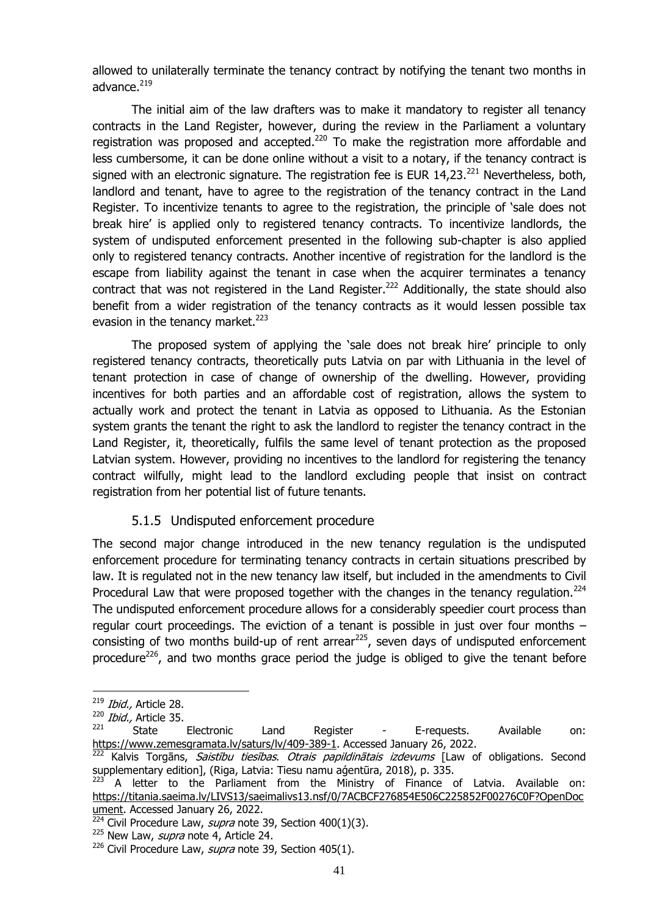allowed to unilaterally terminate the tenancy contract by notifying the tenant two months in advance.[219]

The initial aim of the law drafters was to make it mandatory to register all tenancy contracts in the Land Register, however, during the review in the Parliament a voluntary registration was proposed and accepted.[220] To make the registration more affordable and less cumbersome, it can be done online without a visit to a notary, if the tenancy contract is signed with an electronic signature. The registration fee is EUR 14,23.[221] Nevertheless, both, landlord and tenant, have to agree to the registration of the tenancy contract in the Land Register. To incentivize tenants to agree to the registration, the principle of 'sale does not break hire' is applied only to registered tenancy contracts. To incentivize landlords, the system of undisputed enforcement presented in the following sub-chapter is also applied only to registered tenancy contracts. Another incentive of registration for the landlord is the escape from liability against the tenant in case when the acquirer terminates a tenancy contract that was not registered in the Land Register.[222] Additionally, the state should also benefit from a wider registration of the tenancy contracts as it would lessen possible tax evasion in the tenancy market.[223]

The proposed system of applying the 'sale does not break hire' principle to only registered tenancy contracts, theoretically puts Latvia on par with Lithuania in the level of tenant protection in case of change of ownership of the dwelling. However, providing incentives for both parties and an affordable cost of registration, allows the system to actually work and protect the tenant in Latvia as opposed to Lithuania. As the Estonian system grants the tenant the right to ask the landlord to register the tenancy contract in the Land Register, it, theoretically, fulfils the same level of tenant protection as the proposed Latvian system. However, providing no incentives to the landlord for registering the tenancy contract wilfully, might lead to the landlord excluding people that insist on contract registration from her potential list of future tenants.

### 5.1.5 Undisputed enforcement procedure

The second major change introduced in the new tenancy regulation is the undisputed enforcement procedure for terminating tenancy contracts in certain situations prescribed by law. It is regulated not in the new tenancy law itself, but included in the amendments to Civil Procedural Law that were proposed together with the changes in the tenancy regulation.[224] The undisputed enforcement procedure allows for a considerably speedier court process than regular court proceedings. The eviction of a tenant is possible in just over four months – consisting of two months build-up of rent arrear[225], seven days of undisputed enforcement procedure[226], and two months grace period the judge is obliged to give the tenant before

---

[219] *Ibid.,* Article 28.

[220] *Ibid.,* Article 35.

[221] State Electronic Land Register - E-requests. Available on: https://www.zemesgramata.lv/saturs/lv/409-389-1. Accessed January 26, 2022.

[222] Kalvis Torgāns, *Saistību tiesības. Otrais papildinātais izdevums* [Law of obligations. Second supplementary edition], (Riga, Latvia: Tiesu namu aģentūra, 2018), p. 335.

[223] A letter to the Parliament from the Ministry of Finance of Latvia. Available on: https://titania.saeima.lv/LIVS13/saeimalivs13.nsf/0/7ACBCF276854E506C225852F00276C0F?OpenDocument. Accessed January 26, 2022.

[224] Civil Procedure Law, *supra* note 39, Section 400(1)(3).

[225] New Law, *supra* note 4, Article 24.

[226] Civil Procedure Law, *supra* note 39, Section 405(1).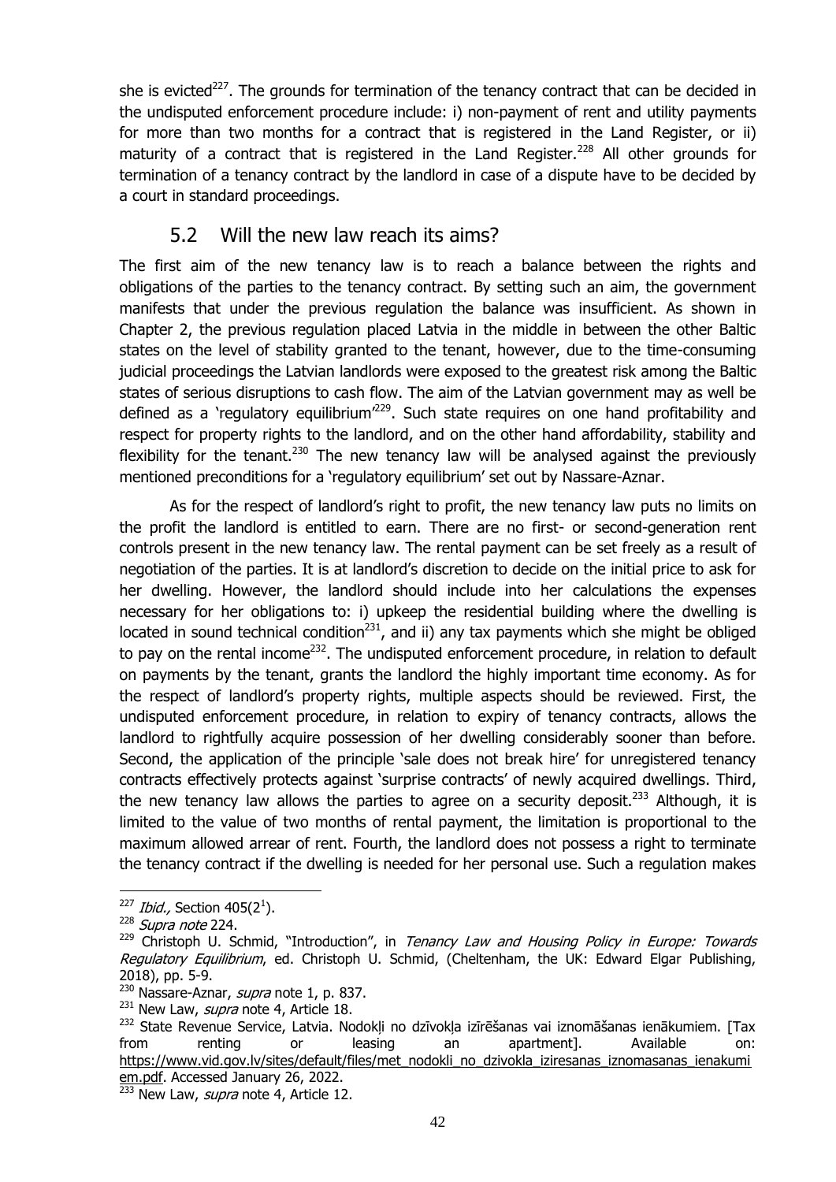she is evicted[227]. The grounds for termination of the tenancy contract that can be decided in the undisputed enforcement procedure include: i) non-payment of rent and utility payments for more than two months for a contract that is registered in the Land Register, or ii) maturity of a contract that is registered in the Land Register.[228] All other grounds for termination of a tenancy contract by the landlord in case of a dispute have to be decided by a court in standard proceedings.

## 5.2 Will the new law reach its aims?

The first aim of the new tenancy law is to reach a balance between the rights and obligations of the parties to the tenancy contract. By setting such an aim, the government manifests that under the previous regulation the balance was insufficient. As shown in Chapter 2, the previous regulation placed Latvia in the middle in between the other Baltic states on the level of stability granted to the tenant, however, due to the time-consuming judicial proceedings the Latvian landlords were exposed to the greatest risk among the Baltic states of serious disruptions to cash flow. The aim of the Latvian government may as well be defined as a 'regulatory equilibrium'[229]. Such state requires on one hand profitability and respect for property rights to the landlord, and on the other hand affordability, stability and flexibility for the tenant.[230] The new tenancy law will be analysed against the previously mentioned preconditions for a 'regulatory equilibrium' set out by Nassare-Aznar.

As for the respect of landlord's right to profit, the new tenancy law puts no limits on the profit the landlord is entitled to earn. There are no first- or second-generation rent controls present in the new tenancy law. The rental payment can be set freely as a result of negotiation of the parties. It is at landlord's discretion to decide on the initial price to ask for her dwelling. However, the landlord should include into her calculations the expenses necessary for her obligations to: i) upkeep the residential building where the dwelling is located in sound technical condition[231], and ii) any tax payments which she might be obliged to pay on the rental income[232]. The undisputed enforcement procedure, in relation to default on payments by the tenant, grants the landlord the highly important time economy. As for the respect of landlord's property rights, multiple aspects should be reviewed. First, the undisputed enforcement procedure, in relation to expiry of tenancy contracts, allows the landlord to rightfully acquire possession of her dwelling considerably sooner than before. Second, the application of the principle 'sale does not break hire' for unregistered tenancy contracts effectively protects against 'surprise contracts' of newly acquired dwellings. Third, the new tenancy law allows the parties to agree on a security deposit.[233] Although, it is limited to the value of two months of rental payment, the limitation is proportional to the maximum allowed arrear of rent. Fourth, the landlord does not possess a right to terminate the tenancy contract if the dwelling is needed for her personal use. Such a regulation makes

---

[227] *Ibid.,* Section 405($2^1$).

[228] *Supra note* 224.

[229] Christoph U. Schmid, "Introduction", in *Tenancy Law and Housing Policy in Europe: Towards Regulatory Equilibrium*, ed. Christoph U. Schmid, (Cheltenham, the UK: Edward Elgar Publishing, 2018), pp. 5-9.

[230] Nassare-Aznar, *supra* note 1, p. 837.

[231] New Law, *supra* note 4, Article 18.

[232] State Revenue Service, Latvia. Nodokļi no dzīvokļa izīrēšanas vai iznomāšanas ienākumiem. [Tax from renting or leasing an apartment]. Available on: https://www.vid.gov.lv/sites/default/files/met_nodokli_no_dzivokla_iziresanas_iznomasanas_ienakumiem.pdf. Accessed January 26, 2022.

[233] New Law, *supra* note 4, Article 12.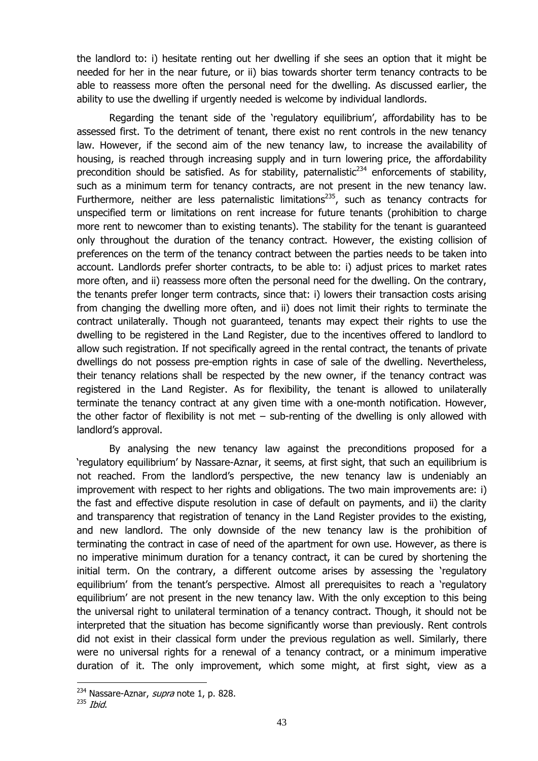the landlord to: i) hesitate renting out her dwelling if she sees an option that it might be needed for her in the near future, or ii) bias towards shorter term tenancy contracts to be able to reassess more often the personal need for the dwelling. As discussed earlier, the ability to use the dwelling if urgently needed is welcome by individual landlords.

Regarding the tenant side of the 'regulatory equilibrium', affordability has to be assessed first. To the detriment of tenant, there exist no rent controls in the new tenancy law. However, if the second aim of the new tenancy law, to increase the availability of housing, is reached through increasing supply and in turn lowering price, the affordability precondition should be satisfied. As for stability, paternalistic[234] enforcements of stability, such as a minimum term for tenancy contracts, are not present in the new tenancy law. Furthermore, neither are less paternalistic limitations[235], such as tenancy contracts for unspecified term or limitations on rent increase for future tenants (prohibition to charge more rent to newcomer than to existing tenants). The stability for the tenant is guaranteed only throughout the duration of the tenancy contract. However, the existing collision of preferences on the term of the tenancy contract between the parties needs to be taken into account. Landlords prefer shorter contracts, to be able to: i) adjust prices to market rates more often, and ii) reassess more often the personal need for the dwelling. On the contrary, the tenants prefer longer term contracts, since that: i) lowers their transaction costs arising from changing the dwelling more often, and ii) does not limit their rights to terminate the contract unilaterally. Though not guaranteed, tenants may expect their rights to use the dwelling to be registered in the Land Register, due to the incentives offered to landlord to allow such registration. If not specifically agreed in the rental contract, the tenants of private dwellings do not possess pre-emption rights in case of sale of the dwelling. Nevertheless, their tenancy relations shall be respected by the new owner, if the tenancy contract was registered in the Land Register. As for flexibility, the tenant is allowed to unilaterally terminate the tenancy contract at any given time with a one-month notification. However, the other factor of flexibility is not met – sub-renting of the dwelling is only allowed with landlord's approval.

By analysing the new tenancy law against the preconditions proposed for a 'regulatory equilibrium' by Nassare-Aznar, it seems, at first sight, that such an equilibrium is not reached. From the landlord's perspective, the new tenancy law is undeniably an improvement with respect to her rights and obligations. The two main improvements are: i) the fast and effective dispute resolution in case of default on payments, and ii) the clarity and transparency that registration of tenancy in the Land Register provides to the existing, and new landlord. The only downside of the new tenancy law is the prohibition of terminating the contract in case of need of the apartment for own use. However, as there is no imperative minimum duration for a tenancy contract, it can be cured by shortening the initial term. On the contrary, a different outcome arises by assessing the 'regulatory equilibrium' from the tenant's perspective. Almost all prerequisites to reach a 'regulatory equilibrium' are not present in the new tenancy law. With the only exception to this being the universal right to unilateral termination of a tenancy contract. Though, it should not be interpreted that the situation has become significantly worse than previously. Rent controls did not exist in their classical form under the previous regulation as well. Similarly, there were no universal rights for a renewal of a tenancy contract, or a minimum imperative duration of it. The only improvement, which some might, at first sight, view as a

[234] Nassare-Aznar, *supra* note 1, p. 828.

[235] *Ibid*.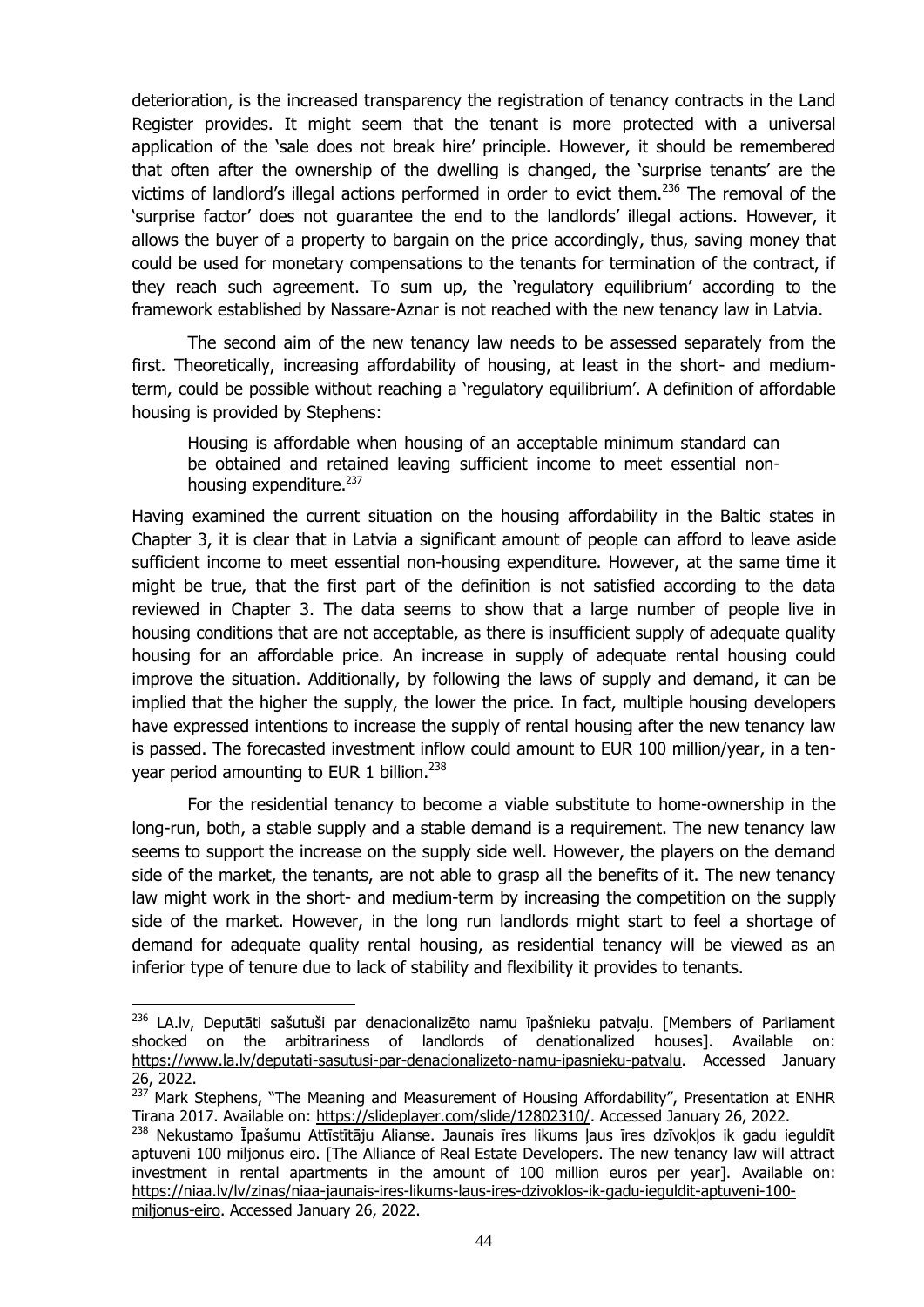deterioration, is the increased transparency the registration of tenancy contracts in the Land Register provides. It might seem that the tenant is more protected with a universal application of the 'sale does not break hire' principle. However, it should be remembered that often after the ownership of the dwelling is changed, the 'surprise tenants' are the victims of landlord's illegal actions performed in order to evict them.[236] The removal of the 'surprise factor' does not guarantee the end to the landlords' illegal actions. However, it allows the buyer of a property to bargain on the price accordingly, thus, saving money that could be used for monetary compensations to the tenants for termination of the contract, if they reach such agreement. To sum up, the 'regulatory equilibrium' according to the framework established by Nassare-Aznar is not reached with the new tenancy law in Latvia.

The second aim of the new tenancy law needs to be assessed separately from the first. Theoretically, increasing affordability of housing, at least in the short- and medium-term, could be possible without reaching a 'regulatory equilibrium'. A definition of affordable housing is provided by Stephens:

> Housing is affordable when housing of an acceptable minimum standard can be obtained and retained leaving sufficient income to meet essential non-housing expenditure.[237]

Having examined the current situation on the housing affordability in the Baltic states in Chapter 3, it is clear that in Latvia a significant amount of people can afford to leave aside sufficient income to meet essential non-housing expenditure. However, at the same time it might be true, that the first part of the definition is not satisfied according to the data reviewed in Chapter 3. The data seems to show that a large number of people live in housing conditions that are not acceptable, as there is insufficient supply of adequate quality housing for an affordable price. An increase in supply of adequate rental housing could improve the situation. Additionally, by following the laws of supply and demand, it can be implied that the higher the supply, the lower the price. In fact, multiple housing developers have expressed intentions to increase the supply of rental housing after the new tenancy law is passed. The forecasted investment inflow could amount to EUR 100 million/year, in a ten-year period amounting to EUR 1 billion.[238]

For the residential tenancy to become a viable substitute to home-ownership in the long-run, both, a stable supply and a stable demand is a requirement. The new tenancy law seems to support the increase on the supply side well. However, the players on the demand side of the market, the tenants, are not able to grasp all the benefits of it. The new tenancy law might work in the short- and medium-term by increasing the competition on the supply side of the market. However, in the long run landlords might start to feel a shortage of demand for adequate quality rental housing, as residential tenancy will be viewed as an inferior type of tenure due to lack of stability and flexibility it provides to tenants.

---

[236] LA.lv, Deputāti sašutuši par denacionalizēto namu īpašnieku patvaļu. [Members of Parliament shocked on the arbitrariness of landlords of denationalized houses]. Available on: https://www.la.lv/deputati-sasutusi-par-denacionalizeto-namu-ipasnieku-patvalu. Accessed January 26, 2022.

[237] Mark Stephens, "The Meaning and Measurement of Housing Affordability", Presentation at ENHR Tirana 2017. Available on: https://slideplayer.com/slide/12802310/. Accessed January 26, 2022.

[238] Nekustamo Īpašumu Attīstītāju Alianse. Jaunais īres likums ļaus īres dzīvokļos ik gadu ieguldīt aptuveni 100 miljonus eiro. [The Alliance of Real Estate Developers. The new tenancy law will attract investment in rental apartments in the amount of 100 million euros per year]. Available on: https://niaa.lv/lv/zinas/niaa-jaunais-ires-likums-laus-ires-dzivoklos-ik-gadu-ieguldit-aptuveni-100-miljonus-eiro. Accessed January 26, 2022.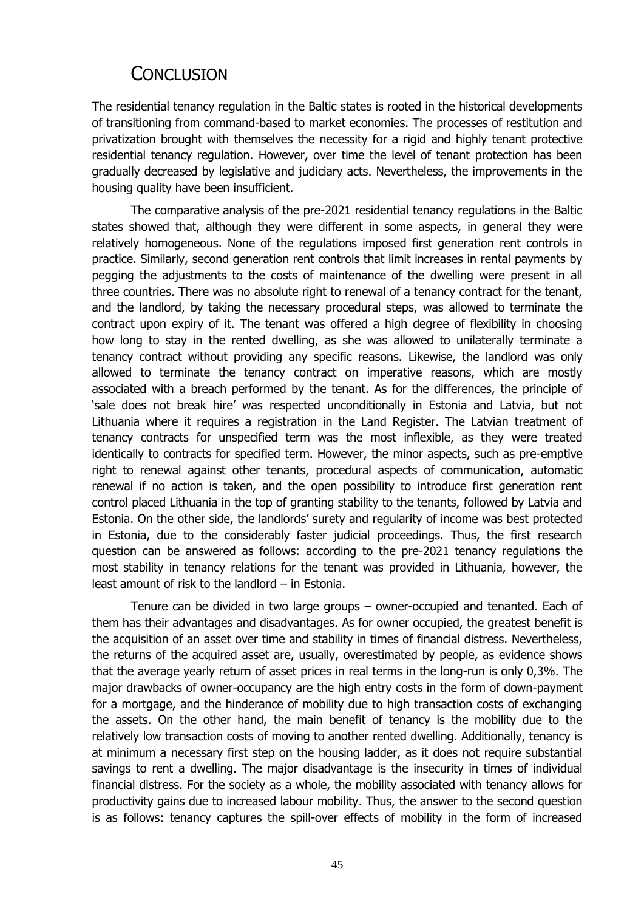# CONCLUSION

The residential tenancy regulation in the Baltic states is rooted in the historical developments of transitioning from command-based to market economies. The processes of restitution and privatization brought with themselves the necessity for a rigid and highly tenant protective residential tenancy regulation. However, over time the level of tenant protection has been gradually decreased by legislative and judiciary acts. Nevertheless, the improvements in the housing quality have been insufficient.

The comparative analysis of the pre-2021 residential tenancy regulations in the Baltic states showed that, although they were different in some aspects, in general they were relatively homogeneous. None of the regulations imposed first generation rent controls in practice. Similarly, second generation rent controls that limit increases in rental payments by pegging the adjustments to the costs of maintenance of the dwelling were present in all three countries. There was no absolute right to renewal of a tenancy contract for the tenant, and the landlord, by taking the necessary procedural steps, was allowed to terminate the contract upon expiry of it. The tenant was offered a high degree of flexibility in choosing how long to stay in the rented dwelling, as she was allowed to unilaterally terminate a tenancy contract without providing any specific reasons. Likewise, the landlord was only allowed to terminate the tenancy contract on imperative reasons, which are mostly associated with a breach performed by the tenant. As for the differences, the principle of 'sale does not break hire' was respected unconditionally in Estonia and Latvia, but not Lithuania where it requires a registration in the Land Register. The Latvian treatment of tenancy contracts for unspecified term was the most inflexible, as they were treated identically to contracts for specified term. However, the minor aspects, such as pre-emptive right to renewal against other tenants, procedural aspects of communication, automatic renewal if no action is taken, and the open possibility to introduce first generation rent control placed Lithuania in the top of granting stability to the tenants, followed by Latvia and Estonia. On the other side, the landlords' surety and regularity of income was best protected in Estonia, due to the considerably faster judicial proceedings. Thus, the first research question can be answered as follows: according to the pre-2021 tenancy regulations the most stability in tenancy relations for the tenant was provided in Lithuania, however, the least amount of risk to the landlord – in Estonia.

Tenure can be divided in two large groups – owner-occupied and tenanted. Each of them has their advantages and disadvantages. As for owner occupied, the greatest benefit is the acquisition of an asset over time and stability in times of financial distress. Nevertheless, the returns of the acquired asset are, usually, overestimated by people, as evidence shows that the average yearly return of asset prices in real terms in the long-run is only 0,3%. The major drawbacks of owner-occupancy are the high entry costs in the form of down-payment for a mortgage, and the hinderance of mobility due to high transaction costs of exchanging the assets. On the other hand, the main benefit of tenancy is the mobility due to the relatively low transaction costs of moving to another rented dwelling. Additionally, tenancy is at minimum a necessary first step on the housing ladder, as it does not require substantial savings to rent a dwelling. The major disadvantage is the insecurity in times of individual financial distress. For the society as a whole, the mobility associated with tenancy allows for productivity gains due to increased labour mobility. Thus, the answer to the second question is as follows: tenancy captures the spill-over effects of mobility in the form of increased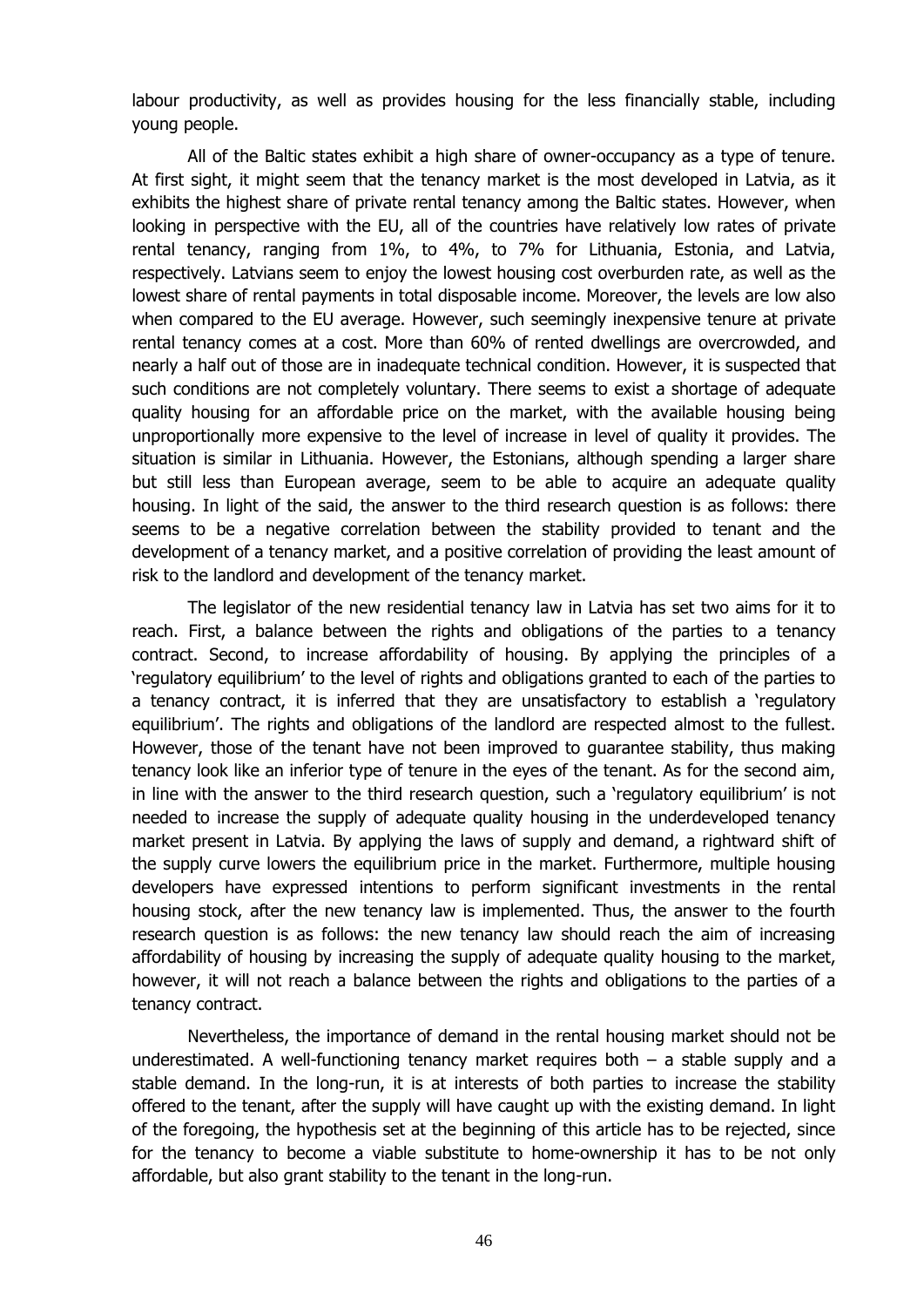labour productivity, as well as provides housing for the less financially stable, including young people.

All of the Baltic states exhibit a high share of owner-occupancy as a type of tenure. At first sight, it might seem that the tenancy market is the most developed in Latvia, as it exhibits the highest share of private rental tenancy among the Baltic states. However, when looking in perspective with the EU, all of the countries have relatively low rates of private rental tenancy, ranging from 1%, to 4%, to 7% for Lithuania, Estonia, and Latvia, respectively. Latvians seem to enjoy the lowest housing cost overburden rate, as well as the lowest share of rental payments in total disposable income. Moreover, the levels are low also when compared to the EU average. However, such seemingly inexpensive tenure at private rental tenancy comes at a cost. More than 60% of rented dwellings are overcrowded, and nearly a half out of those are in inadequate technical condition. However, it is suspected that such conditions are not completely voluntary. There seems to exist a shortage of adequate quality housing for an affordable price on the market, with the available housing being unproportionally more expensive to the level of increase in level of quality it provides. The situation is similar in Lithuania. However, the Estonians, although spending a larger share but still less than European average, seem to be able to acquire an adequate quality housing. In light of the said, the answer to the third research question is as follows: there seems to be a negative correlation between the stability provided to tenant and the development of a tenancy market, and a positive correlation of providing the least amount of risk to the landlord and development of the tenancy market.

The legislator of the new residential tenancy law in Latvia has set two aims for it to reach. First, a balance between the rights and obligations of the parties to a tenancy contract. Second, to increase affordability of housing. By applying the principles of a 'regulatory equilibrium' to the level of rights and obligations granted to each of the parties to a tenancy contract, it is inferred that they are unsatisfactory to establish a 'regulatory equilibrium'. The rights and obligations of the landlord are respected almost to the fullest. However, those of the tenant have not been improved to guarantee stability, thus making tenancy look like an inferior type of tenure in the eyes of the tenant. As for the second aim, in line with the answer to the third research question, such a 'regulatory equilibrium' is not needed to increase the supply of adequate quality housing in the underdeveloped tenancy market present in Latvia. By applying the laws of supply and demand, a rightward shift of the supply curve lowers the equilibrium price in the market. Furthermore, multiple housing developers have expressed intentions to perform significant investments in the rental housing stock, after the new tenancy law is implemented. Thus, the answer to the fourth research question is as follows: the new tenancy law should reach the aim of increasing affordability of housing by increasing the supply of adequate quality housing to the market, however, it will not reach a balance between the rights and obligations to the parties of a tenancy contract.

Nevertheless, the importance of demand in the rental housing market should not be underestimated. A well-functioning tenancy market requires both – a stable supply and a stable demand. In the long-run, it is at interests of both parties to increase the stability offered to the tenant, after the supply will have caught up with the existing demand. In light of the foregoing, the hypothesis set at the beginning of this article has to be rejected, since for the tenancy to become a viable substitute to home-ownership it has to be not only affordable, but also grant stability to the tenant in the long-run.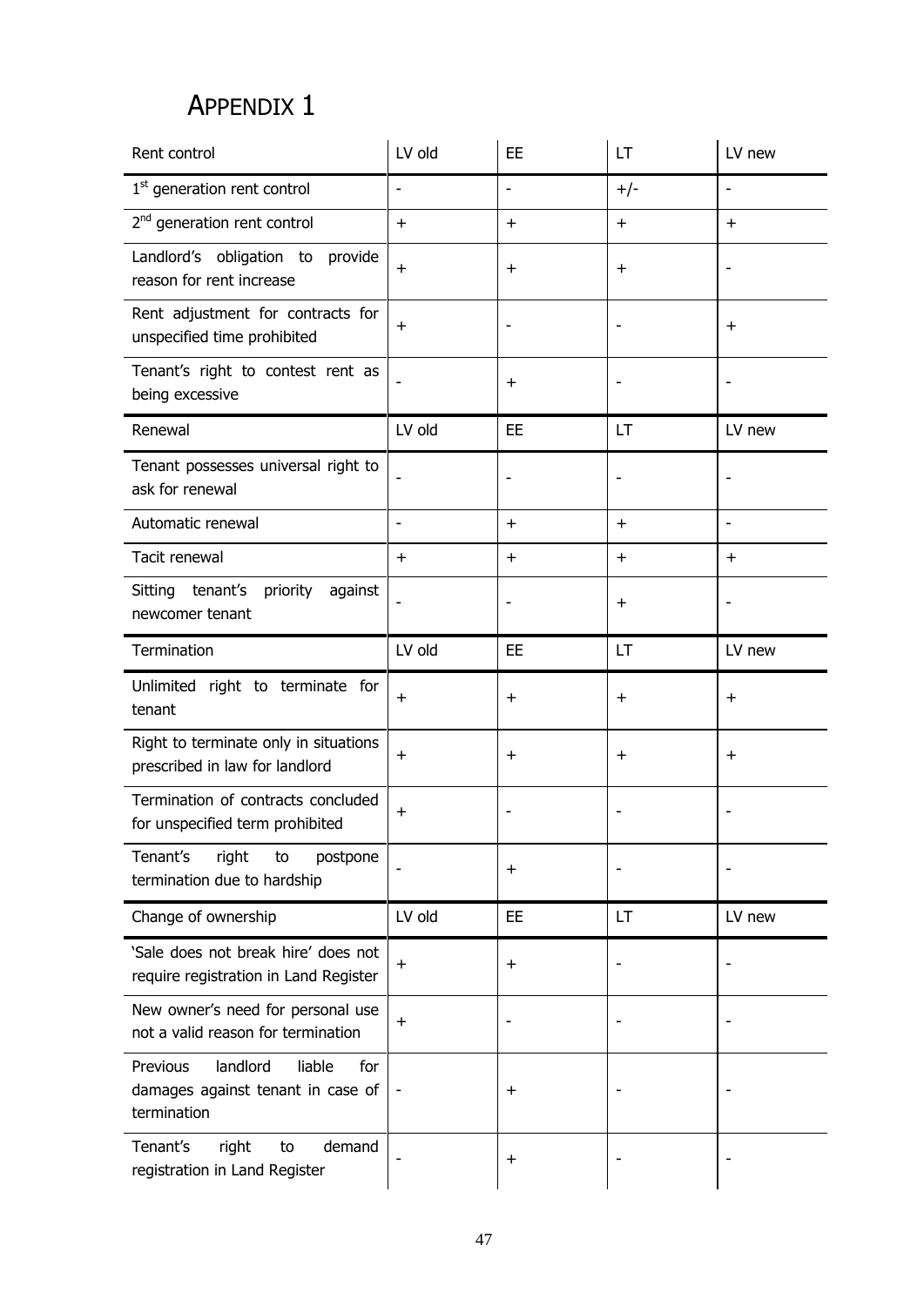# APPENDIX 1

| Rent control | LV old | EE | LT | LV new |
|---|---|---|---|---|
| 1st generation rent control | - | - | +/- | - |
| 2nd generation rent control | + | + | + | + |
| Landlord's obligation to provide reason for rent increase | + | + | + | - |
| Rent adjustment for contracts for unspecified time prohibited | + | - | - | + |
| Tenant's right to contest rent as being excessive | - | + | - | - |
| **Renewal** | **LV old** | **EE** | **LT** | **LV new** |
| Tenant possesses universal right to ask for renewal | - | - | - | - |
| Automatic renewal | - | + | + | - |
| Tacit renewal | + | + | + | + |
| Sitting tenant's priority against newcomer tenant | - | - | + | - |
| **Termination** | **LV old** | **EE** | **LT** | **LV new** |
| Unlimited right to terminate for tenant | + | + | + | + |
| Right to terminate only in situations prescribed in law for landlord | + | + | + | + |
| Termination of contracts concluded for unspecified term prohibited | + | - | - | - |
| Tenant's right to postpone termination due to hardship | - | + | - | - |
| **Change of ownership** | **LV old** | **EE** | **LT** | **LV new** |
| 'Sale does not break hire' does not require registration in Land Register | + | + | - | - |
| New owner's need for personal use not a valid reason for termination | + | - | - | - |
| Previous landlord liable for damages against tenant in case of termination | - | + | - | - |
| Tenant's right to demand registration in Land Register | - | + | - | - |